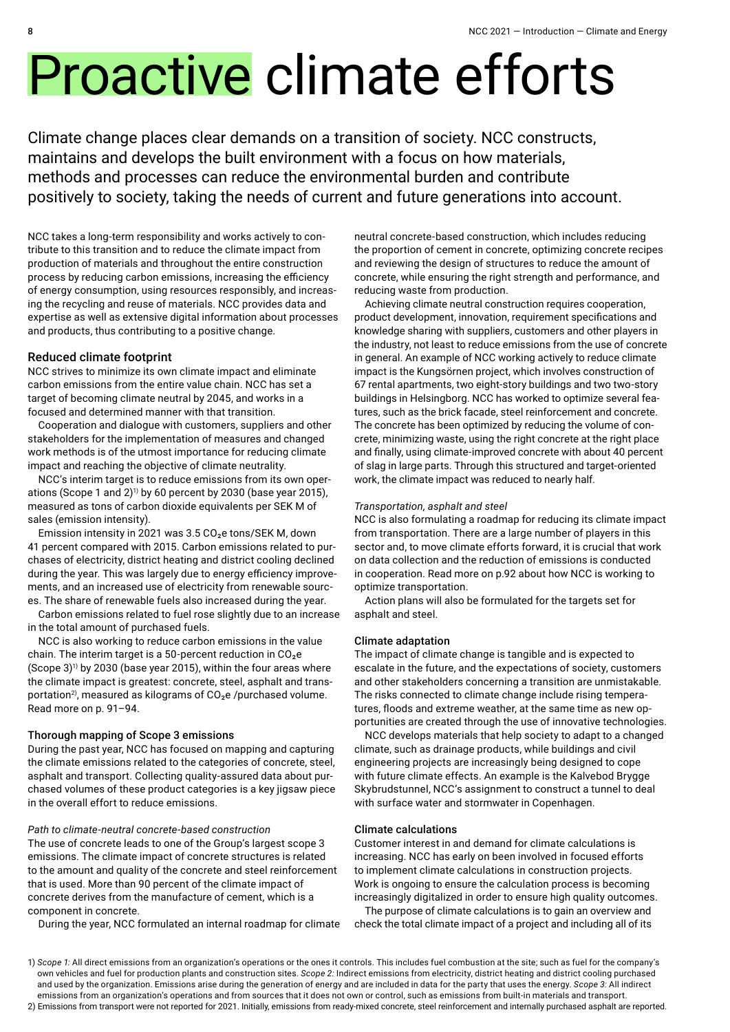# Proactive climate efforts

Climate change places clear demands on a transition of society. NCC constructs, maintains and develops the built environment with a focus on how materials, methods and processes can reduce the environmental burden and contribute positively to society, taking the needs of current and future generations into account.

NCC takes a long-term responsibility and works actively to contribute to this transition and to reduce the climate impact from production of materials and throughout the entire construction process by reducing carbon emissions, increasing the efficiency of energy consumption, using resources responsibly, and increasing the recycling and reuse of materials. NCC provides data and expertise as well as extensive digital information about processes and products, thus contributing to a positive change.

## Reduced climate footprint

NCC strives to minimize its own climate impact and eliminate carbon emissions from the entire value chain. NCC has set a target of becoming climate neutral by 2045, and works in a focused and determined manner with that transition.

Cooperation and dialogue with customers, suppliers and other stakeholders for the implementation of measures and changed work methods is of the utmost importance for reducing climate impact and reaching the objective of climate neutrality.

NCC's interim target is to reduce emissions from its own operations (Scope 1 and 2)[1] by 60 percent by 2030 (base year 2015), measured as tons of carbon dioxide equivalents per SEK M of sales (emission intensity).

Emission intensity in 2021 was 3.5 $CO_2e$ tons/SEK M, down 41 percent compared with 2015. Carbon emissions related to purchases of electricity, district heating and district cooling declined during the year. This was largely due to energy efficiency improvements, and an increased use of electricity from renewable sources. The share of renewable fuels also increased during the year.

Carbon emissions related to fuel rose slightly due to an increase in the total amount of purchased fuels.

NCC is also working to reduce carbon emissions in the value chain. The interim target is a 50-percent reduction in $CO_2e$ (Scope 3)[1] by 2030 (base year 2015), within the four areas where the climate impact is greatest: concrete, steel, asphalt and transportation[2], measured as kilograms of $CO_2e$ /purchased volume. Read more on p. 91–94.

## Thorough mapping of Scope 3 emissions

During the past year, NCC has focused on mapping and capturing the climate emissions related to the categories of concrete, steel, asphalt and transport. Collecting quality-assured data about purchased volumes of these product categories is a key jigsaw piece in the overall effort to reduce emissions.

*Path to climate-neutral concrete-based construction*

The use of concrete leads to one of the Group's largest scope 3 emissions. The climate impact of concrete structures is related to the amount and quality of the concrete and steel reinforcement that is used. More than 90 percent of the climate impact of concrete derives from the manufacture of cement, which is a component in concrete.

During the year, NCC formulated an internal roadmap for climate neutral concrete-based construction, which includes reducing the proportion of cement in concrete, optimizing concrete recipes and reviewing the design of structures to reduce the amount of concrete, while ensuring the right strength and performance, and reducing waste from production.

Achieving climate neutral construction requires cooperation, product development, innovation, requirement specifications and knowledge sharing with suppliers, customers and other players in the industry, not least to reduce emissions from the use of concrete in general. An example of NCC working actively to reduce climate impact is the Kungsörnen project, which involves construction of 67 rental apartments, two eight-story buildings and two two-story buildings in Helsingborg. NCC has worked to optimize several features, such as the brick facade, steel reinforcement and concrete. The concrete has been optimized by reducing the volume of concrete, minimizing waste, using the right concrete at the right place and finally, using climate-improved concrete with about 40 percent of slag in large parts. Through this structured and target-oriented work, the climate impact was reduced to nearly half.

*Transportation, asphalt and steel*

NCC is also formulating a roadmap for reducing its climate impact from transportation. There are a large number of players in this sector and, to move climate efforts forward, it is crucial that work on data collection and the reduction of emissions is conducted in cooperation. Read more on p.92 about how NCC is working to optimize transportation.

Action plans will also be formulated for the targets set for asphalt and steel.

## Climate adaptation

The impact of climate change is tangible and is expected to escalate in the future, and the expectations of society, customers and other stakeholders concerning a transition are unmistakable. The risks connected to climate change include rising temperatures, floods and extreme weather, at the same time as new opportunities are created through the use of innovative technologies.

NCC develops materials that help society to adapt to a changed climate, such as drainage products, while buildings and civil engineering projects are increasingly being designed to cope with future climate effects. An example is the Kalvebod Brygge Skybrudstunnel, NCC's assignment to construct a tunnel to deal with surface water and stormwater in Copenhagen.

## Climate calculations

Customer interest in and demand for climate calculations is increasing. NCC has early on been involved in focused efforts to implement climate calculations in construction projects. Work is ongoing to ensure the calculation process is becoming increasingly digitalized in order to ensure high quality outcomes.

The purpose of climate calculations is to gain an overview and check the total climate impact of a project and including all of its

1) *Scope 1:* All direct emissions from an organization's operations or the ones it controls. This includes fuel combustion at the site; such as fuel for the company's own vehicles and fuel for production plants and construction sites. *Scope 2:* Indirect emissions from electricity, district heating and district cooling purchased and used by the organization. Emissions arise during the generation of energy and are included in data for the party that uses the energy. *Scope 3:* All indirect emissions from an organization's operations and from sources that it does not own or control, such as emissions from built-in materials and transport.

2) Emissions from transport were not reported for 2021. Initially, emissions from ready-mixed concrete, steel reinforcement and internally purchased asphalt are reported.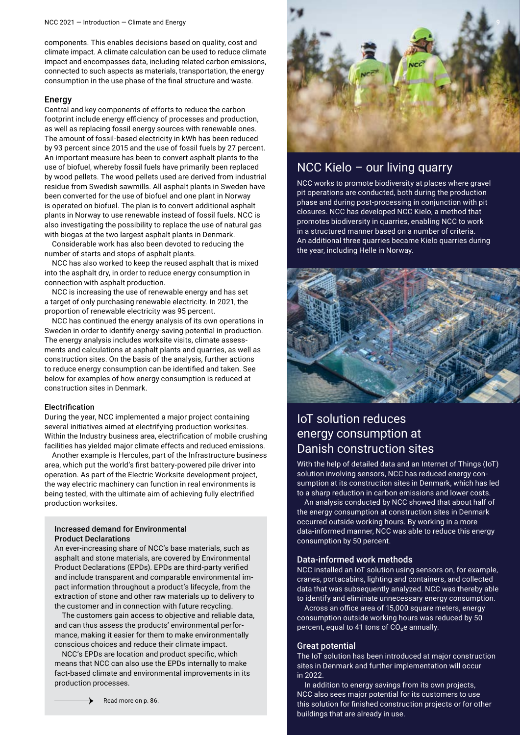components. This enables decisions based on quality, cost and climate impact. A climate calculation can be used to reduce climate impact and encompasses data, including related carbon emissions, connected to such aspects as materials, transportation, the energy consumption in the use phase of the final structure and waste.

### Energy

Central and key components of efforts to reduce the carbon footprint include energy efficiency of processes and production, as well as replacing fossil energy sources with renewable ones. The amount of fossil-based electricity in kWh has been reduced by 93 percent since 2015 and the use of fossil fuels by 27 percent. An important measure has been to convert asphalt plants to the use of biofuel, whereby fossil fuels have primarily been replaced by wood pellets. The wood pellets used are derived from industrial residue from Swedish sawmills. All asphalt plants in Sweden have been converted for the use of biofuel and one plant in Norway is operated on biofuel. The plan is to convert additional asphalt plants in Norway to use renewable instead of fossil fuels. NCC is also investigating the possibility to replace the use of natural gas with biogas at the two largest asphalt plants in Denmark.

Considerable work has also been devoted to reducing the number of starts and stops of asphalt plants.

NCC has also worked to keep the reused asphalt that is mixed into the asphalt dry, in order to reduce energy consumption in connection with asphalt production.

NCC is increasing the use of renewable energy and has set a target of only purchasing renewable electricity. In 2021, the proportion of renewable electricity was 95 percent.

NCC has continued the energy analysis of its own operations in Sweden in order to identify energy-saving potential in production. The energy analysis includes worksite visits, climate assessments and calculations at asphalt plants and quarries, as well as construction sites. On the basis of the analysis, further actions to reduce energy consumption can be identified and taken. See below for examples of how energy consumption is reduced at construction sites in Denmark.

### Electrification

During the year, NCC implemented a major project containing several initiatives aimed at electrifying production worksites. Within the Industry business area, electrification of mobile crushing facilities has yielded major climate effects and reduced emissions.

Another example is Hercules, part of the Infrastructure business area, which put the world's first battery-powered pile driver into operation. As part of the Electric Worksite development project, the way electric machinery can function in real environments is being tested, with the ultimate aim of achieving fully electrified production worksites.

#### Increased demand for Environmental Product Declarations

An ever-increasing share of NCC's base materials, such as asphalt and stone materials, are covered by Environmental Product Declarations (EPDs). EPDs are third-party verified and include transparent and comparable environmental impact information throughout a product's lifecycle, from the extraction of stone and other raw materials up to delivery to the customer and in connection with future recycling.

The customers gain access to objective and reliable data, and can thus assess the products' environmental performance, making it easier for them to make environmentally conscious choices and reduce their climate impact.

NCC's EPDs are location and product specific, which means that NCC can also use the EPDs internally to make fact-based climate and environmental improvements in its production processes.

→ Read more on p. 86.

## NCC Kielo – our living quarry

NCC works to promote biodiversity at places where gravel pit operations are conducted, both during the production phase and during post-processing in conjunction with pit closures. NCC has developed NCC Kielo, a method that promotes biodiversity in quarries, enabling NCC to work in a structured manner based on a number of criteria. An additional three quarries became Kielo quarries during the year, including Helle in Norway.

## IoT solution reduces energy consumption at Danish construction sites

With the help of detailed data and an Internet of Things (IoT) solution involving sensors, NCC has reduced energy consumption at its construction sites in Denmark, which has led to a sharp reduction in carbon emissions and lower costs.

An analysis conducted by NCC showed that about half of the energy consumption at construction sites in Denmark occurred outside working hours. By working in a more data-informed manner, NCC was able to reduce this energy consumption by 50 percent.

### Data-informed work methods

NCC installed an IoT solution using sensors on, for example, cranes, portacabins, lighting and containers, and collected data that was subsequently analyzed. NCC was thereby able to identify and eliminate unnecessary energy consumption.

Across an office area of 15,000 square meters, energy consumption outside working hours was reduced by 50 percent, equal to 41 tons of $CO_2e$ annually.

### Great potential

The IoT solution has been introduced at major construction sites in Denmark and further implementation will occur in 2022.

In addition to energy savings from its own projects, NCC also sees major potential for its customers to use this solution for finished construction projects or for other buildings that are already in use.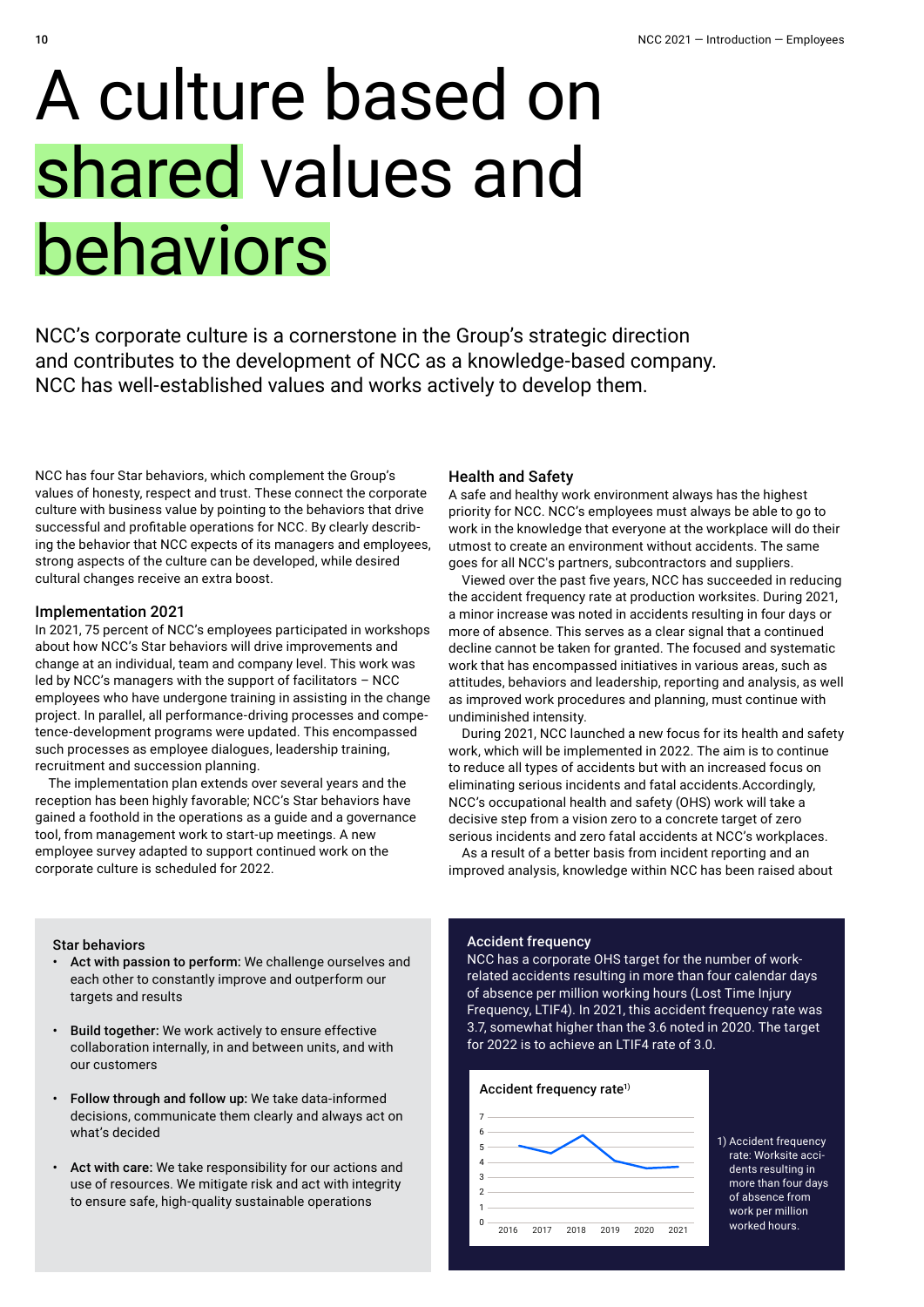# A culture based on shared values and behaviors

NCC's corporate culture is a cornerstone in the Group's strategic direction and contributes to the development of NCC as a knowledge-based company. NCC has well-established values and works actively to develop them.

NCC has four Star behaviors, which complement the Group's values of honesty, respect and trust. These connect the corporate culture with business value by pointing to the behaviors that drive successful and profitable operations for NCC. By clearly describing the behavior that NCC expects of its managers and employees, strong aspects of the culture can be developed, while desired cultural changes receive an extra boost.

### Implementation 2021

In 2021, 75 percent of NCC's employees participated in workshops about how NCC's Star behaviors will drive improvements and change at an individual, team and company level. This work was led by NCC's managers with the support of facilitators – NCC employees who have undergone training in assisting in the change project. In parallel, all performance-driving processes and competence-development programs were updated. This encompassed such processes as employee dialogues, leadership training, recruitment and succession planning.

The implementation plan extends over several years and the reception has been highly favorable; NCC's Star behaviors have gained a foothold in the operations as a guide and a governance tool, from management work to start-up meetings. A new employee survey adapted to support continued work on the corporate culture is scheduled for 2022.

### Health and Safety

A safe and healthy work environment always has the highest priority for NCC. NCC's employees must always be able to go to work in the knowledge that everyone at the workplace will do their utmost to create an environment without accidents. The same goes for all NCC's partners, subcontractors and suppliers.

Viewed over the past five years, NCC has succeeded in reducing the accident frequency rate at production worksites. During 2021, a minor increase was noted in accidents resulting in four days or more of absence. This serves as a clear signal that a continued decline cannot be taken for granted. The focused and systematic work that has encompassed initiatives in various areas, such as attitudes, behaviors and leadership, reporting and analysis, as well as improved work procedures and planning, must continue with undiminished intensity.

During 2021, NCC launched a new focus for its health and safety work, which will be implemented in 2022. The aim is to continue to reduce all types of accidents but with an increased focus on eliminating serious incidents and fatal accidents.Accordingly, NCC's occupational health and safety (OHS) work will take a decisive step from a vision zero to a concrete target of zero serious incidents and zero fatal accidents at NCC's workplaces.

As a result of a better basis from incident reporting and an improved analysis, knowledge within NCC has been raised about

#### Star behaviors

- **Act with passion to perform:** We challenge ourselves and each other to constantly improve and outperform our targets and results
- **Build together:** We work actively to ensure effective collaboration internally, in and between units, and with our customers
- **Follow through and follow up:** We take data-informed decisions, communicate them clearly and always act on what's decided
- **Act with care:** We take responsibility for our actions and use of resources. We mitigate risk and act with integrity to ensure safe, high-quality sustainable operations

#### Accident frequency

NCC has a corporate OHS target for the number of work-related accidents resulting in more than four calendar days of absence per million working hours (Lost Time Injury Frequency, LTIF4). In 2021, this accident frequency rate was 3.7, somewhat higher than the 3.6 noted in 2020. The target for 2022 is to achieve an LTIF4 rate of 3.0.

**Accident frequency rate[1]**

| Year | 2016 | 2017 | 2018 | 2019 | 2020 | 2021 |
|---|---|---|---|---|---|---|
| Accident frequency rate | ~5.1 | ~4.6 | ~5.8 | ~4.0 | 3.6 | 3.7 |

1) Accident frequency rate: Worksite accidents resulting in more than four days of absence from work per million worked hours.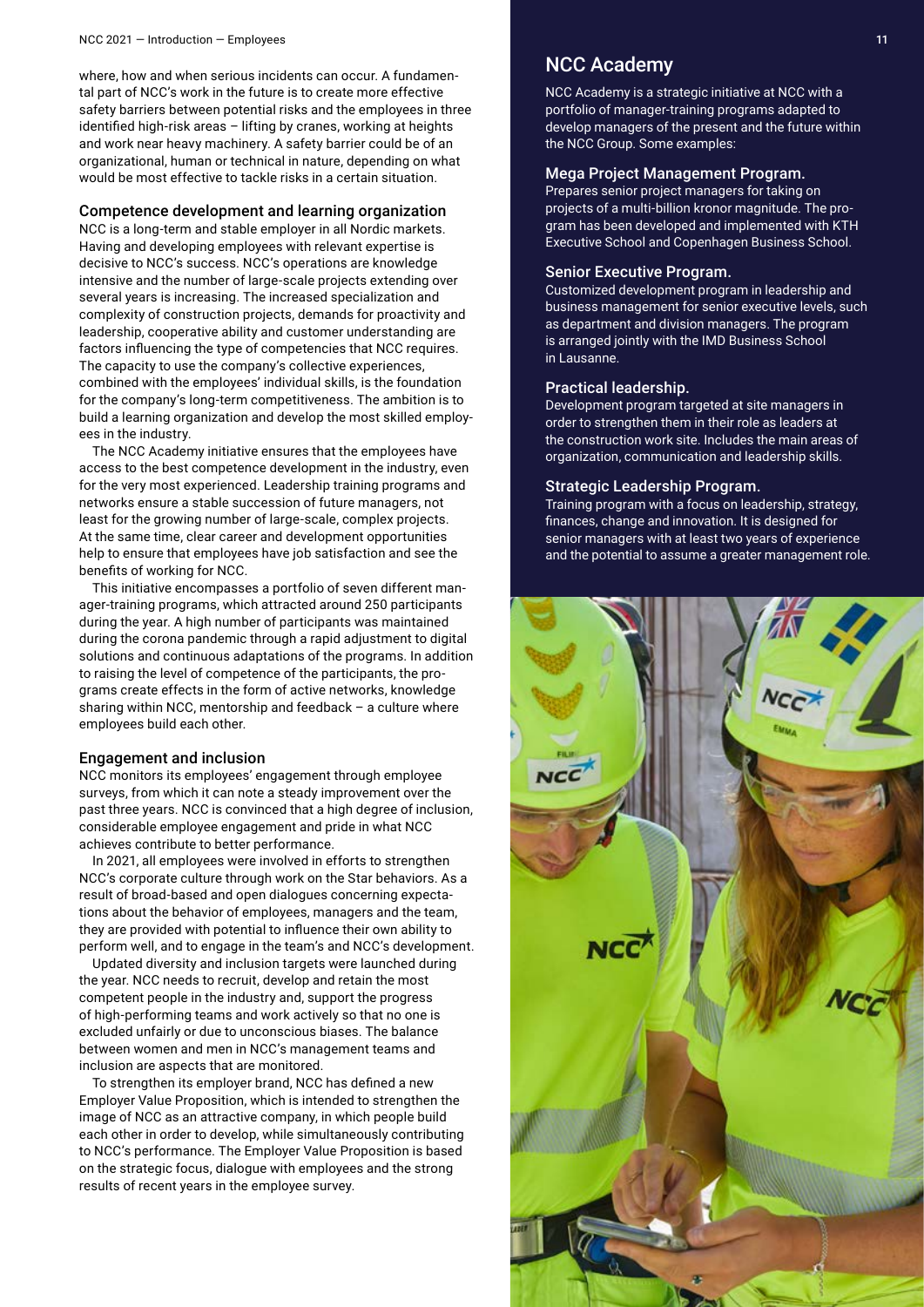where, how and when serious incidents can occur. A fundamental part of NCC's work in the future is to create more effective safety barriers between potential risks and the employees in three identified high-risk areas – lifting by cranes, working at heights and work near heavy machinery. A safety barrier could be of an organizational, human or technical in nature, depending on what would be most effective to tackle risks in a certain situation.

### Competence development and learning organization

NCC is a long-term and stable employer in all Nordic markets. Having and developing employees with relevant expertise is decisive to NCC's success. NCC's operations are knowledge intensive and the number of large-scale projects extending over several years is increasing. The increased specialization and complexity of construction projects, demands for proactivity and leadership, cooperative ability and customer understanding are factors influencing the type of competencies that NCC requires. The capacity to use the company's collective experiences, combined with the employees' individual skills, is the foundation for the company's long-term competitiveness. The ambition is to build a learning organization and develop the most skilled employees in the industry.

The NCC Academy initiative ensures that the employees have access to the best competence development in the industry, even for the very most experienced. Leadership training programs and networks ensure a stable succession of future managers, not least for the growing number of large-scale, complex projects. At the same time, clear career and development opportunities help to ensure that employees have job satisfaction and see the benefits of working for NCC.

This initiative encompasses a portfolio of seven different manager-training programs, which attracted around 250 participants during the year. A high number of participants was maintained during the corona pandemic through a rapid adjustment to digital solutions and continuous adaptations of the programs. In addition to raising the level of competence of the participants, the programs create effects in the form of active networks, knowledge sharing within NCC, mentorship and feedback – a culture where employees build each other.

### Engagement and inclusion

NCC monitors its employees' engagement through employee surveys, from which it can note a steady improvement over the past three years. NCC is convinced that a high degree of inclusion, considerable employee engagement and pride in what NCC achieves contribute to better performance.

In 2021, all employees were involved in efforts to strengthen NCC's corporate culture through work on the Star behaviors. As a result of broad-based and open dialogues concerning expectations about the behavior of employees, managers and the team, they are provided with potential to influence their own ability to perform well, and to engage in the team's and NCC's development.

Updated diversity and inclusion targets were launched during the year. NCC needs to recruit, develop and retain the most competent people in the industry and, support the progress of high-performing teams and work actively so that no one is excluded unfairly or due to unconscious biases. The balance between women and men in NCC's management teams and inclusion are aspects that are monitored.

To strengthen its employer brand, NCC has defined a new Employer Value Proposition, which is intended to strengthen the image of NCC as an attractive company, in which people build each other in order to develop, while simultaneously contributing to NCC's performance. The Employer Value Proposition is based on the strategic focus, dialogue with employees and the strong results of recent years in the employee survey.

## NCC Academy

NCC Academy is a strategic initiative at NCC with a portfolio of manager-training programs adapted to develop managers of the present and the future within the NCC Group. Some examples:

### Mega Project Management Program.

Prepares senior project managers for taking on projects of a multi-billion kronor magnitude. The program has been developed and implemented with KTH Executive School and Copenhagen Business School.

### Senior Executive Program.

Customized development program in leadership and business management for senior executive levels, such as department and division managers. The program is arranged jointly with the IMD Business School in Lausanne.

### Practical leadership.

Development program targeted at site managers in order to strengthen them in their role as leaders at the construction work site. Includes the main areas of organization, communication and leadership skills.

### Strategic Leadership Program.

Training program with a focus on leadership, strategy, finances, change and innovation. It is designed for senior managers with at least two years of experience and the potential to assume a greater management role.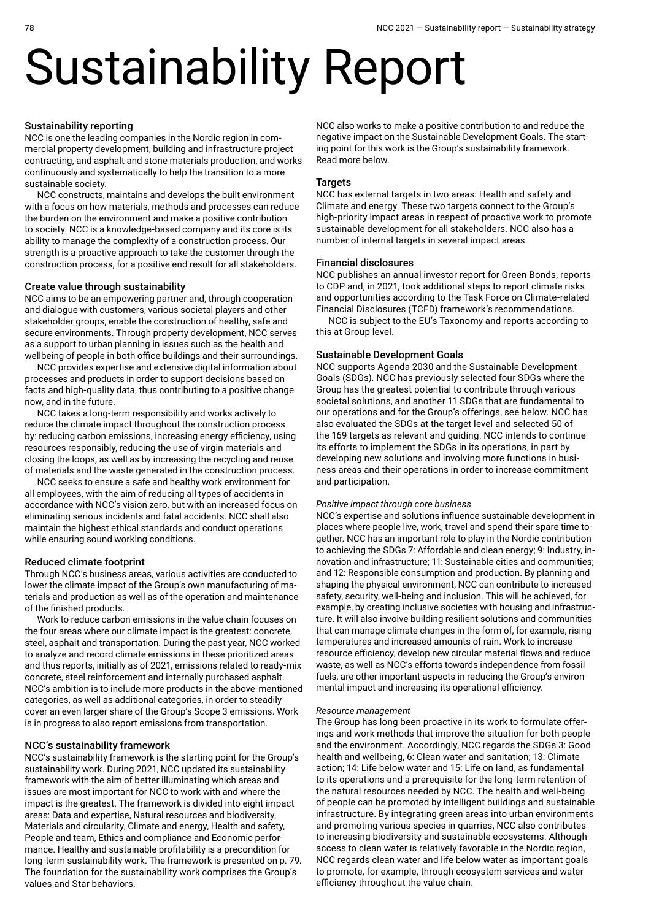# Sustainability Report

## Sustainability reporting

NCC is one the leading companies in the Nordic region in commercial property development, building and infrastructure project contracting, and asphalt and stone materials production, and works continuously and systematically to help the transition to a more sustainable society.

NCC constructs, maintains and develops the built environment with a focus on how materials, methods and processes can reduce the burden on the environment and make a positive contribution to society. NCC is a knowledge-based company and its core is its ability to manage the complexity of a construction process. Our strength is a proactive approach to take the customer through the construction process, for a positive end result for all stakeholders.

## Create value through sustainability

NCC aims to be an empowering partner and, through cooperation and dialogue with customers, various societal players and other stakeholder groups, enable the construction of healthy, safe and secure environments. Through property development, NCC serves as a support to urban planning in issues such as the health and wellbeing of people in both office buildings and their surroundings.

NCC provides expertise and extensive digital information about processes and products in order to support decisions based on facts and high-quality data, thus contributing to a positive change now, and in the future.

NCC takes a long-term responsibility and works actively to reduce the climate impact throughout the construction process by: reducing carbon emissions, increasing energy efficiency, using resources responsibly, reducing the use of virgin materials and closing the loops, as well as by increasing the recycling and reuse of materials and the waste generated in the construction process.

NCC seeks to ensure a safe and healthy work environment for all employees, with the aim of reducing all types of accidents in accordance with NCC's vision zero, but with an increased focus on eliminating serious incidents and fatal accidents. NCC shall also maintain the highest ethical standards and conduct operations while ensuring sound working conditions.

## Reduced climate footprint

Through NCC's business areas, various activities are conducted to lower the climate impact of the Group's own manufacturing of materials and production as well as of the operation and maintenance of the finished products.

Work to reduce carbon emissions in the value chain focuses on the four areas where our climate impact is the greatest: concrete, steel, asphalt and transportation. During the past year, NCC worked to analyze and record climate emissions in these prioritized areas and thus reports, initially as of 2021, emissions related to ready-mix concrete, steel reinforcement and internally purchased asphalt. NCC's ambition is to include more products in the above-mentioned categories, as well as additional categories, in order to steadily cover an even larger share of the Group's Scope 3 emissions. Work is in progress to also report emissions from transportation.

## NCC's sustainability framework

NCC's sustainability framework is the starting point for the Group's sustainability work. During 2021, NCC updated its sustainability framework with the aim of better illuminating which areas and issues are most important for NCC to work with and where the impact is the greatest. The framework is divided into eight impact areas: Data and expertise, Natural resources and biodiversity, Materials and circularity, Climate and energy, Health and safety, People and team, Ethics and compliance and Economic performance. Healthy and sustainable profitability is a precondition for long-term sustainability work. The framework is presented on p. 79. The foundation for the sustainability work comprises the Group's values and Star behaviors.

NCC also works to make a positive contribution to and reduce the negative impact on the Sustainable Development Goals. The starting point for this work is the Group's sustainability framework. Read more below.

## Targets

NCC has external targets in two areas: Health and safety and Climate and energy. These two targets connect to the Group's high-priority impact areas in respect of proactive work to promote sustainable development for all stakeholders. NCC also has a number of internal targets in several impact areas.

## Financial disclosures

NCC publishes an annual investor report for Green Bonds, reports to CDP and, in 2021, took additional steps to report climate risks and opportunities according to the Task Force on Climate-related Financial Disclosures (TCFD) framework's recommendations.

NCC is subject to the EU's Taxonomy and reports according to this at Group level.

## Sustainable Development Goals

NCC supports Agenda 2030 and the Sustainable Development Goals (SDGs). NCC has previously selected four SDGs where the Group has the greatest potential to contribute through various societal solutions, and another 11 SDGs that are fundamental to our operations and for the Group's offerings, see below. NCC has also evaluated the SDGs at the target level and selected 50 of the 169 targets as relevant and guiding. NCC intends to continue its efforts to implement the SDGs in its operations, in part by developing new solutions and involving more functions in business areas and their operations in order to increase commitment and participation.

*Positive impact through core business*

NCC's expertise and solutions influence sustainable development in places where people live, work, travel and spend their spare time together. NCC has an important role to play in the Nordic contribution to achieving the SDGs 7: Affordable and clean energy; 9: Industry, innovation and infrastructure; 11: Sustainable cities and communities; and 12: Responsible consumption and production. By planning and shaping the physical environment, NCC can contribute to increased safety, security, well-being and inclusion. This will be achieved, for example, by creating inclusive societies with housing and infrastructure. It will also involve building resilient solutions and communities that can manage climate changes in the form of, for example, rising temperatures and increased amounts of rain. Work to increase resource efficiency, develop new circular material flows and reduce waste, as well as NCC's efforts towards independence from fossil fuels, are other important aspects in reducing the Group's environmental impact and increasing its operational efficiency.

*Resource management*

The Group has long been proactive in its work to formulate offerings and work methods that improve the situation for both people and the environment. Accordingly, NCC regards the SDGs 3: Good health and wellbeing, 6: Clean water and sanitation; 13: Climate action; 14: Life below water and 15: Life on land, as fundamental to its operations and a prerequisite for the long-term retention of the natural resources needed by NCC. The health and well-being of people can be promoted by intelligent buildings and sustainable infrastructure. By integrating green areas into urban environments and promoting various species in quarries, NCC also contributes to increasing biodiversity and sustainable ecosystems. Although access to clean water is relatively favorable in the Nordic region, NCC regards clean water and life below water as important goals to promote, for example, through ecosystem services and water efficiency throughout the value chain.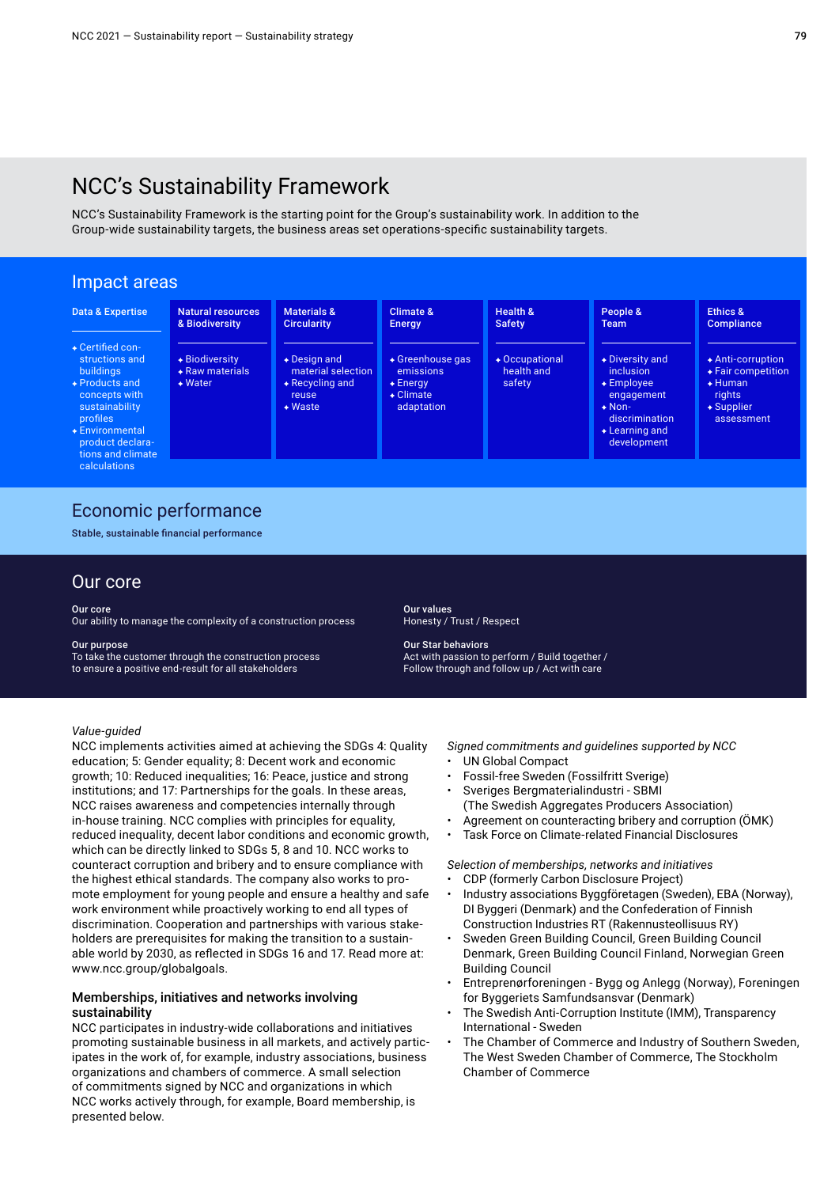# NCC's Sustainability Framework

NCC's Sustainability Framework is the starting point for the Group's sustainability work. In addition to the Group-wide sustainability targets, the business areas set operations-specific sustainability targets.

## Impact areas

| Data & Expertise | Natural resources & Biodiversity | Materials & Circularity | Climate & Energy | Health & Safety | People & Team | Ethics & Compliance |
|---|---|---|---|---|---|---|
| • Certified constructions and buildings<br>• Products and concepts with sustainability profiles<br>• Environmental product declarations and climate calculations | • Biodiversity<br>• Raw materials<br>• Water | • Design and material selection<br>• Recycling and reuse<br>• Waste | • Greenhouse gas emissions<br>• Energy<br>• Climate adaptation | • Occupational health and safety | • Diversity and inclusion<br>• Employee engagement<br>• Non-discrimination<br>• Learning and development | • Anti-corruption<br>• Fair competition<br>• Human rights<br>• Supplier assessment |

## Economic performance

**Stable, sustainable financial performance**

## Our core

**Our core**
Our ability to manage the complexity of a construction process

**Our purpose**
To take the customer through the construction process to ensure a positive end-result for all stakeholders

**Our values**
Honesty / Trust / Respect

**Our Star behaviors**
Act with passion to perform / Build together / Follow through and follow up / Act with care

*Value-guided*
NCC implements activities aimed at achieving the SDGs 4: Quality education; 5: Gender equality; 8: Decent work and economic growth; 10: Reduced inequalities; 16: Peace, justice and strong institutions; and 17: Partnerships for the goals. In these areas, NCC raises awareness and competencies internally through in-house training. NCC complies with principles for equality, reduced inequality, decent labor conditions and economic growth, which can be directly linked to SDGs 5, 8 and 10. NCC works to counteract corruption and bribery and to ensure compliance with the highest ethical standards. The company also works to promote employment for young people and ensure a healthy and safe work environment while proactively working to end all types of discrimination. Cooperation and partnerships with various stakeholders are prerequisites for making the transition to a sustainable world by 2030, as reflected in SDGs 16 and 17. Read more at: www.ncc.group/globalgoals.

### Memberships, initiatives and networks involving sustainability

NCC participates in industry-wide collaborations and initiatives promoting sustainable business in all markets, and actively participates in the work of, for example, industry associations, business organizations and chambers of commerce. A small selection of commitments signed by NCC and organizations in which NCC works actively through, for example, Board membership, is presented below.

*Signed commitments and guidelines supported by NCC*

- UN Global Compact
- Fossil-free Sweden (Fossilfritt Sverige)
- Sveriges Bergmaterialindustri - SBMI (The Swedish Aggregates Producers Association)
- Agreement on counteracting bribery and corruption (ÖMK)
- Task Force on Climate-related Financial Disclosures

*Selection of memberships, networks and initiatives*

- CDP (formerly Carbon Disclosure Project)
- Industry associations Byggföretagen (Sweden), EBA (Norway), DI Byggeri (Denmark) and the Confederation of Finnish Construction Industries RT (Rakennusteollisuus RY)
- Sweden Green Building Council, Green Building Council Denmark, Green Building Council Finland, Norwegian Green Building Council
- Entreprenørforeningen - Bygg og Anlegg (Norway), Foreningen for Byggeriets Samfundsansvar (Denmark)
- The Swedish Anti-Corruption Institute (IMM), Transparency International - Sweden
- The Chamber of Commerce and Industry of Southern Sweden, The West Sweden Chamber of Commerce, The Stockholm Chamber of Commerce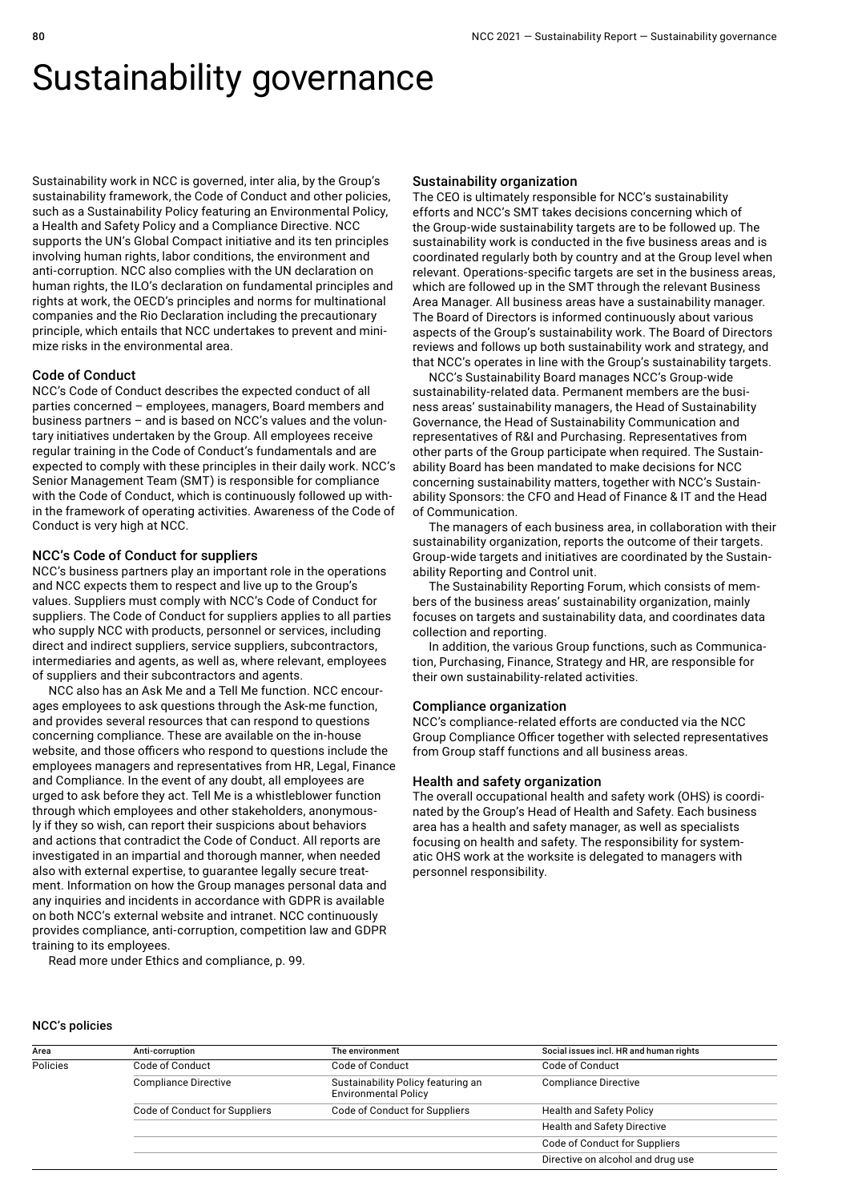# Sustainability governance

Sustainability work in NCC is governed, inter alia, by the Group's sustainability framework, the Code of Conduct and other policies, such as a Sustainability Policy featuring an Environmental Policy, a Health and Safety Policy and a Compliance Directive. NCC supports the UN's Global Compact initiative and its ten principles involving human rights, labor conditions, the environment and anti-corruption. NCC also complies with the UN declaration on human rights, the ILO's declaration on fundamental principles and rights at work, the OECD's principles and norms for multinational companies and the Rio Declaration including the precautionary principle, which entails that NCC undertakes to prevent and minimize risks in the environmental area.

### Code of Conduct

NCC's Code of Conduct describes the expected conduct of all parties concerned – employees, managers, Board members and business partners – and is based on NCC's values and the voluntary initiatives undertaken by the Group. All employees receive regular training in the Code of Conduct's fundamentals and are expected to comply with these principles in their daily work. NCC's Senior Management Team (SMT) is responsible for compliance with the Code of Conduct, which is continuously followed up within the framework of operating activities. Awareness of the Code of Conduct is very high at NCC.

### NCC's Code of Conduct for suppliers

NCC's business partners play an important role in the operations and NCC expects them to respect and live up to the Group's values. Suppliers must comply with NCC's Code of Conduct for suppliers. The Code of Conduct for suppliers applies to all parties who supply NCC with products, personnel or services, including direct and indirect suppliers, service suppliers, subcontractors, intermediaries and agents, as well as, where relevant, employees of suppliers and their subcontractors and agents.

NCC also has an Ask Me and a Tell Me function. NCC encourages employees to ask questions through the Ask-me function, and provides several resources that can respond to questions concerning compliance. These are available on the in-house website, and those officers who respond to questions include the employees managers and representatives from HR, Legal, Finance and Compliance. In the event of any doubt, all employees are urged to ask before they act. Tell Me is a whistleblower function through which employees and other stakeholders, anonymously if they so wish, can report their suspicions about behaviors and actions that contradict the Code of Conduct. All reports are investigated in an impartial and thorough manner, when needed also with external expertise, to guarantee legally secure treatment. Information on how the Group manages personal data and any inquiries and incidents in accordance with GDPR is available on both NCC's external website and intranet. NCC continuously provides compliance, anti-corruption, competition law and GDPR training to its employees.

Read more under Ethics and compliance, p. 99.

### Sustainability organization

The CEO is ultimately responsible for NCC's sustainability efforts and NCC's SMT takes decisions concerning which of the Group-wide sustainability targets are to be followed up. The sustainability work is conducted in the five business areas and is coordinated regularly both by country and at the Group level when relevant. Operations-specific targets are set in the business areas, which are followed up in the SMT through the relevant Business Area Manager. All business areas have a sustainability manager. The Board of Directors is informed continuously about various aspects of the Group's sustainability work. The Board of Directors reviews and follows up both sustainability work and strategy, and that NCC's operates in line with the Group's sustainability targets.

NCC's Sustainability Board manages NCC's Group-wide sustainability-related data. Permanent members are the business areas' sustainability managers, the Head of Sustainability Governance, the Head of Sustainability Communication and representatives of R&I and Purchasing. Representatives from other parts of the Group participate when required. The Sustainability Board has been mandated to make decisions for NCC concerning sustainability matters, together with NCC's Sustainability Sponsors: the CFO and Head of Finance & IT and the Head of Communication.

The managers of each business area, in collaboration with their sustainability organization, reports the outcome of their targets. Group-wide targets and initiatives are coordinated by the Sustainability Reporting and Control unit.

The Sustainability Reporting Forum, which consists of members of the business areas' sustainability organization, mainly focuses on targets and sustainability data, and coordinates data collection and reporting.

In addition, the various Group functions, such as Communication, Purchasing, Finance, Strategy and HR, are responsible for their own sustainability-related activities.

### Compliance organization

NCC's compliance-related efforts are conducted via the NCC Group Compliance Officer together with selected representatives from Group staff functions and all business areas.

### Health and safety organization

The overall occupational health and safety work (OHS) is coordinated by the Group's Head of Health and Safety. Each business area has a health and safety manager, as well as specialists focusing on health and safety. The responsibility for systematic OHS work at the worksite is delegated to managers with personnel responsibility.

### NCC's policies

| Area | Anti-corruption | The environment | Social issues incl. HR and human rights |
|---|---|---|---|
| Policies | Code of Conduct | Code of Conduct | Code of Conduct |
| | Compliance Directive | Sustainability Policy featuring an Environmental Policy | Compliance Directive |
| | Code of Conduct for Suppliers | Code of Conduct for Suppliers | Health and Safety Policy |
| | | | Health and Safety Directive |
| | | | Code of Conduct for Suppliers |
| | | | Directive on alcohol and drug use |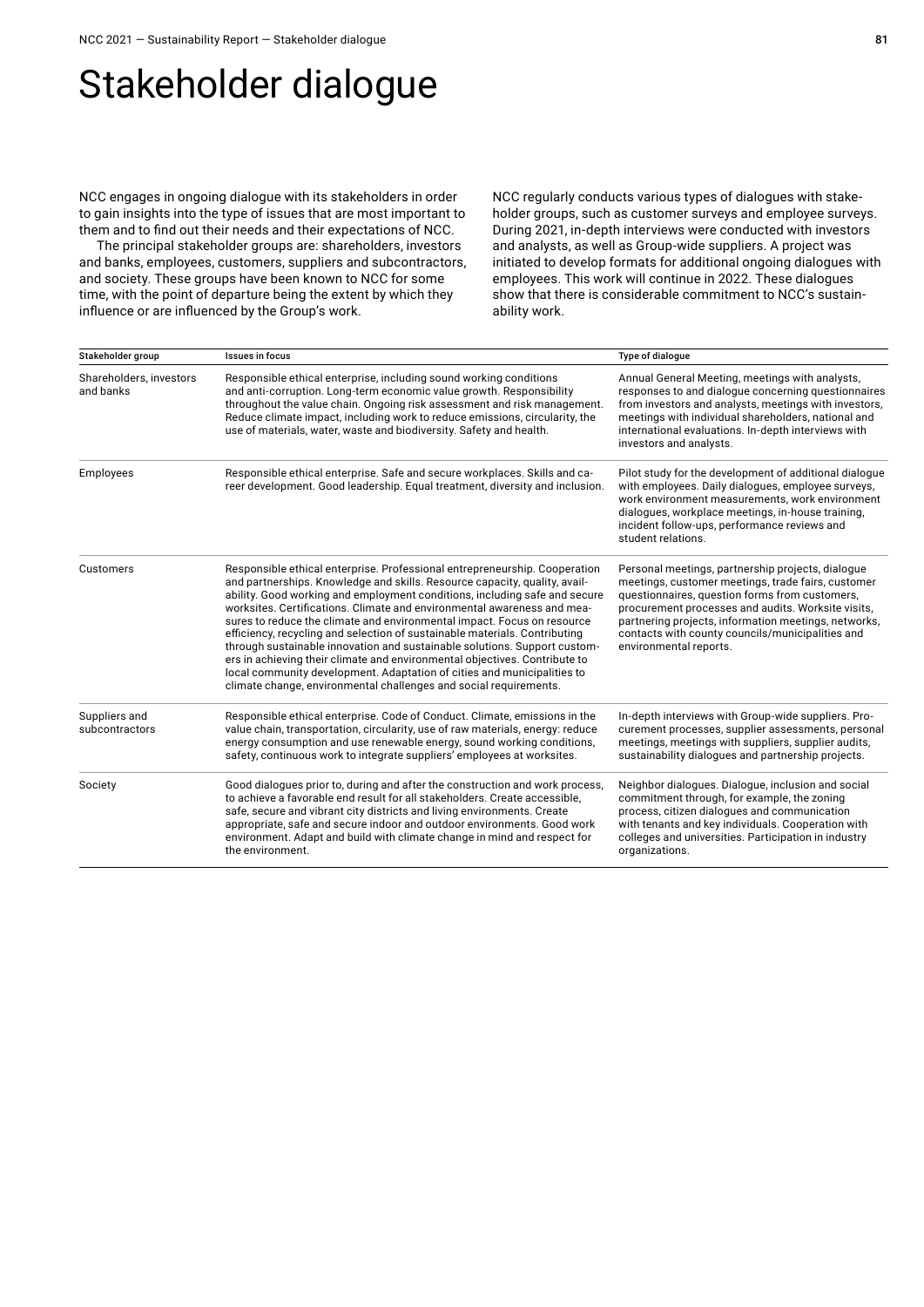# Stakeholder dialogue

NCC engages in ongoing dialogue with its stakeholders in order to gain insights into the type of issues that are most important to them and to find out their needs and their expectations of NCC.

The principal stakeholder groups are: shareholders, investors and banks, employees, customers, suppliers and subcontractors, and society. These groups have been known to NCC for some time, with the point of departure being the extent by which they influence or are influenced by the Group's work.

NCC regularly conducts various types of dialogues with stakeholder groups, such as customer surveys and employee surveys. During 2021, in-depth interviews were conducted with investors and analysts, as well as Group-wide suppliers. A project was initiated to develop formats for additional ongoing dialogues with employees. This work will continue in 2022. These dialogues show that there is considerable commitment to NCC's sustainability work.

| Stakeholder group | Issues in focus | Type of dialogue |
|---|---|---|
| Shareholders, investors and banks | Responsible ethical enterprise, including sound working conditions and anti-corruption. Long-term economic value growth. Responsibility throughout the value chain. Ongoing risk assessment and risk management. Reduce climate impact, including work to reduce emissions, circularity, the use of materials, water, waste and biodiversity. Safety and health. | Annual General Meeting, meetings with analysts, responses to and dialogue concerning questionnaires from investors and analysts, meetings with investors, meetings with individual shareholders, national and international evaluations. In-depth interviews with investors and analysts. |
| Employees | Responsible ethical enterprise. Safe and secure workplaces. Skills and career development. Good leadership. Equal treatment, diversity and inclusion. | Pilot study for the development of additional dialogue with employees. Daily dialogues, employee surveys, work environment measurements, work environment dialogues, workplace meetings, in-house training, incident follow-ups, performance reviews and student relations. |
| Customers | Responsible ethical enterprise. Professional entrepreneurship. Cooperation and partnerships. Knowledge and skills. Resource capacity, quality, availability. Good working and employment conditions, including safe and secure worksites. Certifications. Climate and environmental awareness and measures to reduce the climate and environmental impact. Focus on resource efficiency, recycling and selection of sustainable materials. Contributing through sustainable innovation and sustainable solutions. Support customers in achieving their climate and environmental objectives. Contribute to local community development. Adaptation of cities and municipalities to climate change, environmental challenges and social requirements. | Personal meetings, partnership projects, dialogue meetings, customer meetings, trade fairs, customer questionnaires, question forms from customers, procurement processes and audits. Worksite visits, partnering projects, information meetings, networks, contacts with county councils/municipalities and environmental reports. |
| Suppliers and subcontractors | Responsible ethical enterprise. Code of Conduct. Climate, emissions in the value chain, transportation, circularity, use of raw materials, energy: reduce energy consumption and use renewable energy, sound working conditions, safety, continuous work to integrate suppliers' employees at worksites. | In-depth interviews with Group-wide suppliers. Procurement processes, supplier assessments, personal meetings, meetings with suppliers, supplier audits, sustainability dialogues and partnership projects. |
| Society | Good dialogues prior to, during and after the construction and work process, to achieve a favorable end result for all stakeholders. Create accessible, safe, secure and vibrant city districts and living environments. Create appropriate, safe and secure indoor and outdoor environments. Good work environment. Adapt and build with climate change in mind and respect for the environment. | Neighbor dialogues. Dialogue, inclusion and social commitment through, for example, the zoning process, citizen dialogues and communication with tenants and key individuals. Cooperation with colleges and universities. Participation in industry organizations. |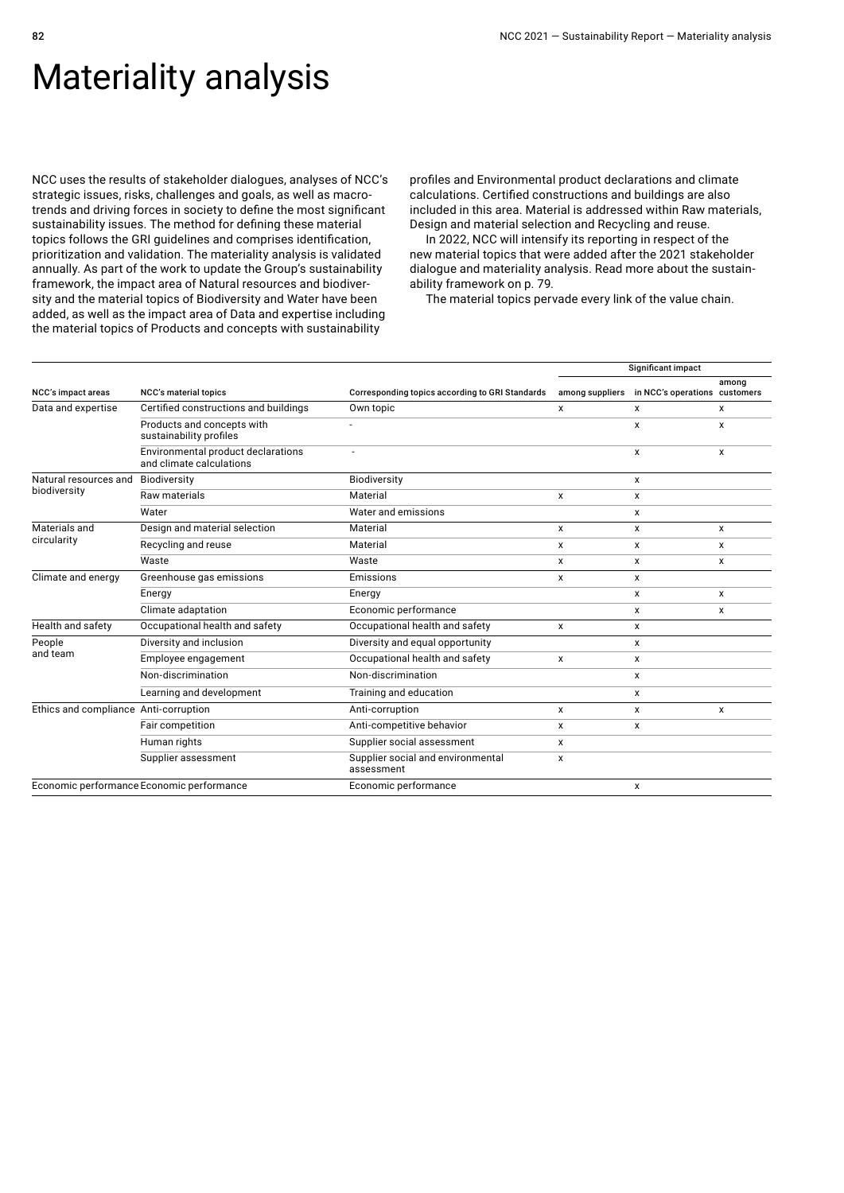# Materiality analysis

NCC uses the results of stakeholder dialogues, analyses of NCC's strategic issues, risks, challenges and goals, as well as macrotrends and driving forces in society to define the most significant sustainability issues. The method for defining these material topics follows the GRI guidelines and comprises identification, prioritization and validation. The materiality analysis is validated annually. As part of the work to update the Group's sustainability framework, the impact area of Natural resources and biodiversity and the material topics of Biodiversity and Water have been added, as well as the impact area of Data and expertise including the material topics of Products and concepts with sustainability profiles and Environmental product declarations and climate calculations. Certified constructions and buildings are also included in this area. Material is addressed within Raw materials, Design and material selection and Recycling and reuse.

In 2022, NCC will intensify its reporting in respect of the new material topics that were added after the 2021 stakeholder dialogue and materiality analysis. Read more about the sustainability framework on p. 79.

The material topics pervade every link of the value chain.

| NCC's impact areas | NCC's material topics | Corresponding topics according to GRI Standards | Significant impact among suppliers | Significant impact in NCC's operations | Significant impact among customers |
|---|---|---|---|---|---|
| Data and expertise | Certified constructions and buildings | Own topic | x | x | x |
| | Products and concepts with sustainability profiles | - | | x | x |
| | Environmental product declarations and climate calculations | - | | x | x |
| Natural resources and biodiversity | Biodiversity | Biodiversity | | x | |
| | Raw materials | Material | x | x | |
| | Water | Water and emissions | | x | |
| Materials and circularity | Design and material selection | Material | x | x | x |
| | Recycling and reuse | Material | x | x | x |
| | Waste | Waste | x | x | x |
| Climate and energy | Greenhouse gas emissions | Emissions | x | x | |
| | Energy | Energy | | x | x |
| | Climate adaptation | Economic performance | | x | x |
| Health and safety | Occupational health and safety | Occupational health and safety | x | x | |
| People and team | Diversity and inclusion | Diversity and equal opportunity | | x | |
| | Employee engagement | Occupational health and safety | x | x | |
| | Non-discrimination | Non-discrimination | | x | |
| | Learning and development | Training and education | | x | |
| Ethics and compliance | Anti-corruption | Anti-corruption | x | x | x |
| | Fair competition | Anti-competitive behavior | x | x | |
| | Human rights | Supplier social assessment | x | | |
| | Supplier assessment | Supplier social and environmental assessment | x | | |
| Economic performance | Economic performance | Economic performance | | x | |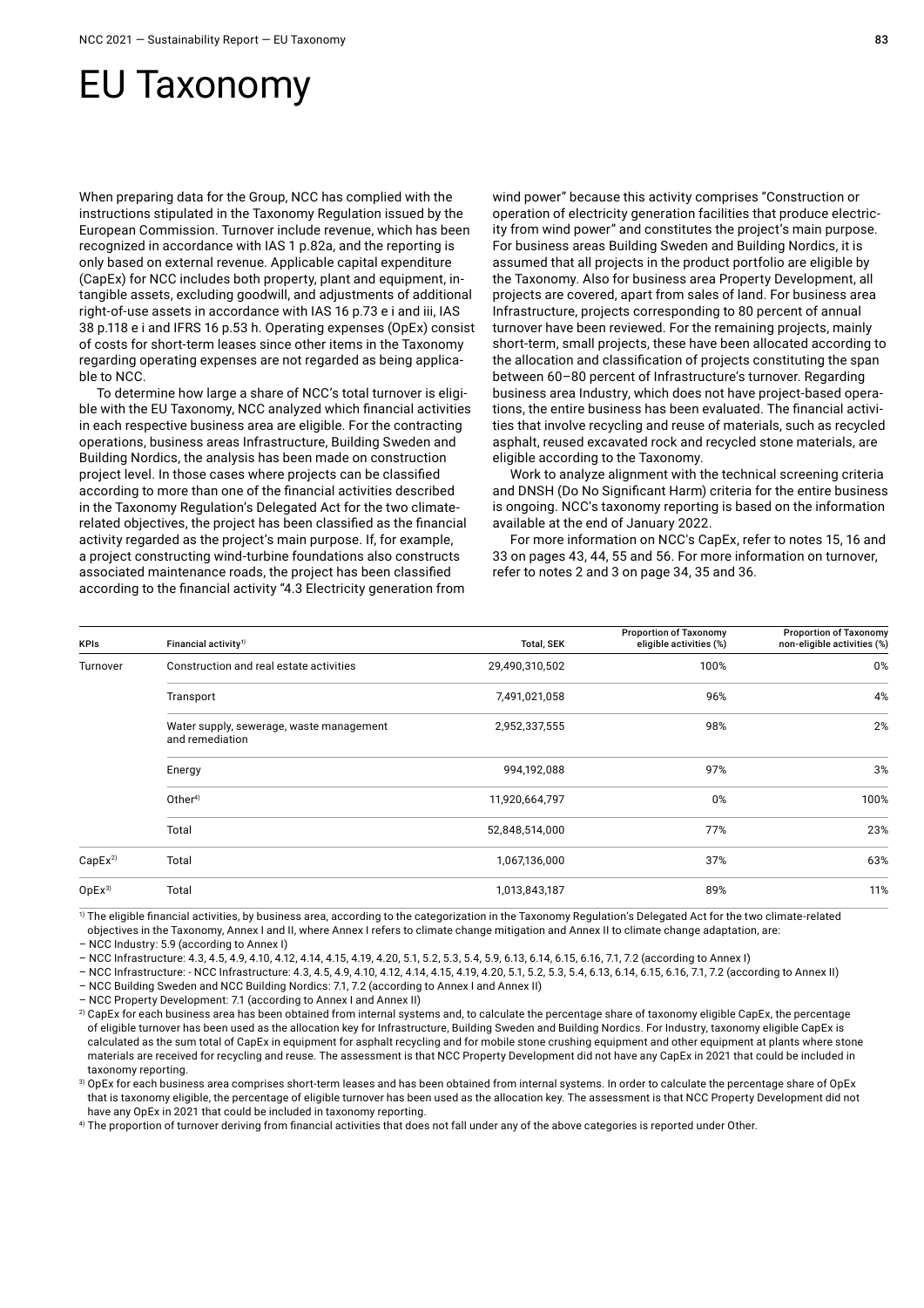# EU Taxonomy

When preparing data for the Group, NCC has complied with the instructions stipulated in the Taxonomy Regulation issued by the European Commission. Turnover include revenue, which has been recognized in accordance with IAS 1 p.82a, and the reporting is only based on external revenue. Applicable capital expenditure (CapEx) for NCC includes both property, plant and equipment, intangible assets, excluding goodwill, and adjustments of additional right-of-use assets in accordance with IAS 16 p.73 e i and iii, IAS 38 p.118 e i and IFRS 16 p.53 h. Operating expenses (OpEx) consist of costs for short-term leases since other items in the Taxonomy regarding operating expenses are not regarded as being applicable to NCC.

To determine how large a share of NCC's total turnover is eligible with the EU Taxonomy, NCC analyzed which financial activities in each respective business area are eligible. For the contracting operations, business areas Infrastructure, Building Sweden and Building Nordics, the analysis has been made on construction project level. In those cases where projects can be classified according to more than one of the financial activities described in the Taxonomy Regulation's Delegated Act for the two climate-related objectives, the project has been classified as the financial activity regarded as the project's main purpose. If, for example, a project constructing wind-turbine foundations also constructs associated maintenance roads, the project has been classified according to the financial activity "4.3 Electricity generation from wind power" because this activity comprises "Construction or operation of electricity generation facilities that produce electricity from wind power" and constitutes the project's main purpose. For business areas Building Sweden and Building Nordics, it is assumed that all projects in the product portfolio are eligible by the Taxonomy. Also for business area Property Development, all projects are covered, apart from sales of land. For business area Infrastructure, projects corresponding to 80 percent of annual turnover have been reviewed. For the remaining projects, mainly short-term, small projects, these have been allocated according to the allocation and classification of projects constituting the span between 60–80 percent of Infrastructure's turnover. Regarding business area Industry, which does not have project-based operations, the entire business has been evaluated. The financial activities that involve recycling and reuse of materials, such as recycled asphalt, reused excavated rock and recycled stone materials, are eligible according to the Taxonomy.

Work to analyze alignment with the technical screening criteria and DNSH (Do No Significant Harm) criteria for the entire business is ongoing. NCC's taxonomy reporting is based on the information available at the end of January 2022.

For more information on NCC's CapEx, refer to notes 15, 16 and 33 on pages 43, 44, 55 and 56. For more information on turnover, refer to notes 2 and 3 on page 34, 35 and 36.

| KPIs | Financial activity[1] | Total, SEK | Proportion of Taxonomy eligible activities (%) | Proportion of Taxonomy non-eligible activities (%) |
|---|---|---|---|---|
| Turnover | Construction and real estate activities | 29,490,310,502 | 100% | 0% |
| | Transport | 7,491,021,058 | 96% | 4% |
| | Water supply, sewerage, waste management and remediation | 2,952,337,555 | 98% | 2% |
| | Energy | 994,192,088 | 97% | 3% |
| | Other[4] | 11,920,664,797 | 0% | 100% |
| | Total | 52,848,514,000 | 77% | 23% |
| CapEx[2] | Total | 1,067,136,000 | 37% | 63% |
| OpEx[3] | Total | 1,013,843,187 | 89% | 11% |

[1] The eligible financial activities, by business area, according to the categorization in the Taxonomy Regulation's Delegated Act for the two climate-related objectives in the Taxonomy, Annex I and II, where Annex I refers to climate change mitigation and Annex II to climate change adaptation, are:

– NCC Industry: 5.9 (according to Annex I)

– NCC Infrastructure: 4.3, 4.5, 4.9, 4.10, 4.12, 4.14, 4.15, 4.19, 4.20, 5.1, 5.2, 5.3, 5.4, 5.9, 6.13, 6.14, 6.15, 6.16, 7.1, 7.2 (according to Annex I)

– NCC Infrastructure: - NCC Infrastructure: 4.3, 4.5, 4.9, 4.10, 4.12, 4.14, 4.15, 4.19, 4.20, 5.1, 5.2, 5.3, 5.4, 6.13, 6.14, 6.15, 6.16, 7.1, 7.2 (according to Annex II)

– NCC Building Sweden and NCC Building Nordics: 7.1, 7.2 (according to Annex I and Annex II)

– NCC Property Development: 7.1 (according to Annex I and Annex II)

[2] CapEx for each business area has been obtained from internal systems and, to calculate the percentage share of taxonomy eligible CapEx, the percentage of eligible turnover has been used as the allocation key for Infrastructure, Building Sweden and Building Nordics. For Industry, taxonomy eligible CapEx is calculated as the sum total of CapEx in equipment for asphalt recycling and for mobile stone crushing equipment and other equipment at plants where stone materials are received for recycling and reuse. The assessment is that NCC Property Development did not have any CapEx in 2021 that could be included in taxonomy reporting.

[3] OpEx for each business area comprises short-term leases and has been obtained from internal systems. In order to calculate the percentage share of OpEx that is taxonomy eligible, the percentage of eligible turnover has been used as the allocation key. The assessment is that NCC Property Development did not have any OpEx in 2021 that could be included in taxonomy reporting.

[4] The proportion of turnover deriving from financial activities that does not fall under any of the above categories is reported under Other.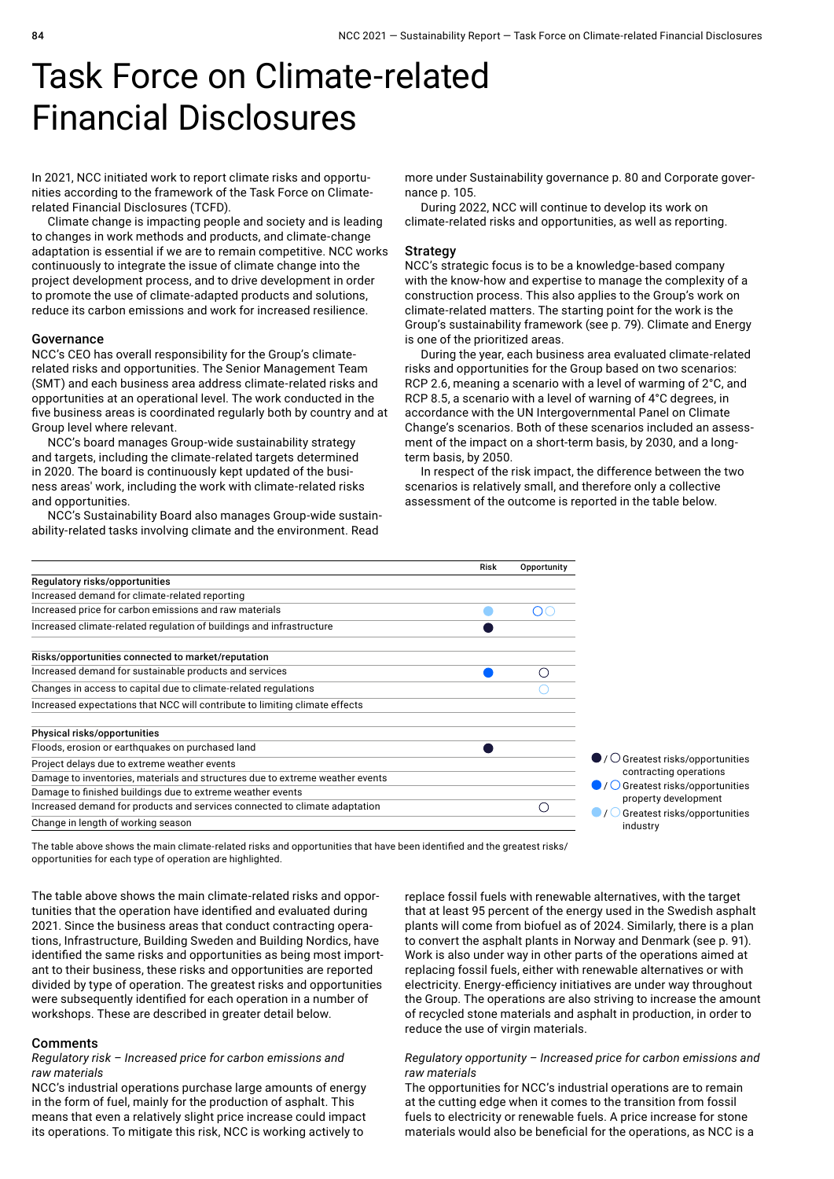# Task Force on Climate-related Financial Disclosures

In 2021, NCC initiated work to report climate risks and opportunities according to the framework of the Task Force on Climate-related Financial Disclosures (TCFD).

Climate change is impacting people and society and is leading to changes in work methods and products, and climate-change adaptation is essential if we are to remain competitive. NCC works continuously to integrate the issue of climate change into the project development process, and to drive development in order to promote the use of climate-adapted products and solutions, reduce its carbon emissions and work for increased resilience.

## Governance

NCC's CEO has overall responsibility for the Group's climate-related risks and opportunities. The Senior Management Team (SMT) and each business area address climate-related risks and opportunities at an operational level. The work conducted in the five business areas is coordinated regularly both by country and at Group level where relevant.

NCC's board manages Group-wide sustainability strategy and targets, including the climate-related targets determined in 2020. The board is continuously kept updated of the business areas' work, including the work with climate-related risks and opportunities.

NCC's Sustainability Board also manages Group-wide sustainability-related tasks involving climate and the environment. Read more under Sustainability governance p. 80 and Corporate governance p. 105.

During 2022, NCC will continue to develop its work on climate-related risks and opportunities, as well as reporting.

## Strategy

NCC's strategic focus is to be a knowledge-based company with the know-how and expertise to manage the complexity of a construction process. This also applies to the Group's work on climate-related matters. The starting point for the work is the Group's sustainability framework (see p. 79). Climate and Energy is one of the prioritized areas.

During the year, each business area evaluated climate-related risks and opportunities for the Group based on two scenarios: RCP 2.6, meaning a scenario with a level of warming of 2°C, and RCP 8.5, a scenario with a level of warning of 4°C degrees, in accordance with the UN Intergovernmental Panel on Climate Change's scenarios. Both of these scenarios included an assessment of the impact on a short-term basis, by 2030, and a long-term basis, by 2050.

In respect of the risk impact, the difference between the two scenarios is relatively small, and therefore only a collective assessment of the outcome is reported in the table below.

| | Risk | Opportunity |
|---|---|---|
| **Regulatory risks/opportunities** | | |
| Increased demand for climate-related reporting | | |
| Increased price for carbon emissions and raw materials | ● (industry) | ○ (contracting operations) ○ (industry) |
| Increased climate-related regulation of buildings and infrastructure | ● (contracting operations) | |
| **Risks/opportunities connected to market/reputation** | | |
| Increased demand for sustainable products and services | ● (property development) | ○ (contracting operations) |
| Changes in access to capital due to climate-related regulations | | ○ (property development) |
| Increased expectations that NCC will contribute to limiting climate effects | | |
| **Physical risks/opportunities** | | |
| Floods, erosion or earthquakes on purchased land | ● (contracting operations) | |
| Project delays due to extreme weather events | | |
| Damage to inventories, materials and structures due to extreme weather events | | |
| Damage to finished buildings due to extreme weather events | | |
| Increased demand for products and services connected to climate adaptation | | ○ (contracting operations) |
| Change in length of working season | | |

Legend:
- ● / ○ Greatest risks/opportunities contracting operations
- ● / ○ Greatest risks/opportunities property development
- ● / ○ Greatest risks/opportunities industry

The table above shows the main climate-related risks and opportunities that have been identified and the greatest risks/opportunities for each type of operation are highlighted.

The table above shows the main climate-related risks and opportunities that the operation have identified and evaluated during 2021. Since the business areas that conduct contracting operations, Infrastructure, Building Sweden and Building Nordics, have identified the same risks and opportunities as being most important to their business, these risks and opportunities are reported divided by type of operation. The greatest risks and opportunities were subsequently identified for each operation in a number of workshops. These are described in greater detail below.

## Comments

*Regulatory risk – Increased price for carbon emissions and raw materials*

NCC's industrial operations purchase large amounts of energy in the form of fuel, mainly for the production of asphalt. This means that even a relatively slight price increase could impact its operations. To mitigate this risk, NCC is working actively to replace fossil fuels with renewable alternatives, with the target that at least 95 percent of the energy used in the Swedish asphalt plants will come from biofuel as of 2024. Similarly, there is a plan to convert the asphalt plants in Norway and Denmark (see p. 91). Work is also under way in other parts of the operations aimed at replacing fossil fuels, either with renewable alternatives or with electricity. Energy-efficiency initiatives are under way throughout the Group. The operations are also striving to increase the amount of recycled stone materials and asphalt in production, in order to reduce the use of virgin materials.

*Regulatory opportunity – Increased price for carbon emissions and raw materials*

The opportunities for NCC's industrial operations are to remain at the cutting edge when it comes to the transition from fossil fuels to electricity or renewable fuels. A price increase for stone materials would also be beneficial for the operations, as NCC is a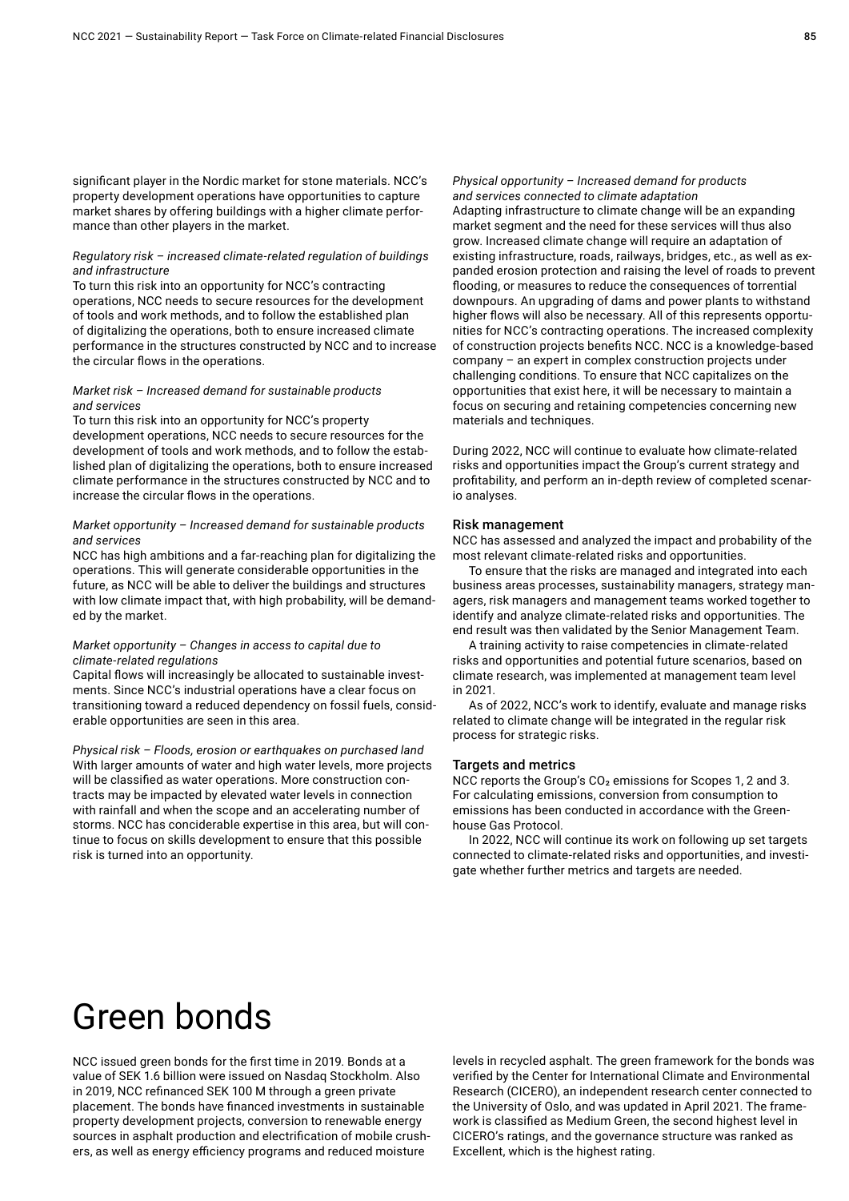significant player in the Nordic market for stone materials. NCC's property development operations have opportunities to capture market shares by offering buildings with a higher climate performance than other players in the market.

*Regulatory risk – increased climate-related regulation of buildings and infrastructure*
To turn this risk into an opportunity for NCC's contracting operations, NCC needs to secure resources for the development of tools and work methods, and to follow the established plan of digitalizing the operations, both to ensure increased climate performance in the structures constructed by NCC and to increase the circular flows in the operations.

*Market risk – Increased demand for sustainable products and services*
To turn this risk into an opportunity for NCC's property development operations, NCC needs to secure resources for the development of tools and work methods, and to follow the established plan of digitalizing the operations, both to ensure increased climate performance in the structures constructed by NCC and to increase the circular flows in the operations.

*Market opportunity – Increased demand for sustainable products and services*
NCC has high ambitions and a far-reaching plan for digitalizing the operations. This will generate considerable opportunities in the future, as NCC will be able to deliver the buildings and structures with low climate impact that, with high probability, will be demanded by the market.

*Market opportunity – Changes in access to capital due to climate-related regulations*
Capital flows will increasingly be allocated to sustainable investments. Since NCC's industrial operations have a clear focus on transitioning toward a reduced dependency on fossil fuels, considerable opportunities are seen in this area.

*Physical risk – Floods, erosion or earthquakes on purchased land*
With larger amounts of water and high water levels, more projects will be classified as water operations. More construction contracts may be impacted by elevated water levels in connection with rainfall and when the scope and an accelerating number of storms. NCC has conciderable expertise in this area, but will continue to focus on skills development to ensure that this possible risk is turned into an opportunity.

*Physical opportunity – Increased demand for products and services connected to climate adaptation*
Adapting infrastructure to climate change will be an expanding market segment and the need for these services will thus also grow. Increased climate change will require an adaptation of existing infrastructure, roads, railways, bridges, etc., as well as expanded erosion protection and raising the level of roads to prevent flooding, or measures to reduce the consequences of torrential downpours. An upgrading of dams and power plants to withstand higher flows will also be necessary. All of this represents opportunities for NCC's contracting operations. The increased complexity of construction projects benefits NCC. NCC is a knowledge-based company – an expert in complex construction projects under challenging conditions. To ensure that NCC capitalizes on the opportunities that exist here, it will be necessary to maintain a focus on securing and retaining competencies concerning new materials and techniques.

During 2022, NCC will continue to evaluate how climate-related risks and opportunities impact the Group's current strategy and profitability, and perform an in-depth review of completed scenario analyses.

### Risk management

NCC has assessed and analyzed the impact and probability of the most relevant climate-related risks and opportunities.

To ensure that the risks are managed and integrated into each business areas processes, sustainability managers, strategy managers, risk managers and management teams worked together to identify and analyze climate-related risks and opportunities. The end result was then validated by the Senior Management Team.

A training activity to raise competencies in climate-related risks and opportunities and potential future scenarios, based on climate research, was implemented at management team level in 2021.

As of 2022, NCC's work to identify, evaluate and manage risks related to climate change will be integrated in the regular risk process for strategic risks.

### Targets and metrics

NCC reports the Group's $CO_2$ emissions for Scopes 1, 2 and 3. For calculating emissions, conversion from consumption to emissions has been conducted in accordance with the Greenhouse Gas Protocol.

In 2022, NCC will continue its work on following up set targets connected to climate-related risks and opportunities, and investigate whether further metrics and targets are needed.

# Green bonds

NCC issued green bonds for the first time in 2019. Bonds at a value of SEK 1.6 billion were issued on Nasdaq Stockholm. Also in 2019, NCC refinanced SEK 100 M through a green private placement. The bonds have financed investments in sustainable property development projects, conversion to renewable energy sources in asphalt production and electrification of mobile crushers, as well as energy efficiency programs and reduced moisture levels in recycled asphalt. The green framework for the bonds was verified by the Center for International Climate and Environmental Research (CICERO), an independent research center connected to the University of Oslo, and was updated in April 2021. The framework is classified as Medium Green, the second highest level in CICERO's ratings, and the governance structure was ranked as Excellent, which is the highest rating.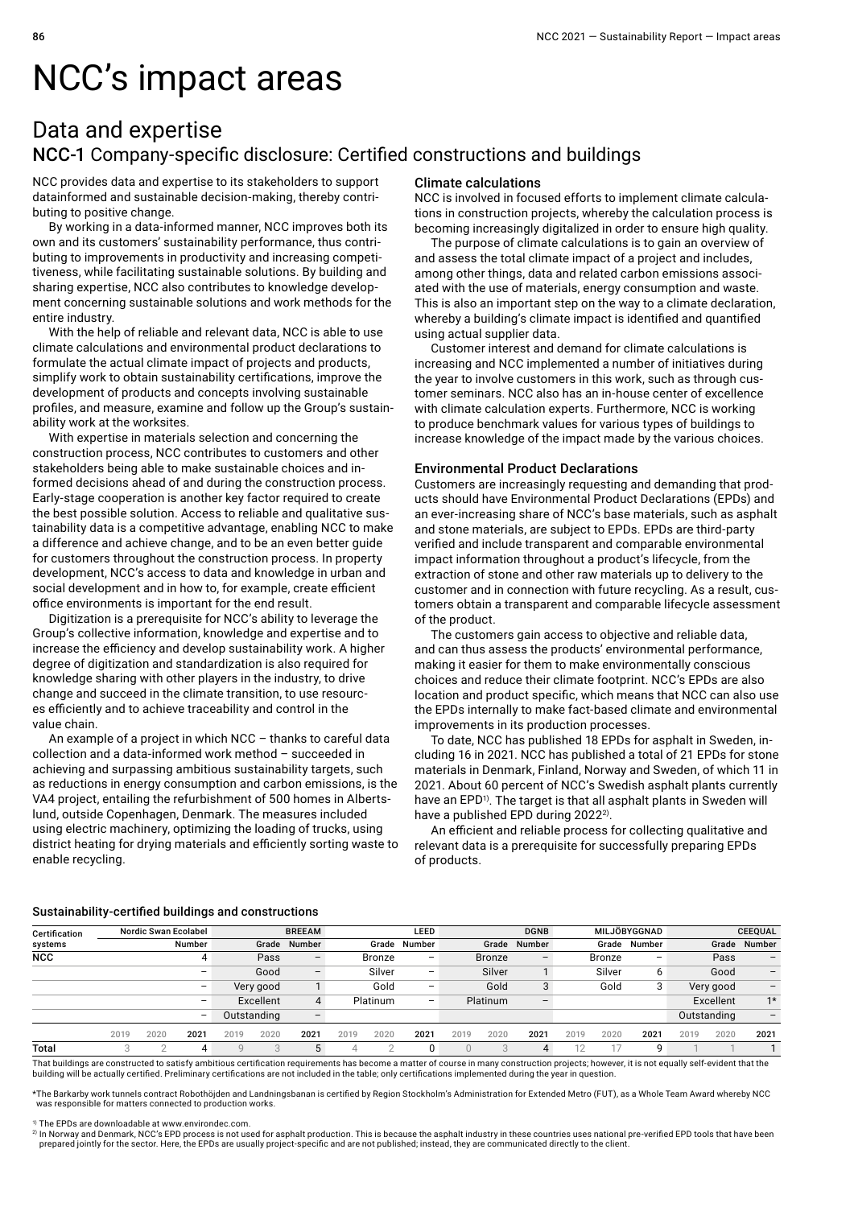# NCC's impact areas

## Data and expertise

### NCC-1 Company-specific disclosure: Certified constructions and buildings

NCC provides data and expertise to its stakeholders to support datainformed and sustainable decision-making, thereby contributing to positive change.

By working in a data-informed manner, NCC improves both its own and its customers' sustainability performance, thus contributing to improvements in productivity and increasing competitiveness, while facilitating sustainable solutions. By building and sharing expertise, NCC also contributes to knowledge development concerning sustainable solutions and work methods for the entire industry.

With the help of reliable and relevant data, NCC is able to use climate calculations and environmental product declarations to formulate the actual climate impact of projects and products, simplify work to obtain sustainability certifications, improve the development of products and concepts involving sustainable profiles, and measure, examine and follow up the Group's sustainability work at the worksites.

With expertise in materials selection and concerning the construction process, NCC contributes to customers and other stakeholders being able to make sustainable choices and informed decisions ahead of and during the construction process. Early-stage cooperation is another key factor required to create the best possible solution. Access to reliable and qualitative sustainability data is a competitive advantage, enabling NCC to make a difference and achieve change, and to be an even better guide for customers throughout the construction process. In property development, NCC's access to data and knowledge in urban and social development and in how to, for example, create efficient office environments is important for the end result.

Digitization is a prerequisite for NCC's ability to leverage the Group's collective information, knowledge and expertise and to increase the efficiency and develop sustainability work. A higher degree of digitization and standardization is also required for knowledge sharing with other players in the industry, to drive change and succeed in the climate transition, to use resources efficiently and to achieve traceability and control in the value chain.

An example of a project in which NCC – thanks to careful data collection and a data-informed work method – succeeded in achieving and surpassing ambitious sustainability targets, such as reductions in energy consumption and carbon emissions, is the VA4 project, entailing the refurbishment of 500 homes in Albertslund, outside Copenhagen, Denmark. The measures included using electric machinery, optimizing the loading of trucks, using district heating for drying materials and efficiently sorting waste to enable recycling.

#### Climate calculations

NCC is involved in focused efforts to implement climate calculations in construction projects, whereby the calculation process is becoming increasingly digitalized in order to ensure high quality.

The purpose of climate calculations is to gain an overview of and assess the total climate impact of a project and includes, among other things, data and related carbon emissions associated with the use of materials, energy consumption and waste. This is also an important step on the way to a climate declaration, whereby a building's climate impact is identified and quantified using actual supplier data.

Customer interest and demand for climate calculations is increasing and NCC implemented a number of initiatives during the year to involve customers in this work, such as through customer seminars. NCC also has an in-house center of excellence with climate calculation experts. Furthermore, NCC is working to produce benchmark values for various types of buildings to increase knowledge of the impact made by the various choices.

#### Environmental Product Declarations

Customers are increasingly requesting and demanding that products should have Environmental Product Declarations (EPDs) and an ever-increasing share of NCC's base materials, such as asphalt and stone materials, are subject to EPDs. EPDs are third-party verified and include transparent and comparable environmental impact information throughout a product's lifecycle, from the extraction of stone and other raw materials up to delivery to the customer and in connection with future recycling. As a result, customers obtain a transparent and comparable lifecycle assessment of the product.

The customers gain access to objective and reliable data, and can thus assess the products' environmental performance, making it easier for them to make environmentally conscious choices and reduce their climate footprint. NCC's EPDs are also location and product specific, which means that NCC can also use the EPDs internally to make fact-based climate and environmental improvements in its production processes.

To date, NCC has published 18 EPDs for asphalt in Sweden, including 16 in 2021. NCC has published a total of 21 EPDs for stone materials in Denmark, Finland, Norway and Sweden, of which 11 in 2021. About 60 percent of NCC's Swedish asphalt plants currently have an EPD[1]. The target is that all asphalt plants in Sweden will have a published EPD during 2022[2].

An efficient and reliable process for collecting qualitative and relevant data is a prerequisite for successfully preparing EPDs of products.

#### Sustainability-certified buildings and constructions

| Certification systems | Nordic Swan Ecolabel | | | BREEAM | | | LEED | | | DGNB | | | MILJÖBYGGNAD | | | CEEQUAL | | |
|---|---|---|---|---|---|---|---|---|---|---|---|---|---|---|---|---|---|---|
| | | | Number | | Grade | Number | | Grade | Number | | Grade | Number | | Grade | Number | | Grade | Number |
| NCC | | | 4 | | Pass | – | | Bronze | – | | Bronze | – | | Bronze | – | | Pass | – |
| | | | – | | Good | – | | Silver | – | | Silver | 1 | | Silver | 6 | | Good | – |
| | | | – | | Very good | 1 | | Gold | – | | Gold | 3 | | Gold | 3 | | Very good | – |
| | | | – | | Excellent | 4 | | Platinum | – | | Platinum | – | | | | | Excellent | 1* |
| | | | – | | Outstanding | – | | | | | | | | | | | Outstanding | – |
| | 2019 | 2020 | 2021 | 2019 | 2020 | 2021 | 2019 | 2020 | 2021 | 2019 | 2020 | 2021 | 2019 | 2020 | 2021 | 2019 | 2020 | 2021 |
| Total | 3 | 2 | 4 | 9 | 3 | 5 | 4 | 2 | 0 | 0 | 3 | 4 | 12 | 17 | 9 | 1 | 1 | 1 |

That buildings are constructed to satisfy ambitious certification requirements has become a matter of course in many construction projects; however, it is not equally self-evident that the building will be actually certified. Preliminary certifications are not included in the table; only certifications implemented during the year in question.

*The Barkarby work tunnels contract Robothöjden and Landningsbanan is certified by Region Stockholm's Administration for Extended Metro (FUT), as a Whole Team Award whereby NCC was responsible for matters connected to production works.

[1] The EPDs are downloadable at www.environdec.com.

[2] In Norway and Denmark, NCC's EPD process is not used for asphalt production. This is because the asphalt industry in these countries uses national pre-verified EPD tools that have been prepared jointly for the sector. Here, the EPDs are usually project-specific and are not published; instead, they are communicated directly to the client.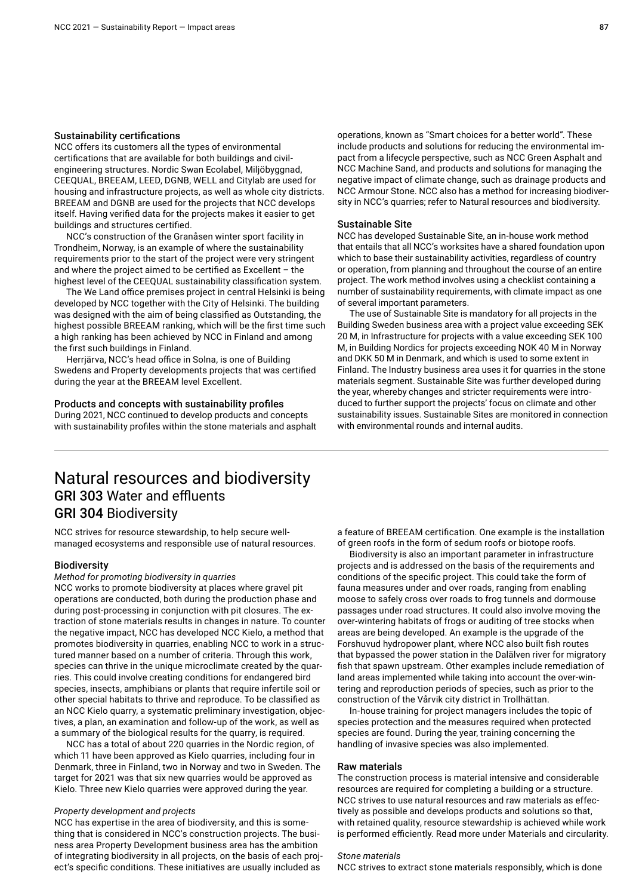### Sustainability certifications

NCC offers its customers all the types of environmental certifications that are available for both buildings and civil-engineering structures. Nordic Swan Ecolabel, Miljöbyggnad, CEEQUAL, BREEAM, LEED, DGNB, WELL and Citylab are used for housing and infrastructure projects, as well as whole city districts. BREEAM and DGNB are used for the projects that NCC develops itself. Having verified data for the projects makes it easier to get buildings and structures certified.

NCC's construction of the Granåsen winter sport facility in Trondheim, Norway, is an example of where the sustainability requirements prior to the start of the project were very stringent and where the project aimed to be certified as Excellent – the highest level of the CEEQUAL sustainability classification system.

The We Land office premises project in central Helsinki is being developed by NCC together with the City of Helsinki. The building was designed with the aim of being classified as Outstanding, the highest possible BREEAM ranking, which will be the first time such a high ranking has been achieved by NCC in Finland and among the first such buildings in Finland.

Herrjärva, NCC's head office in Solna, is one of Building Swedens and Property developments projects that was certified during the year at the BREEAM level Excellent.

### Products and concepts with sustainability profiles

During 2021, NCC continued to develop products and concepts with sustainability profiles within the stone materials and asphalt operations, known as "Smart choices for a better world". These include products and solutions for reducing the environmental impact from a lifecycle perspective, such as NCC Green Asphalt and NCC Machine Sand, and products and solutions for managing the negative impact of climate change, such as drainage products and NCC Armour Stone. NCC also has a method for increasing biodiversity in NCC's quarries; refer to Natural resources and biodiversity.

### Sustainable Site

NCC has developed Sustainable Site, an in-house work method that entails that all NCC's worksites have a shared foundation upon which to base their sustainability activities, regardless of country or operation, from planning and throughout the course of an entire project. The work method involves using a checklist containing a number of sustainability requirements, with climate impact as one of several important parameters.

The use of Sustainable Site is mandatory for all projects in the Building Sweden business area with a project value exceeding SEK 20 M, in Infrastructure for projects with a value exceeding SEK 100 M, in Building Nordics for projects exceeding NOK 40 M in Norway and DKK 50 M in Denmark, and which is used to some extent in Finland. The Industry business area uses it for quarries in the stone materials segment. Sustainable Site was further developed during the year, whereby changes and stricter requirements were introduced to further support the projects' focus on climate and other sustainability issues. Sustainable Sites are monitored in connection with environmental rounds and internal audits.

# Natural resources and biodiversity

## GRI 303 Water and effluents

## GRI 304 Biodiversity

NCC strives for resource stewardship, to help secure well-managed ecosystems and responsible use of natural resources.

### Biodiversity

*Method for promoting biodiversity in quarries*

NCC works to promote biodiversity at places where gravel pit operations are conducted, both during the production phase and during post-processing in conjunction with pit closures. The extraction of stone materials results in changes in nature. To counter the negative impact, NCC has developed NCC Kielo, a method that promotes biodiversity in quarries, enabling NCC to work in a structured manner based on a number of criteria. Through this work, species can thrive in the unique microclimate created by the quarries. This could involve creating conditions for endangered bird species, insects, amphibians or plants that require infertile soil or other special habitats to thrive and reproduce. To be classified as an NCC Kielo quarry, a systematic preliminary investigation, objectives, a plan, an examination and follow-up of the work, as well as a summary of the biological results for the quarry, is required.

NCC has a total of about 220 quarries in the Nordic region, of which 11 have been approved as Kielo quarries, including four in Denmark, three in Finland, two in Norway and two in Sweden. The target for 2021 was that six new quarries would be approved as Kielo. Three new Kielo quarries were approved during the year.

*Property development and projects*

NCC has expertise in the area of biodiversity, and this is something that is considered in NCC's construction projects. The business area Property Development business area has the ambition of integrating biodiversity in all projects, on the basis of each project's specific conditions. These initiatives are usually included as a feature of BREEAM certification. One example is the installation of green roofs in the form of sedum roofs or biotope roofs.

Biodiversity is also an important parameter in infrastructure projects and is addressed on the basis of the requirements and conditions of the specific project. This could take the form of fauna measures under and over roads, ranging from enabling moose to safely cross over roads to frog tunnels and dormouse passages under road structures. It could also involve moving the over-wintering habitats of frogs or auditing of tree stocks when areas are being developed. An example is the upgrade of the Forshuvud hydropower plant, where NCC also built fish routes that bypassed the power station in the Dalälven river for migratory fish that spawn upstream. Other examples include remediation of land areas implemented while taking into account the over-wintering and reproduction periods of species, such as prior to the construction of the Vårvik city district in Trollhättan.

In-house training for project managers includes the topic of species protection and the measures required when protected species are found. During the year, training concerning the handling of invasive species was also implemented.

### Raw materials

The construction process is material intensive and considerable resources are required for completing a building or a structure. NCC strives to use natural resources and raw materials as effectively as possible and develops products and solutions so that, with retained quality, resource stewardship is achieved while work is performed efficiently. Read more under Materials and circularity.

*Stone materials*

NCC strives to extract stone materials responsibly, which is done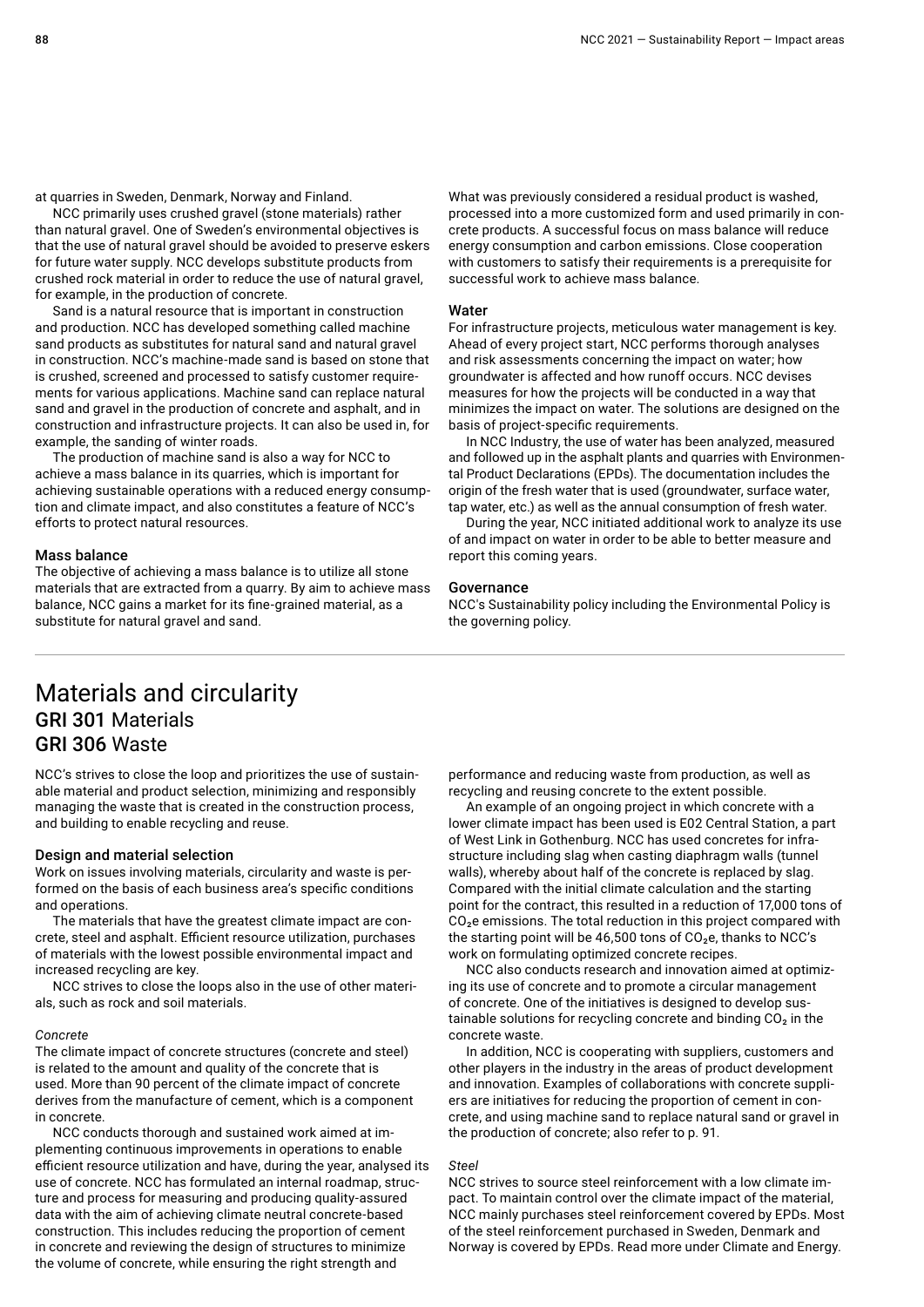at quarries in Sweden, Denmark, Norway and Finland.

NCC primarily uses crushed gravel (stone materials) rather than natural gravel. One of Sweden's environmental objectives is that the use of natural gravel should be avoided to preserve eskers for future water supply. NCC develops substitute products from crushed rock material in order to reduce the use of natural gravel, for example, in the production of concrete.

Sand is a natural resource that is important in construction and production. NCC has developed something called machine sand products as substitutes for natural sand and natural gravel in construction. NCC's machine-made sand is based on stone that is crushed, screened and processed to satisfy customer requirements for various applications. Machine sand can replace natural sand and gravel in the production of concrete and asphalt, and in construction and infrastructure projects. It can also be used in, for example, the sanding of winter roads.

The production of machine sand is also a way for NCC to achieve a mass balance in its quarries, which is important for achieving sustainable operations with a reduced energy consumption and climate impact, and also constitutes a feature of NCC's efforts to protect natural resources.

### Mass balance

The objective of achieving a mass balance is to utilize all stone materials that are extracted from a quarry. By aim to achieve mass balance, NCC gains a market for its fine-grained material, as a substitute for natural gravel and sand.

What was previously considered a residual product is washed, processed into a more customized form and used primarily in concrete products. A successful focus on mass balance will reduce energy consumption and carbon emissions. Close cooperation with customers to satisfy their requirements is a prerequisite for successful work to achieve mass balance.

### Water

For infrastructure projects, meticulous water management is key. Ahead of every project start, NCC performs thorough analyses and risk assessments concerning the impact on water; how groundwater is affected and how runoff occurs. NCC devises measures for how the projects will be conducted in a way that minimizes the impact on water. The solutions are designed on the basis of project-specific requirements.

In NCC Industry, the use of water has been analyzed, measured and followed up in the asphalt plants and quarries with Environmental Product Declarations (EPDs). The documentation includes the origin of the fresh water that is used (groundwater, surface water, tap water, etc.) as well as the annual consumption of fresh water.

During the year, NCC initiated additional work to analyze its use of and impact on water in order to be able to better measure and report this coming years.

### Governance

NCC's Sustainability policy including the Environmental Policy is the governing policy.

# Materials and circularity

## GRI 301 Materials

## GRI 306 Waste

NCC's strives to close the loop and prioritizes the use of sustainable material and product selection, minimizing and responsibly managing the waste that is created in the construction process, and building to enable recycling and reuse.

### Design and material selection

Work on issues involving materials, circularity and waste is performed on the basis of each business area's specific conditions and operations.

The materials that have the greatest climate impact are concrete, steel and asphalt. Efficient resource utilization, purchases of materials with the lowest possible environmental impact and increased recycling are key.

NCC strives to close the loops also in the use of other materials, such as rock and soil materials.

*Concrete*

The climate impact of concrete structures (concrete and steel) is related to the amount and quality of the concrete that is used. More than 90 percent of the climate impact of concrete derives from the manufacture of cement, which is a component in concrete.

NCC conducts thorough and sustained work aimed at implementing continuous improvements in operations to enable efficient resource utilization and have, during the year, analysed its use of concrete. NCC has formulated an internal roadmap, structure and process for measuring and producing quality-assured data with the aim of achieving climate neutral concrete-based construction. This includes reducing the proportion of cement in concrete and reviewing the design of structures to minimize the volume of concrete, while ensuring the right strength and performance and reducing waste from production, as well as recycling and reusing concrete to the extent possible.

An example of an ongoing project in which concrete with a lower climate impact has been used is E02 Central Station, a part of West Link in Gothenburg. NCC has used concretes for infrastructure including slag when casting diaphragm walls (tunnel walls), whereby about half of the concrete is replaced by slag. Compared with the initial climate calculation and the starting point for the contract, this resulted in a reduction of 17,000 tons of $CO_2e$ emissions. The total reduction in this project compared with the starting point will be 46,500 tons of $CO_2e$, thanks to NCC's work on formulating optimized concrete recipes.

NCC also conducts research and innovation aimed at optimizing its use of concrete and to promote a circular management of concrete. One of the initiatives is designed to develop sustainable solutions for recycling concrete and binding $CO_2$ in the concrete waste.

In addition, NCC is cooperating with suppliers, customers and other players in the industry in the areas of product development and innovation. Examples of collaborations with concrete suppliers are initiatives for reducing the proportion of cement in concrete, and using machine sand to replace natural sand or gravel in the production of concrete; also refer to p. 91.

*Steel*

NCC strives to source steel reinforcement with a low climate impact. To maintain control over the climate impact of the material, NCC mainly purchases steel reinforcement covered by EPDs. Most of the steel reinforcement purchased in Sweden, Denmark and Norway is covered by EPDs. Read more under Climate and Energy.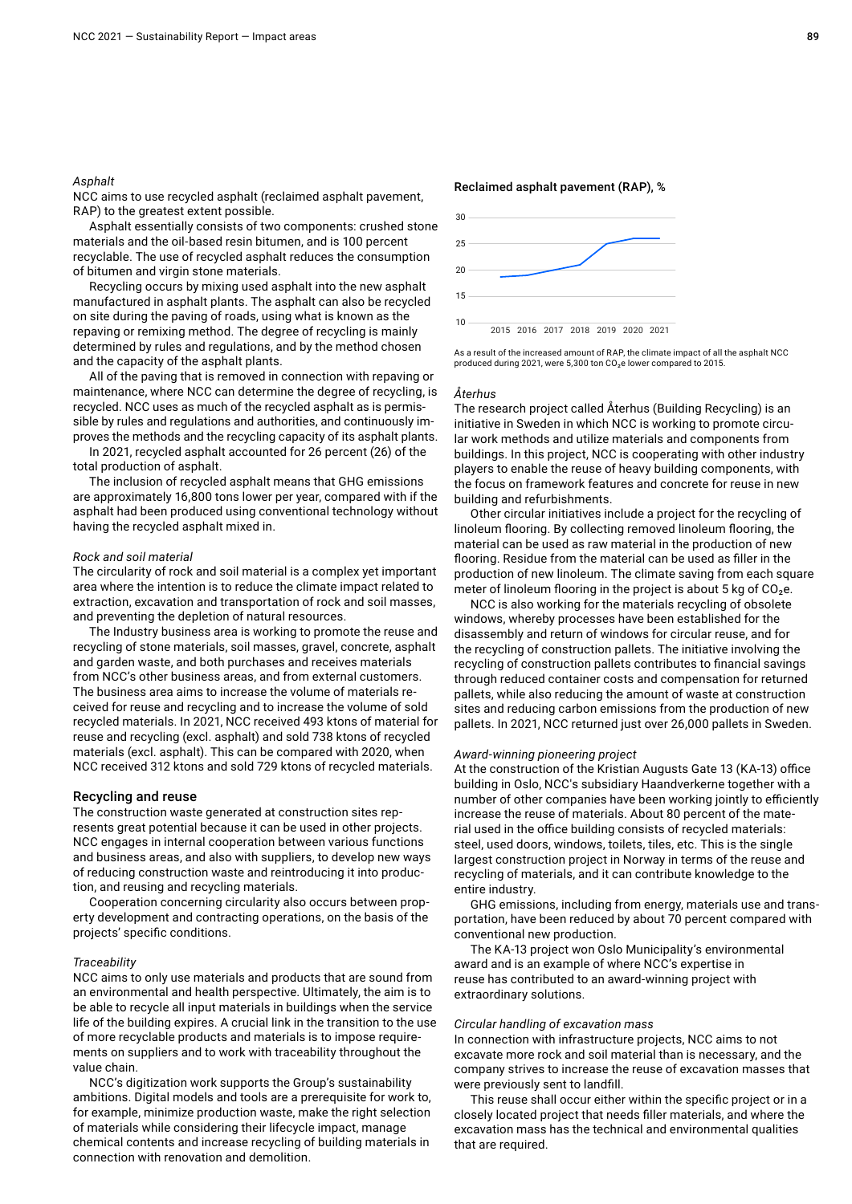*Asphalt*

NCC aims to use recycled asphalt (reclaimed asphalt pavement, RAP) to the greatest extent possible.

Asphalt essentially consists of two components: crushed stone materials and the oil-based resin bitumen, and is 100 percent recyclable. The use of recycled asphalt reduces the consumption of bitumen and virgin stone materials.

Recycling occurs by mixing used asphalt into the new asphalt manufactured in asphalt plants. The asphalt can also be recycled on site during the paving of roads, using what is known as the repaving or remixing method. The degree of recycling is mainly determined by rules and regulations, and by the method chosen and the capacity of the asphalt plants.

All of the paving that is removed in connection with repaving or maintenance, where NCC can determine the degree of recycling, is recycled. NCC uses as much of the recycled asphalt as is permissible by rules and regulations and authorities, and continuously improves the methods and the recycling capacity of its asphalt plants.

In 2021, recycled asphalt accounted for 26 percent (26) of the total production of asphalt.

The inclusion of recycled asphalt means that GHG emissions are approximately 16,800 tons lower per year, compared with if the asphalt had been produced using conventional technology without having the recycled asphalt mixed in.

*Rock and soil material*

The circularity of rock and soil material is a complex yet important area where the intention is to reduce the climate impact related to extraction, excavation and transportation of rock and soil masses, and preventing the depletion of natural resources.

The Industry business area is working to promote the reuse and recycling of stone materials, soil masses, gravel, concrete, asphalt and garden waste, and both purchases and receives materials from NCC's other business areas, and from external customers. The business area aims to increase the volume of materials received for reuse and recycling and to increase the volume of sold recycled materials. In 2021, NCC received 493 ktons of material for reuse and recycling (excl. asphalt) and sold 738 ktons of recycled materials (excl. asphalt). This can be compared with 2020, when NCC received 312 ktons and sold 729 ktons of recycled materials.

## Recycling and reuse

The construction waste generated at construction sites represents great potential because it can be used in other projects. NCC engages in internal cooperation between various functions and business areas, and also with suppliers, to develop new ways of reducing construction waste and reintroducing it into production, and reusing and recycling materials.

Cooperation concerning circularity also occurs between property development and contracting operations, on the basis of the projects' specific conditions.

*Traceability*

NCC aims to only use materials and products that are sound from an environmental and health perspective. Ultimately, the aim is to be able to recycle all input materials in buildings when the service life of the building expires. A crucial link in the transition to the use of more recyclable products and materials is to impose requirements on suppliers and to work with traceability throughout the value chain.

NCC's digitization work supports the Group's sustainability ambitions. Digital models and tools are a prerequisite for work to, for example, minimize production waste, make the right selection of materials while considering their lifecycle impact, manage chemical contents and increase recycling of building materials in connection with renovation and demolition.

**Reclaimed asphalt pavement (RAP), %**

| Year | 2015 | 2016 | 2017 | 2018 | 2019 | 2020 | 2021 |
|---|---|---|---|---|---|---|---|
| RAP, % | ~19 | ~19 | ~20 | ~21 | ~25 | ~26 | ~26 |

As a result of the increased amount of RAP, the climate impact of all the asphalt NCC produced during 2021, were 5,300 ton $CO_2e$ lower compared to 2015.

*Återhus*

The research project called Återhus (Building Recycling) is an initiative in Sweden in which NCC is working to promote circular work methods and utilize materials and components from buildings. In this project, NCC is cooperating with other industry players to enable the reuse of heavy building components, with the focus on framework features and concrete for reuse in new building and refurbishments.

Other circular initiatives include a project for the recycling of linoleum flooring. By collecting removed linoleum flooring, the material can be used as raw material in the production of new flooring. Residue from the material can be used as filler in the production of new linoleum. The climate saving from each square meter of linoleum flooring in the project is about 5 kg of $CO_2e$.

NCC is also working for the materials recycling of obsolete windows, whereby processes have been established for the disassembly and return of windows for circular reuse, and for the recycling of construction pallets. The initiative involving the recycling of construction pallets contributes to financial savings through reduced container costs and compensation for returned pallets, while also reducing the amount of waste at construction sites and reducing carbon emissions from the production of new pallets. In 2021, NCC returned just over 26,000 pallets in Sweden.

*Award-winning pioneering project*

At the construction of the Kristian Augusts Gate 13 (KA-13) office building in Oslo, NCC's subsidiary Haandverkerne together with a number of other companies have been working jointly to efficiently increase the reuse of materials. About 80 percent of the material used in the office building consists of recycled materials: steel, used doors, windows, toilets, tiles, etc. This is the single largest construction project in Norway in terms of the reuse and recycling of materials, and it can contribute knowledge to the entire industry.

GHG emissions, including from energy, materials use and transportation, have been reduced by about 70 percent compared with conventional new production.

The KA-13 project won Oslo Municipality's environmental award and is an example of where NCC's expertise in reuse has contributed to an award-winning project with extraordinary solutions.

*Circular handling of excavation mass*

In connection with infrastructure projects, NCC aims to not excavate more rock and soil material than is necessary, and the company strives to increase the reuse of excavation masses that were previously sent to landfill.

This reuse shall occur either within the specific project or in a closely located project that needs filler materials, and where the excavation mass has the technical and environmental qualities that are required.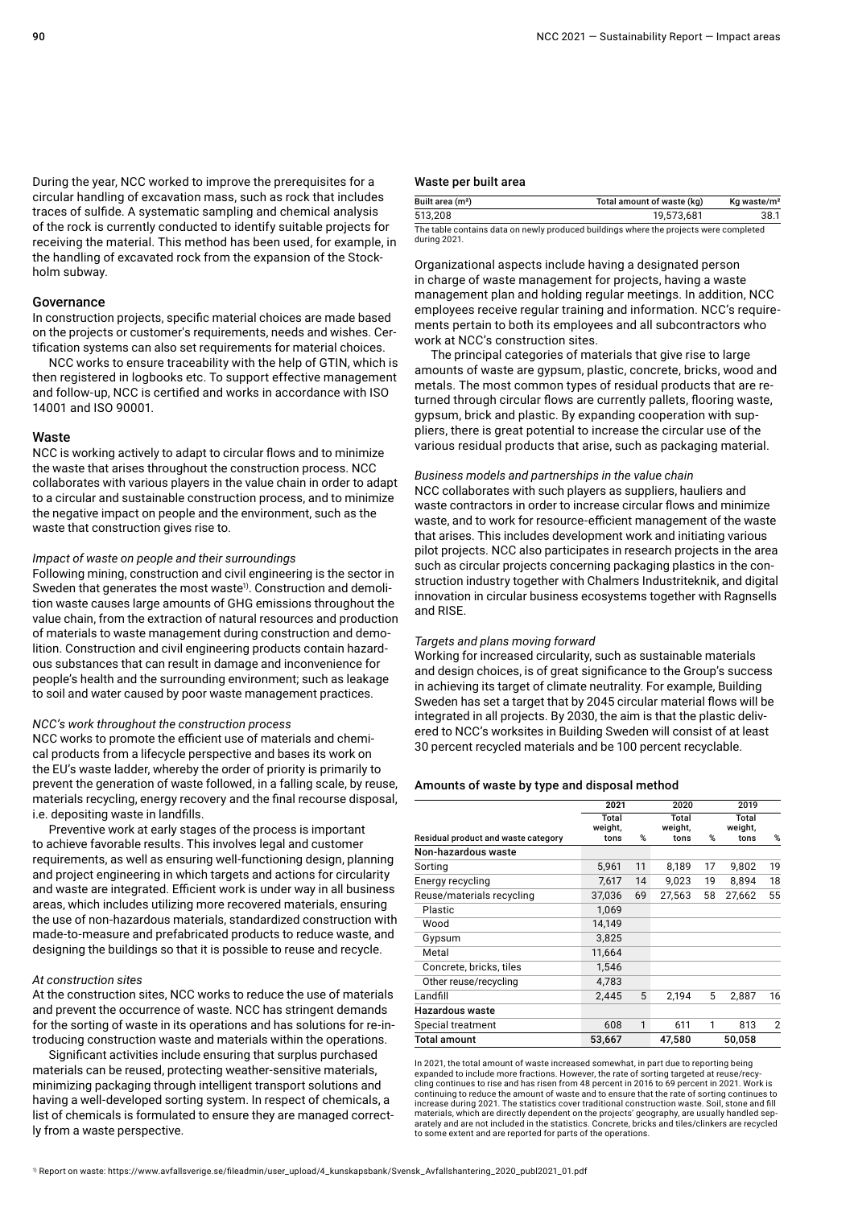During the year, NCC worked to improve the prerequisites for a circular handling of excavation mass, such as rock that includes traces of sulfide. A systematic sampling and chemical analysis of the rock is currently conducted to identify suitable projects for receiving the material. This method has been used, for example, in the handling of excavated rock from the expansion of the Stockholm subway.

## Governance

In construction projects, specific material choices are made based on the projects or customer's requirements, needs and wishes. Certification systems can also set requirements for material choices.

NCC works to ensure traceability with the help of GTIN, which is then registered in logbooks etc. To support effective management and follow-up, NCC is certified and works in accordance with ISO 14001 and ISO 90001.

## Waste

NCC is working actively to adapt to circular flows and to minimize the waste that arises throughout the construction process. NCC collaborates with various players in the value chain in order to adapt to a circular and sustainable construction process, and to minimize the negative impact on people and the environment, such as the waste that construction gives rise to.

*Impact of waste on people and their surroundings*

Following mining, construction and civil engineering is the sector in Sweden that generates the most waste[1]. Construction and demolition waste causes large amounts of GHG emissions throughout the value chain, from the extraction of natural resources and production of materials to waste management during construction and demolition. Construction and civil engineering products contain hazardous substances that can result in damage and inconvenience for people's health and the surrounding environment; such as leakage to soil and water caused by poor waste management practices.

*NCC's work throughout the construction process*

NCC works to promote the efficient use of materials and chemical products from a lifecycle perspective and bases its work on the EU's waste ladder, whereby the order of priority is primarily to prevent the generation of waste followed, in a falling scale, by reuse, materials recycling, energy recovery and the final recourse disposal, i.e. depositing waste in landfills.

Preventive work at early stages of the process is important to achieve favorable results. This involves legal and customer requirements, as well as ensuring well-functioning design, planning and project engineering in which targets and actions for circularity and waste are integrated. Efficient work is under way in all business areas, which includes utilizing more recovered materials, ensuring the use of non-hazardous materials, standardized construction with made-to-measure and prefabricated products to reduce waste, and designing the buildings so that it is possible to reuse and recycle.

*At construction sites*

At the construction sites, NCC works to reduce the use of materials and prevent the occurrence of waste. NCC has stringent demands for the sorting of waste in its operations and has solutions for re-introducing construction waste and materials within the operations.

Significant activities include ensuring that surplus purchased materials can be reused, protecting weather-sensitive materials, minimizing packaging through intelligent transport solutions and having a well-developed sorting system. In respect of chemicals, a list of chemicals is formulated to ensure they are managed correctly from a waste perspective.

### Waste per built area

| Built area (m²) | Total amount of waste (kg) | Kg waste/m² |
|---|---|---|
| 513,208 | 19,573,681 | 38.1 |

The table contains data on newly produced buildings where the projects were completed during 2021.

Organizational aspects include having a designated person in charge of waste management for projects, having a waste management plan and holding regular meetings. In addition, NCC employees receive regular training and information. NCC's requirements pertain to both its employees and all subcontractors who work at NCC's construction sites.

The principal categories of materials that give rise to large amounts of waste are gypsum, plastic, concrete, bricks, wood and metals. The most common types of residual products that are returned through circular flows are currently pallets, flooring waste, gypsum, brick and plastic. By expanding cooperation with suppliers, there is great potential to increase the circular use of the various residual products that arise, such as packaging material.

*Business models and partnerships in the value chain*

NCC collaborates with such players as suppliers, hauliers and waste contractors in order to increase circular flows and minimize waste, and to work for resource-efficient management of the waste that arises. This includes development work and initiating various pilot projects. NCC also participates in research projects in the area such as circular projects concerning packaging plastics in the construction industry together with Chalmers Industriteknik, and digital innovation in circular business ecosystems together with Ragnsells and RISE.

*Targets and plans moving forward*

Working for increased circularity, such as sustainable materials and design choices, is of great significance to the Group's success in achieving its target of climate neutrality. For example, Building Sweden has set a target that by 2045 circular material flows will be integrated in all projects. By 2030, the aim is that the plastic delivered to NCC's worksites in Building Sweden will consist of at least 30 percent recycled materials and be 100 percent recyclable.

### Amounts of waste by type and disposal method

| | 2021 | | 2020 | | 2019 | |
|---|---|---|---|---|---|---|
| Residual product and waste category | Total weight, tons | % | Total weight, tons | % | Total weight, tons | % |
| **Non-hazardous waste** | | | | | | |
| Sorting | 5,961 | 11 | 8,189 | 17 | 9,802 | 19 |
| Energy recycling | 7,617 | 14 | 9,023 | 19 | 8,894 | 18 |
| Reuse/materials recycling | 37,036 | 69 | 27,563 | 58 | 27,662 | 55 |
| Plastic | 1,069 | | | | | |
| Wood | 14,149 | | | | | |
| Gypsum | 3,825 | | | | | |
| Metal | 11,664 | | | | | |
| Concrete, bricks, tiles | 1,546 | | | | | |
| Other reuse/recycling | 4,783 | | | | | |
| Landfill | 2,445 | 5 | 2,194 | 5 | 2,887 | 16 |
| **Hazardous waste** | | | | | | |
| Special treatment | 608 | 1 | 611 | 1 | 813 | 2 |
| **Total amount** | **53,667** | | **47,580** | | **50,058** | |

In 2021, the total amount of waste increased somewhat, in part due to reporting being expanded to include more fractions. However, the rate of sorting targeted at reuse/recycling continues to rise and has risen from 48 percent in 2016 to 69 percent in 2021. Work is continuing to reduce the amount of waste and to ensure that the rate of sorting continues to increase during 2021. The statistics cover traditional construction waste. Soil, stone and fill materials, which are directly dependent on the projects' geography, are usually handled separately and are not included in the statistics. Concrete, bricks and tiles/clinkers are recycled to some extent and are reported for parts of the operations.

[1] Report on waste: https://www.avfallsverige.se/fileadmin/user_upload/4_kunskapsbank/Svensk_Avfallshantering_2020_publ2021_01.pdf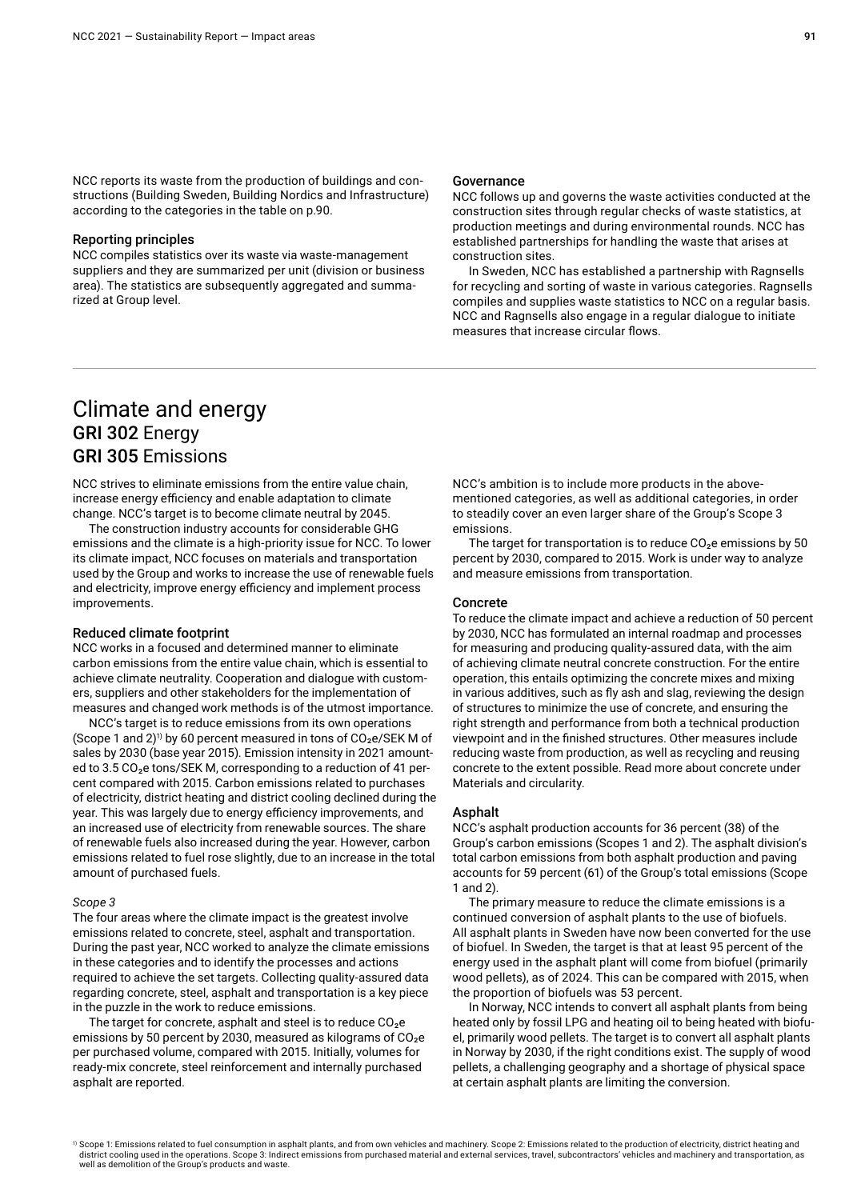NCC reports its waste from the production of buildings and constructions (Building Sweden, Building Nordics and Infrastructure) according to the categories in the table on p.90.

### Reporting principles

NCC compiles statistics over its waste via waste-management suppliers and they are summarized per unit (division or business area). The statistics are subsequently aggregated and summarized at Group level.

### Governance

NCC follows up and governs the waste activities conducted at the construction sites through regular checks of waste statistics, at production meetings and during environmental rounds. NCC has established partnerships for handling the waste that arises at construction sites.

In Sweden, NCC has established a partnership with Ragnsells for recycling and sorting of waste in various categories. Ragnsells compiles and supplies waste statistics to NCC on a regular basis. NCC and Ragnsells also engage in a regular dialogue to initiate measures that increase circular flows.

# Climate and energy

## GRI 302 Energy

## GRI 305 Emissions

NCC strives to eliminate emissions from the entire value chain, increase energy efficiency and enable adaptation to climate change. NCC's target is to become climate neutral by 2045.

The construction industry accounts for considerable GHG emissions and the climate is a high-priority issue for NCC. To lower its climate impact, NCC focuses on materials and transportation used by the Group and works to increase the use of renewable fuels and electricity, improve energy efficiency and implement process improvements.

### Reduced climate footprint

NCC works in a focused and determined manner to eliminate carbon emissions from the entire value chain, which is essential to achieve climate neutrality. Cooperation and dialogue with customers, suppliers and other stakeholders for the implementation of measures and changed work methods is of the utmost importance.

NCC's target is to reduce emissions from its own operations (Scope 1 and 2)[1] by 60 percent measured in tons of $CO_2$e/SEK M of sales by 2030 (base year 2015). Emission intensity in 2021 amounted to 3.5 $CO_2$e tons/SEK M, corresponding to a reduction of 41 percent compared with 2015. Carbon emissions related to purchases of electricity, district heating and district cooling declined during the year. This was largely due to energy efficiency improvements, and an increased use of electricity from renewable sources. The share of renewable fuels also increased during the year. However, carbon emissions related to fuel rose slightly, due to an increase in the total amount of purchased fuels.

*Scope 3*

The four areas where the climate impact is the greatest involve emissions related to concrete, steel, asphalt and transportation. During the past year, NCC worked to analyze the climate emissions in these categories and to identify the processes and actions required to achieve the set targets. Collecting quality-assured data regarding concrete, steel, asphalt and transportation is a key piece in the puzzle in the work to reduce emissions.

The target for concrete, asphalt and steel is to reduce $CO_2$e emissions by 50 percent by 2030, measured as kilograms of $CO_2$e per purchased volume, compared with 2015. Initially, volumes for ready-mix concrete, steel reinforcement and internally purchased asphalt are reported.

NCC's ambition is to include more products in the above-mentioned categories, as well as additional categories, in order to steadily cover an even larger share of the Group's Scope 3 emissions.

The target for transportation is to reduce $CO_2$e emissions by 50 percent by 2030, compared to 2015. Work is under way to analyze and measure emissions from transportation.

### Concrete

To reduce the climate impact and achieve a reduction of 50 percent by 2030, NCC has formulated an internal roadmap and processes for measuring and producing quality-assured data, with the aim of achieving climate neutral concrete construction. For the entire operation, this entails optimizing the concrete mixes and mixing in various additives, such as fly ash and slag, reviewing the design of structures to minimize the use of concrete, and ensuring the right strength and performance from both a technical production viewpoint and in the finished structures. Other measures include reducing waste from production, as well as recycling and reusing concrete to the extent possible. Read more about concrete under Materials and circularity.

### Asphalt

NCC's asphalt production accounts for 36 percent (38) of the Group's carbon emissions (Scopes 1 and 2). The asphalt division's total carbon emissions from both asphalt production and paving accounts for 59 percent (61) of the Group's total emissions (Scope 1 and 2).

The primary measure to reduce the climate emissions is a continued conversion of asphalt plants to the use of biofuels. All asphalt plants in Sweden have now been converted for the use of biofuel. In Sweden, the target is that at least 95 percent of the energy used in the asphalt plant will come from biofuel (primarily wood pellets), as of 2024. This can be compared with 2015, when the proportion of biofuels was 53 percent.

In Norway, NCC intends to convert all asphalt plants from being heated only by fossil LPG and heating oil to being heated with biofuel, primarily wood pellets. The target is to convert all asphalt plants in Norway by 2030, if the right conditions exist. The supply of wood pellets, a challenging geography and a shortage of physical space at certain asphalt plants are limiting the conversion.

[1] Scope 1: Emissions related to fuel consumption in asphalt plants, and from own vehicles and machinery. Scope 2: Emissions related to the production of electricity, district heating and district cooling used in the operations. Scope 3: Indirect emissions from purchased material and external services, travel, subcontractors' vehicles and machinery and transportation, as well as demolition of the Group's products and waste.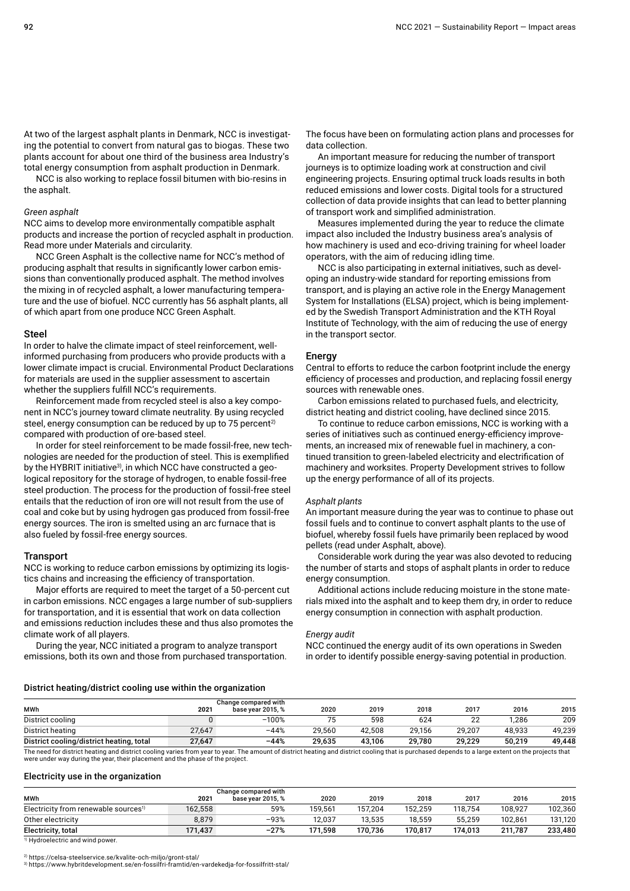At two of the largest asphalt plants in Denmark, NCC is investigating the potential to convert from natural gas to biogas. These two plants account for about one third of the business area Industry's total energy consumption from asphalt production in Denmark.

NCC is also working to replace fossil bitumen with bio-resins in the asphalt.

*Green asphalt*

NCC aims to develop more environmentally compatible asphalt products and increase the portion of recycled asphalt in production. Read more under Materials and circularity.

NCC Green Asphalt is the collective name for NCC's method of producing asphalt that results in significantly lower carbon emissions than conventionally produced asphalt. The method involves the mixing in of recycled asphalt, a lower manufacturing temperature and the use of biofuel. NCC currently has 56 asphalt plants, all of which apart from one produce NCC Green Asphalt.

## Steel

In order to halve the climate impact of steel reinforcement, well-informed purchasing from producers who provide products with a lower climate impact is crucial. Environmental Product Declarations for materials are used in the supplier assessment to ascertain whether the suppliers fulfill NCC's requirements.

Reinforcement made from recycled steel is also a key component in NCC's journey toward climate neutrality. By using recycled steel, energy consumption can be reduced by up to 75 percent[2] compared with production of ore-based steel.

In order for steel reinforcement to be made fossil-free, new technologies are needed for the production of steel. This is exemplified by the HYBRIT initiative[3], in which NCC have constructed a geological repository for the storage of hydrogen, to enable fossil-free steel production. The process for the production of fossil-free steel entails that the reduction of iron ore will not result from the use of coal and coke but by using hydrogen gas produced from fossil-free energy sources. The iron is smelted using an arc furnace that is also fueled by fossil-free energy sources.

## Transport

NCC is working to reduce carbon emissions by optimizing its logistics chains and increasing the efficiency of transportation.

Major efforts are required to meet the target of a 50-percent cut in carbon emissions. NCC engages a large number of sub-suppliers for transportation, and it is essential that work on data collection and emissions reduction includes these and thus also promotes the climate work of all players.

During the year, NCC initiated a program to analyze transport emissions, both its own and those from purchased transportation. The focus have been on formulating action plans and processes for data collection.

An important measure for reducing the number of transport journeys is to optimize loading work at construction and civil engineering projects. Ensuring optimal truck loads results in both reduced emissions and lower costs. Digital tools for a structured collection of data provide insights that can lead to better planning of transport work and simplified administration.

Measures implemented during the year to reduce the climate impact also included the Industry business area's analysis of how machinery is used and eco-driving training for wheel loader operators, with the aim of reducing idling time.

NCC is also participating in external initiatives, such as developing an industry-wide standard for reporting emissions from transport, and is playing an active role in the Energy Management System for Installations (ELSA) project, which is being implemented by the Swedish Transport Administration and the KTH Royal Institute of Technology, with the aim of reducing the use of energy in the transport sector.

## Energy

Central to efforts to reduce the carbon footprint include the energy efficiency of processes and production, and replacing fossil energy sources with renewable ones.

Carbon emissions related to purchased fuels, and electricity, district heating and district cooling, have declined since 2015.

To continue to reduce carbon emissions, NCC is working with a series of initiatives such as continued energy-efficiency improvements, an increased mix of renewable fuel in machinery, a continued transition to green-labeled electricity and electrification of machinery and worksites. Property Development strives to follow up the energy performance of all of its projects.

*Asphalt plants*

An important measure during the year was to continue to phase out fossil fuels and to continue to convert asphalt plants to the use of biofuel, whereby fossil fuels have primarily been replaced by wood pellets (read under Asphalt, above).

Considerable work during the year was also devoted to reducing the number of starts and stops of asphalt plants in order to reduce energy consumption.

Additional actions include reducing moisture in the stone materials mixed into the asphalt and to keep them dry, in order to reduce energy consumption in connection with asphalt production.

*Energy audit*

NCC continued the energy audit of its own operations in Sweden in order to identify possible energy-saving potential in production.

### District heating/district cooling use within the organization

| MWh | 2021 | Change compared with base year 2015, % | 2020 | 2019 | 2018 | 2017 | 2016 | 2015 |
|---|---|---|---|---|---|---|---|---|
| District cooling | 0 | −100% | 75 | 598 | 624 | 22 | 1,286 | 209 |
| District heating | 27,647 | −44% | 29,560 | 42,508 | 29,156 | 29,207 | 48,933 | 49,239 |
| **District cooling/district heating, total** | **27,647** | **−44%** | **29,635** | **43,106** | **29,780** | **29,229** | **50,219** | **49,448** |

The need for district heating and district cooling varies from year to year. The amount of district heating and district cooling that is purchased depends to a large extent on the projects that were under way during the year, their placement and the phase of the project.

### Electricity use in the organization

| MWh | 2021 | Change compared with base year 2015, % | 2020 | 2019 | 2018 | 2017 | 2016 | 2015 |
|---|---|---|---|---|---|---|---|---|
| Electricity from renewable sources[1] | 162,558 | 59% | 159,561 | 157,204 | 152,259 | 118,754 | 108,927 | 102,360 |
| Other electricity | 8,879 | −93% | 12,037 | 13,535 | 18,559 | 55,259 | 102,861 | 131,120 |
| **Electricity, total** | **171,437** | **−27%** | **171,598** | **170,736** | **170,817** | **174,013** | **211,787** | **233,480** |

[1] Hydroelectric and wind power.

[2] https://celsa-steelservice.se/kvalite-och-miljo/gront-stal/

[3] https://www.hybritdevelopment.se/en-fossilfri-framtid/en-vardekedja-for-fossilfritt-stal/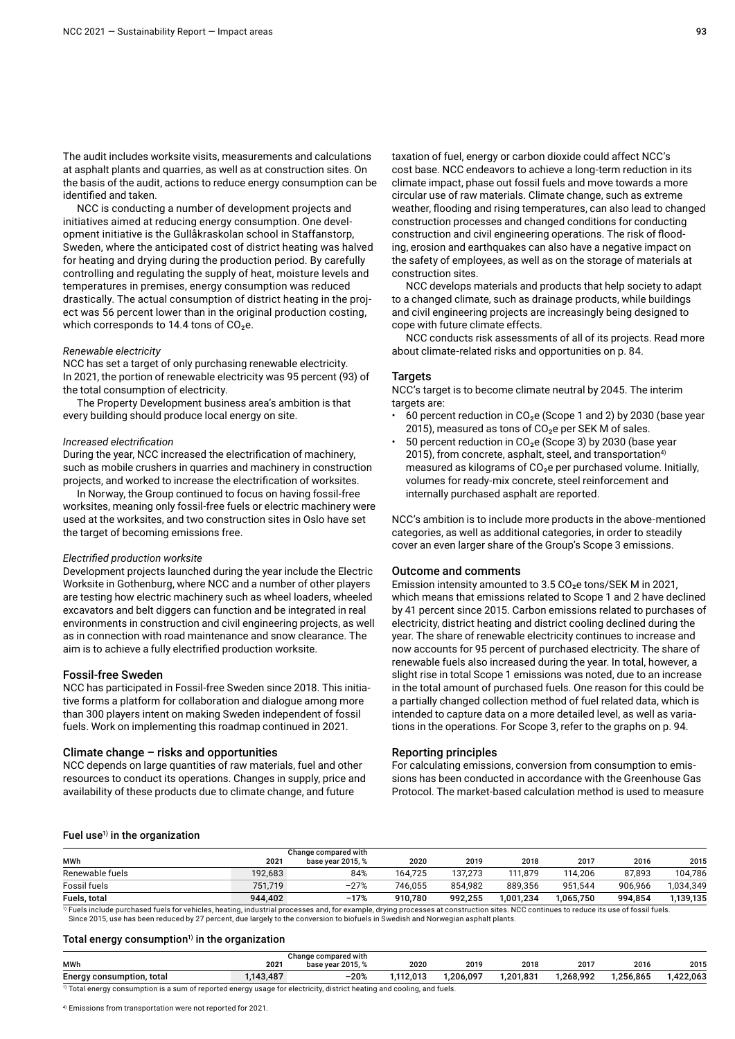The audit includes worksite visits, measurements and calculations at asphalt plants and quarries, as well as at construction sites. On the basis of the audit, actions to reduce energy consumption can be identified and taken.

NCC is conducting a number of development projects and initiatives aimed at reducing energy consumption. One development initiative is the Gullåkraskolan school in Staffanstorp, Sweden, where the anticipated cost of district heating was halved for heating and drying during the production period. By carefully controlling and regulating the supply of heat, moisture levels and temperatures in premises, energy consumption was reduced drastically. The actual consumption of district heating in the project was 56 percent lower than in the original production costing, which corresponds to 14.4 tons of $CO_2$e.

*Renewable electricity*

NCC has set a target of only purchasing renewable electricity. In 2021, the portion of renewable electricity was 95 percent (93) of the total consumption of electricity.

The Property Development business area's ambition is that every building should produce local energy on site.

*Increased electrification*

During the year, NCC increased the electrification of machinery, such as mobile crushers in quarries and machinery in construction projects, and worked to increase the electrification of worksites.

In Norway, the Group continued to focus on having fossil-free worksites, meaning only fossil-free fuels or electric machinery were used at the worksites, and two construction sites in Oslo have set the target of becoming emissions free.

*Electrified production worksite*

Development projects launched during the year include the Electric Worksite in Gothenburg, where NCC and a number of other players are testing how electric machinery such as wheel loaders, wheeled excavators and belt diggers can function and be integrated in real environments in construction and civil engineering projects, as well as in connection with road maintenance and snow clearance. The aim is to achieve a fully electrified production worksite.

### Fossil-free Sweden

NCC has participated in Fossil-free Sweden since 2018. This initiative forms a platform for collaboration and dialogue among more than 300 players intent on making Sweden independent of fossil fuels. Work on implementing this roadmap continued in 2021.

### Climate change – risks and opportunities

NCC depends on large quantities of raw materials, fuel and other resources to conduct its operations. Changes in supply, price and availability of these products due to climate change, and future taxation of fuel, energy or carbon dioxide could affect NCC's cost base. NCC endeavors to achieve a long-term reduction in its climate impact, phase out fossil fuels and move towards a more circular use of raw materials. Climate change, such as extreme weather, flooding and rising temperatures, can also lead to changed construction processes and changed conditions for conducting construction and civil engineering operations. The risk of flooding, erosion and earthquakes can also have a negative impact on the safety of employees, as well as on the storage of materials at construction sites.

NCC develops materials and products that help society to adapt to a changed climate, such as drainage products, while buildings and civil engineering projects are increasingly being designed to cope with future climate effects.

NCC conducts risk assessments of all of its projects. Read more about climate-related risks and opportunities on p. 84.

### Targets

NCC's target is to become climate neutral by 2045. The interim targets are:

- 60 percent reduction in $CO_2$e (Scope 1 and 2) by 2030 (base year 2015), measured as tons of $CO_2$e per SEK M of sales.
- 50 percent reduction in $CO_2$e (Scope 3) by 2030 (base year 2015), from concrete, asphalt, steel, and transportation[4] measured as kilograms of $CO_2$e per purchased volume. Initially, volumes for ready-mix concrete, steel reinforcement and internally purchased asphalt are reported.

NCC's ambition is to include more products in the above-mentioned categories, as well as additional categories, in order to steadily cover an even larger share of the Group's Scope 3 emissions.

### Outcome and comments

Emission intensity amounted to 3.5 $CO_2$e tons/SEK M in 2021, which means that emissions related to Scope 1 and 2 have declined by 41 percent since 2015. Carbon emissions related to purchases of electricity, district heating and district cooling declined during the year. The share of renewable electricity continues to increase and now accounts for 95 percent of purchased electricity. The share of renewable fuels also increased during the year. In total, however, a slight rise in total Scope 1 emissions was noted, due to an increase in the total amount of purchased fuels. One reason for this could be a partially changed collection method of fuel related data, which is intended to capture data on a more detailed level, as well as variations in the operations. For Scope 3, refer to the graphs on p. 94.

### Reporting principles

For calculating emissions, conversion from consumption to emissions has been conducted in accordance with the Greenhouse Gas Protocol. The market-based calculation method is used to measure

#### Fuel use[1] in the organization

| MWh | 2021 | Change compared with base year 2015, % | 2020 | 2019 | 2018 | 2017 | 2016 | 2015 |
|---|---|---|---|---|---|---|---|---|
| Renewable fuels | 192,683 | 84% | 164,725 | 137,273 | 111,879 | 114,206 | 87,893 | 104,786 |
| Fossil fuels | 751,719 | –27% | 746,055 | 854,982 | 889,356 | 951,544 | 906,966 | 1,034,349 |
| **Fuels, total** | **944,402** | **–17%** | **910,780** | **992,255** | **1,001,234** | **1,065,750** | **994,854** | **1,139,135** |

[1] Fuels include purchased fuels for vehicles, heating, industrial processes and, for example, drying processes at construction sites. NCC continues to reduce its use of fossil fuels. Since 2015, use has been reduced by 27 percent, due largely to the conversion to biofuels in Swedish and Norwegian asphalt plants.

#### Total energy consumption[1] in the organization

| MWh | 2021 | Change compared with base year 2015, % | 2020 | 2019 | 2018 | 2017 | 2016 | 2015 |
|---|---|---|---|---|---|---|---|---|
| **Energy consumption, total** | **1,143,487** | **–20%** | **1,112,013** | **1,206,097** | **1,201,831** | **1,268,992** | **1,256,865** | **1,422,063** |

[1] Total energy consumption is a sum of reported energy usage for electricity, district heating and cooling, and fuels.

[4] Emissions from transportation were not reported for 2021.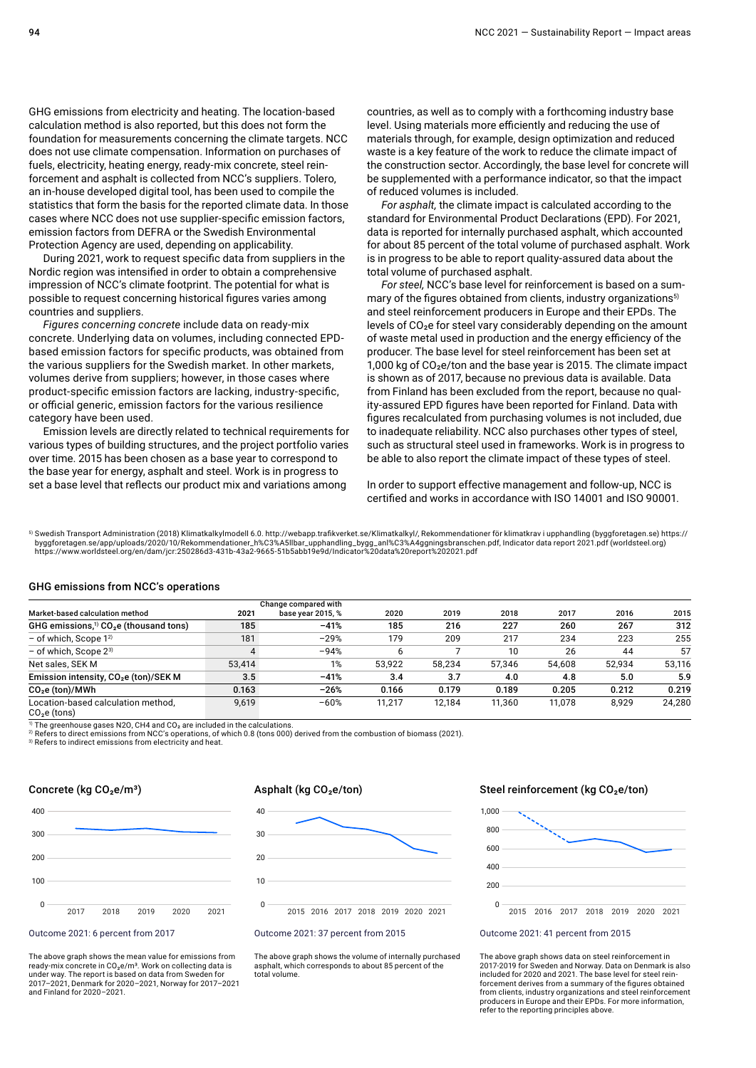GHG emissions from electricity and heating. The location-based calculation method is also reported, but this does not form the foundation for measurements concerning the climate targets. NCC does not use climate compensation. Information on purchases of fuels, electricity, heating energy, ready-mix concrete, steel reinforcement and asphalt is collected from NCC's suppliers. Tolero, an in-house developed digital tool, has been used to compile the statistics that form the basis for the reported climate data. In those cases where NCC does not use supplier-specific emission factors, emission factors from DEFRA or the Swedish Environmental Protection Agency are used, depending on applicability.

During 2021, work to request specific data from suppliers in the Nordic region was intensified in order to obtain a comprehensive impression of NCC's climate footprint. The potential for what is possible to request concerning historical figures varies among countries and suppliers.

*Figures concerning concrete* include data on ready-mix concrete. Underlying data on volumes, including connected EPD-based emission factors for specific products, was obtained from the various suppliers for the Swedish market. In other markets, volumes derive from suppliers; however, in those cases where product-specific emission factors are lacking, industry-specific, or official generic, emission factors for the various resilience category have been used.

Emission levels are directly related to technical requirements for various types of building structures, and the project portfolio varies over time. 2015 has been chosen as a base year to correspond to the base year for energy, asphalt and steel. Work is in progress to set a base level that reflects our product mix and variations among countries, as well as to comply with a forthcoming industry base level. Using materials more efficiently and reducing the use of materials through, for example, design optimization and reduced waste is a key feature of the work to reduce the climate impact of the construction sector. Accordingly, the base level for concrete will be supplemented with a performance indicator, so that the impact of reduced volumes is included.

*For asphalt,* the climate impact is calculated according to the standard for Environmental Product Declarations (EPD). For 2021, data is reported for internally purchased asphalt, which accounted for about 85 percent of the total volume of purchased asphalt. Work is in progress to be able to report quality-assured data about the total volume of purchased asphalt.

*For steel,* NCC's base level for reinforcement is based on a summary of the figures obtained from clients, industry organizations[5] and steel reinforcement producers in Europe and their EPDs. The levels of $CO_2e$ for steel vary considerably depending on the amount of waste metal used in production and the energy efficiency of the producer. The base level for steel reinforcement has been set at 1,000 kg of $CO_2e$/ton and the base year is 2015. The climate impact is shown as of 2017, because no previous data is available. Data from Finland has been excluded from the report, because no quality-assured EPD figures have been reported for Finland. Data with figures recalculated from purchasing volumes is not included, due to inadequate reliability. NCC also purchases other types of steel, such as structural steel used in frameworks. Work is in progress to be able to also report the climate impact of these types of steel.

In order to support effective management and follow-up, NCC is certified and works in accordance with ISO 14001 and ISO 90001.

[5] Swedish Transport Administration (2018) Klimatkalkylmodell 6.0. http://webapp.trafikverket.se/Klimatkalkyl/, Rekommendationer för klimatkrav i upphandling (byggforetagen.se) https://byggforetagen.se/app/uploads/2020/10/Rekommendationer_h%C3%A5llbar_upphandling_bygg_anl%C3%A4ggningsbranschen.pdf, Indicator data report 2021.pdf (worldsteel.org) https://www.worldsteel.org/en/dam/jcr:250286d3-431b-43a2-9665-51b5abb19e9d/Indicator%20data%20report%202021.pdf

## GHG emissions from NCC's operations

| Market-based calculation method | 2021 | Change compared with base year 2015, % | 2020 | 2019 | 2018 | 2017 | 2016 | 2015 |
|---|---|---|---|---|---|---|---|---|
| **GHG emissions,[1] $CO_2e$ (thousand tons)** | **185** | **−41%** | **185** | **216** | **227** | **260** | **267** | **312** |
| – of which, Scope 1[2] | 181 | −29% | 179 | 209 | 217 | 234 | 223 | 255 |
| – of which, Scope 2[3] | 4 | −94% | 6 | 7 | 10 | 26 | 44 | 57 |
| Net sales, SEK M | 53,414 | 1% | 53,922 | 58,234 | 57,346 | 54,608 | 52,934 | 53,116 |
| **Emission intensity, $CO_2e$ (ton)/SEK M** | **3.5** | **−41%** | **3.4** | **3.7** | **4.0** | **4.8** | **5.0** | **5.9** |
| **$CO_2e$ (ton)/MWh** | **0.163** | **−26%** | **0.166** | **0.179** | **0.189** | **0.205** | **0.212** | **0.219** |
| Location-based calculation method, $CO_2e$ (tons) | 9,619 | −60% | 11,217 | 12,184 | 11,360 | 11,078 | 8,929 | 24,280 |

[1] The greenhouse gases N2O, CH4 and $CO_2$ are included in the calculations.
[2] Refers to direct emissions from NCC's operations, of which 0.8 (tons 000) derived from the combustion of biomass (2021).
[3] Refers to indirect emissions from electricity and heat.

### Concrete (kg $CO_2e/m^3$)

Outcome 2021: 6 percent from 2017

The above graph shows the mean value for emissions from ready-mix concrete in $CO_2e/m^3$. Work on collecting data is under way. The report is based on data from Sweden for 2017–2021, Denmark for 2020–2021, Norway for 2017–2021 and Finland for 2020–2021.

### Asphalt (kg $CO_2e$/ton)

Outcome 2021: 37 percent from 2015

The above graph shows the volume of internally purchased asphalt, which corresponds to about 85 percent of the total volume.

### Steel reinforcement (kg $CO_2e$/ton)

Outcome 2021: 41 percent from 2015

The above graph shows data on steel reinforcement in 2017-2019 for Sweden and Norway. Data on Denmark is also included for 2020 and 2021. The base level for steel reinforcement derives from a summary of the figures obtained from clients, industry organizations and steel reinforcement producers in Europe and their EPDs. For more information, refer to the reporting principles above.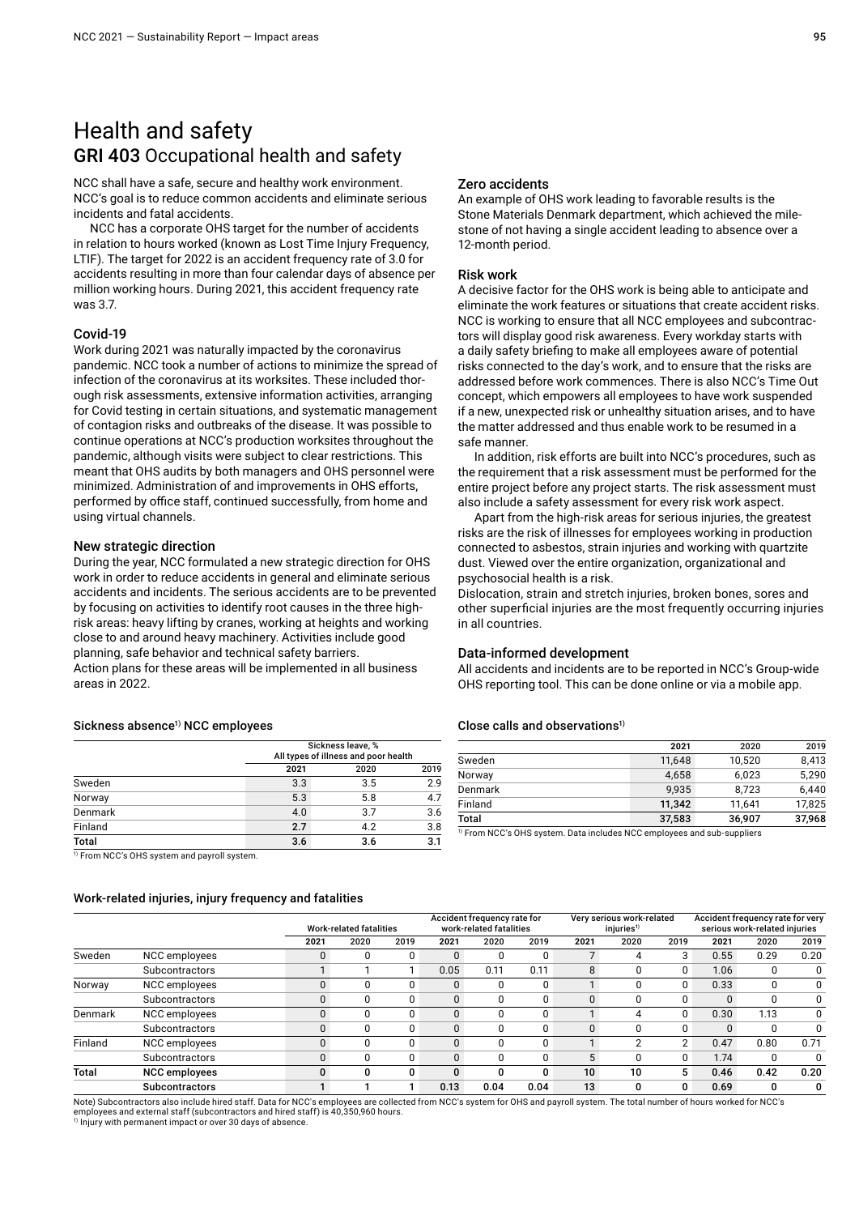# Health and safety

## GRI 403 Occupational health and safety

NCC shall have a safe, secure and healthy work environment. NCC's goal is to reduce common accidents and eliminate serious incidents and fatal accidents.

NCC has a corporate OHS target for the number of accidents in relation to hours worked (known as Lost Time Injury Frequency, LTIF). The target for 2022 is an accident frequency rate of 3.0 for accidents resulting in more than four calendar days of absence per million working hours. During 2021, this accident frequency rate was 3.7.

### Covid-19

Work during 2021 was naturally impacted by the coronavirus pandemic. NCC took a number of actions to minimize the spread of infection of the coronavirus at its worksites. These included thorough risk assessments, extensive information activities, arranging for Covid testing in certain situations, and systematic management of contagion risks and outbreaks of the disease. It was possible to continue operations at NCC's production worksites throughout the pandemic, although visits were subject to clear restrictions. This meant that OHS audits by both managers and OHS personnel were minimized. Administration of and improvements in OHS efforts, performed by office staff, continued successfully, from home and using virtual channels.

### New strategic direction

During the year, NCC formulated a new strategic direction for OHS work in order to reduce accidents in general and eliminate serious accidents and incidents. The serious accidents are to be prevented by focusing on activities to identify root causes in the three high-risk areas: heavy lifting by cranes, working at heights and working close to and around heavy machinery. Activities include good planning, safe behavior and technical safety barriers.
Action plans for these areas will be implemented in all business areas in 2022.

### Zero accidents

An example of OHS work leading to favorable results is the Stone Materials Denmark department, which achieved the milestone of not having a single accident leading to absence over a 12-month period.

### Risk work

A decisive factor for the OHS work is being able to anticipate and eliminate the work features or situations that create accident risks. NCC is working to ensure that all NCC employees and subcontractors will display good risk awareness. Every workday starts with a daily safety briefing to make all employees aware of potential risks connected to the day's work, and to ensure that the risks are addressed before work commences. There is also NCC's Time Out concept, which empowers all employees to have work suspended if a new, unexpected risk or unhealthy situation arises, and to have the matter addressed and thus enable work to be resumed in a safe manner.

In addition, risk efforts are built into NCC's procedures, such as the requirement that a risk assessment must be performed for the entire project before any project starts. The risk assessment must also include a safety assessment for every risk work aspect.

Apart from the high-risk areas for serious injuries, the greatest risks are the risk of illnesses for employees working in production connected to asbestos, strain injuries and working with quartzite dust. Viewed over the entire organization, organizational and psychosocial health is a risk.
Dislocation, strain and stretch injuries, broken bones, sores and other superficial injuries are the most frequently occurring injuries in all countries.

### Data-informed development

All accidents and incidents are to be reported in NCC's Group-wide OHS reporting tool. This can be done online or via a mobile app.

#### Sickness absence[1] NCC employees

| | Sickness leave, % All types of illness and poor health | | |
|---|---|---|---|
| | 2021 | 2020 | 2019 |
| Sweden | 3.3 | 3.5 | 2.9 |
| Norway | 5.3 | 5.8 | 4.7 |
| Denmark | 4.0 | 3.7 | 3.6 |
| Finland | **2.7** | 4.2 | 3.8 |
| **Total** | **3.6** | **3.6** | **3.1** |

[1] From NCC's OHS system and payroll system.

#### Close calls and observations[1]

| | 2021 | 2020 | 2019 |
|---|---|---|---|
| Sweden | 11,648 | 10,520 | 8,413 |
| Norway | 4,658 | 6,023 | 5,290 |
| Denmark | 9,935 | 8,723 | 6,440 |
| Finland | **11,342** | 11,641 | 17,825 |
| **Total** | **37,583** | **36,907** | **37,968** |

[1] From NCC's OHS system. Data includes NCC employees and sub-suppliers

#### Work-related injuries, injury frequency and fatalities

| | | Work-related fatalities | | | Accident frequency rate for work-related fatalities | | | Very serious work-related injuries[1] | | | Accident frequency rate for very serious work-related injuries | | |
|---|---|---|---|---|---|---|---|---|---|---|---|---|---|
| | | 2021 | 2020 | 2019 | 2021 | 2020 | 2019 | 2021 | 2020 | 2019 | 2021 | 2020 | 2019 |
| Sweden | NCC employees | 0 | 0 | 0 | 0 | 0 | 0 | 7 | 4 | 3 | 0.55 | 0.29 | 0.20 |
| | Subcontractors | 1 | 1 | 1 | 0.05 | 0.11 | 0.11 | 8 | 0 | 0 | 1.06 | 0 | 0 |
| Norway | NCC employees | 0 | 0 | 0 | 0 | 0 | 0 | 1 | 0 | 0 | 0.33 | 0 | 0 |
| | Subcontractors | 0 | 0 | 0 | 0 | 0 | 0 | 0 | 0 | 0 | 0 | 0 | 0 |
| Denmark | NCC employees | 0 | 0 | 0 | 0 | 0 | 0 | 1 | 4 | 0 | 0.30 | 1.13 | 0 |
| | Subcontractors | 0 | 0 | 0 | 0 | 0 | 0 | 0 | 0 | 0 | 0 | 0 | 0 |
| Finland | NCC employees | 0 | 0 | 0 | 0 | 0 | 0 | 1 | 2 | 2 | 0.47 | 0.80 | 0.71 |
| | Subcontractors | 0 | 0 | 0 | 0 | 0 | 0 | 5 | 0 | 0 | 1.74 | 0 | 0 |
| **Total** | **NCC employees** | **0** | **0** | **0** | **0** | **0** | **0** | **10** | **10** | **5** | **0.46** | **0.42** | **0.20** |
| | **Subcontractors** | **1** | **1** | **1** | **0.13** | **0.04** | **0.04** | **13** | **0** | **0** | **0.69** | **0** | **0** |

Note) Subcontractors also include hired staff. Data for NCC's employees are collected from NCC's system for OHS and payroll system. The total number of hours worked for NCC's employees and external staff (subcontractors and hired staff) is 40,350,960 hours.
[1] Injury with permanent impact or over 30 days of absence.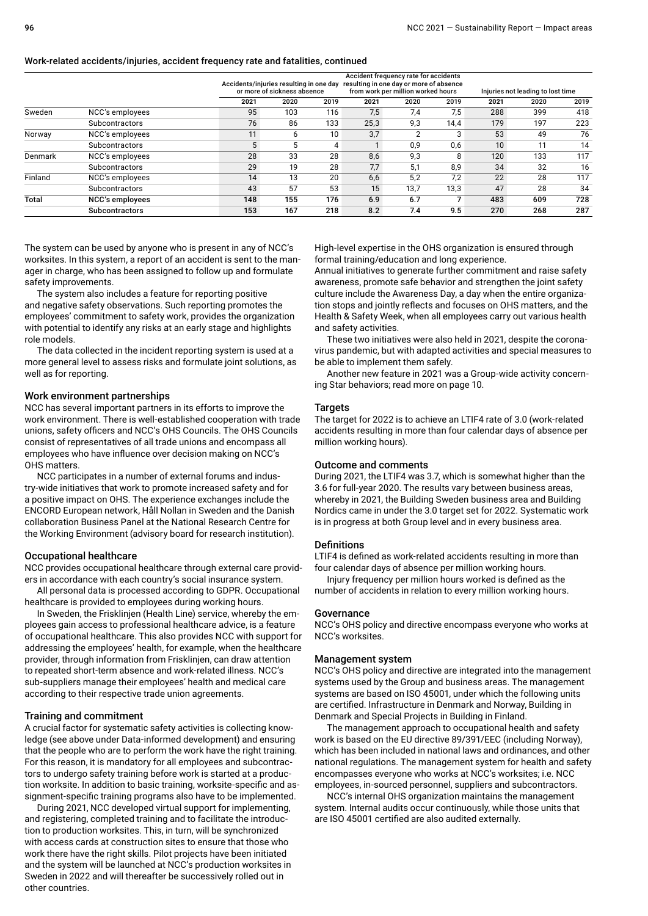### Work-related accidents/injuries, accident frequency rate and fatalities, continued

| | | Accidents/injuries resulting in one day or more of sickness absence | | | Accident frequency rate for accidents resulting in one day or more of absence from work per million worked hours | | | Injuries not leading to lost time | | |
|---|---|---|---|---|---|---|---|---|---|---|
| | | 2021 | 2020 | 2019 | 2021 | 2020 | 2019 | 2021 | 2020 | 2019 |
| Sweden | NCC's employees | 95 | 103 | 116 | 7,5 | 7,4 | 7,5 | 288 | 399 | 418 |
| | Subcontractors | 76 | 86 | 133 | 25,3 | 9,3 | 14,4 | 179 | 197 | 223 |
| Norway | NCC's employees | 11 | 6 | 10 | 3,7 | 2 | 3 | 53 | 49 | 76 |
| | Subcontractors | 5 | 5 | 4 | 1 | 0,9 | 0,6 | 10 | 11 | 14 |
| Denmark | NCC's employees | 28 | 33 | 28 | 8,6 | 9,3 | 8 | 120 | 133 | 117 |
| | Subcontractors | 29 | 19 | 28 | 7,7 | 5,1 | 8,9 | 34 | 32 | 16 |
| Finland | NCC's employees | 14 | 13 | 20 | 6,6 | 5,2 | 7,2 | 22 | 28 | 117 |
| | Subcontractors | 43 | 57 | 53 | 15 | 13,7 | 13,3 | 47 | 28 | 34 |
| **Total** | **NCC's employees** | **148** | **155** | **176** | **6.9** | **6.7** | **7** | **483** | **609** | **728** |
| | **Subcontractors** | **153** | **167** | **218** | **8.2** | **7.4** | **9.5** | **270** | **268** | **287** |

The system can be used by anyone who is present in any of NCC's worksites. In this system, a report of an accident is sent to the manager in charge, who has been assigned to follow up and formulate safety improvements.

The system also includes a feature for reporting positive and negative safety observations. Such reporting promotes the employees' commitment to safety work, provides the organization with potential to identify any risks at an early stage and highlights role models.

The data collected in the incident reporting system is used at a more general level to assess risks and formulate joint solutions, as well as for reporting.

#### Work environment partnerships

NCC has several important partners in its efforts to improve the work environment. There is well-established cooperation with trade unions, safety officers and NCC's OHS Councils. The OHS Councils consist of representatives of all trade unions and encompass all employees who have influence over decision making on NCC's OHS matters.

NCC participates in a number of external forums and industry-wide initiatives that work to promote increased safety and for a positive impact on OHS. The experience exchanges include the ENCORD European network, Håll Nollan in Sweden and the Danish collaboration Business Panel at the National Research Centre for the Working Environment (advisory board for research institution).

#### Occupational healthcare

NCC provides occupational healthcare through external care providers in accordance with each country's social insurance system.

All personal data is processed according to GDPR. Occupational healthcare is provided to employees during working hours.

In Sweden, the Frisklinjen (Health Line) service, whereby the employees gain access to professional healthcare advice, is a feature of occupational healthcare. This also provides NCC with support for addressing the employees' health, for example, when the healthcare provider, through information from Frisklinjen, can draw attention to repeated short-term absence and work-related illness. NCC's sub-suppliers manage their employees' health and medical care according to their respective trade union agreements.

#### Training and commitment

A crucial factor for systematic safety activities is collecting knowledge (see above under Data-informed development) and ensuring that the people who are to perform the work have the right training. For this reason, it is mandatory for all employees and subcontractors to undergo safety training before work is started at a production worksite. In addition to basic training, worksite-specific and assignment-specific training programs also have to be implemented.

During 2021, NCC developed virtual support for implementing, and registering, completed training and to facilitate the introduction to production worksites. This, in turn, will be synchronized with access cards at construction sites to ensure that those who work there have the right skills. Pilot projects have been initiated and the system will be launched at NCC's production worksites in Sweden in 2022 and will thereafter be successively rolled out in other countries.

High-level expertise in the OHS organization is ensured through formal training/education and long experience.

Annual initiatives to generate further commitment and raise safety awareness, promote safe behavior and strengthen the joint safety culture include the Awareness Day, a day when the entire organization stops and jointly reflects and focuses on OHS matters, and the Health & Safety Week, when all employees carry out various health and safety activities.

These two initiatives were also held in 2021, despite the coronavirus pandemic, but with adapted activities and special measures to be able to implement them safely.

Another new feature in 2021 was a Group-wide activity concerning Star behaviors; read more on page 10.

#### Targets

The target for 2022 is to achieve an LTIF4 rate of 3.0 (work-related accidents resulting in more than four calendar days of absence per million working hours).

#### Outcome and comments

During 2021, the LTIF4 was 3.7, which is somewhat higher than the 3.6 for full-year 2020. The results vary between business areas, whereby in 2021, the Building Sweden business area and Building Nordics came in under the 3.0 target set for 2022. Systematic work is in progress at both Group level and in every business area.

#### Definitions

LTIF4 is defined as work-related accidents resulting in more than four calendar days of absence per million working hours.

Injury frequency per million hours worked is defined as the number of accidents in relation to every million working hours.

#### Governance

NCC's OHS policy and directive encompass everyone who works at NCC's worksites.

#### Management system

NCC's OHS policy and directive are integrated into the management systems used by the Group and business areas. The management systems are based on ISO 45001, under which the following units are certified. Infrastructure in Denmark and Norway, Building in Denmark and Special Projects in Building in Finland.

The management approach to occupational health and safety work is based on the EU directive 89/391/EEC (including Norway), which has been included in national laws and ordinances, and other national regulations. The management system for health and safety encompasses everyone who works at NCC's worksites; i.e. NCC employees, in-sourced personnel, suppliers and subcontractors.

NCC's internal OHS organization maintains the management system. Internal audits occur continuously, while those units that are ISO 45001 certified are also audited externally.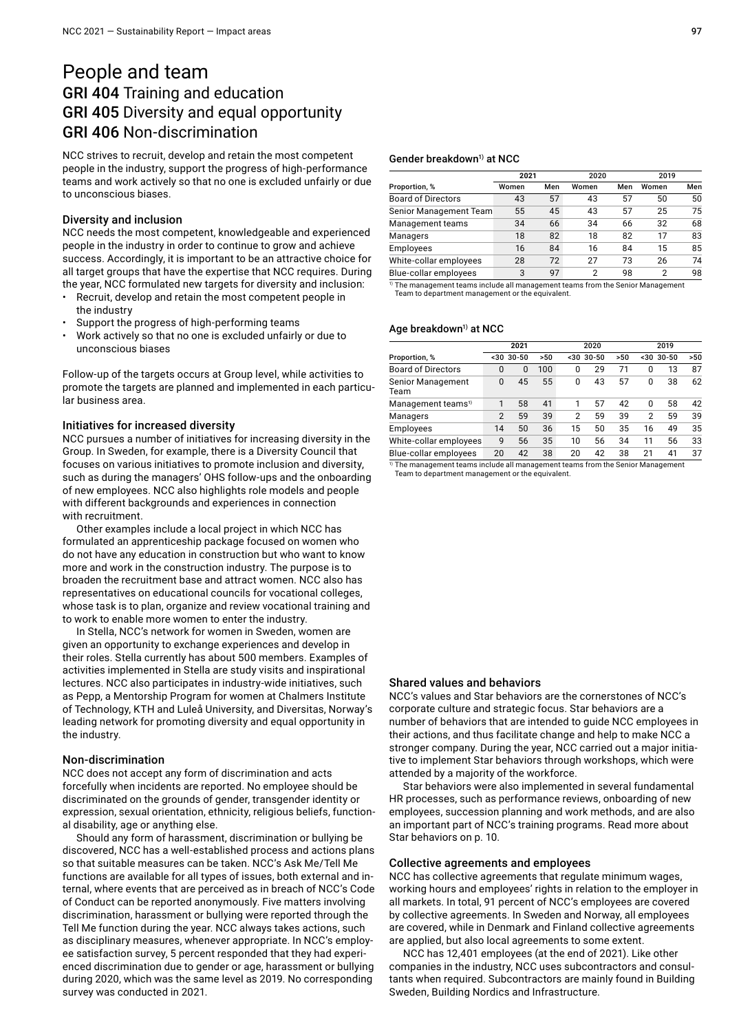# People and team

## GRI 404 Training and education
## GRI 405 Diversity and equal opportunity
## GRI 406 Non-discrimination

NCC strives to recruit, develop and retain the most competent people in the industry, support the progress of high-performance teams and work actively so that no one is excluded unfairly or due to unconscious biases.

### Diversity and inclusion

NCC needs the most competent, knowledgeable and experienced people in the industry in order to continue to grow and achieve success. Accordingly, it is important to be an attractive choice for all target groups that have the expertise that NCC requires. During the year, NCC formulated new targets for diversity and inclusion:

- Recruit, develop and retain the most competent people in the industry
- Support the progress of high-performing teams
- Work actively so that no one is excluded unfairly or due to unconscious biases

Follow-up of the targets occurs at Group level, while activities to promote the targets are planned and implemented in each particular business area.

### Initiatives for increased diversity

NCC pursues a number of initiatives for increasing diversity in the Group. In Sweden, for example, there is a Diversity Council that focuses on various initiatives to promote inclusion and diversity, such as during the managers' OHS follow-ups and the onboarding of new employees. NCC also highlights role models and people with different backgrounds and experiences in connection with recruitment.

Other examples include a local project in which NCC has formulated an apprenticeship package focused on women who do not have any education in construction but who want to know more and work in the construction industry. The purpose is to broaden the recruitment base and attract women. NCC also has representatives on educational councils for vocational colleges, whose task is to plan, organize and review vocational training and to work to enable more women to enter the industry.

In Stella, NCC's network for women in Sweden, women are given an opportunity to exchange experiences and develop in their roles. Stella currently has about 500 members. Examples of activities implemented in Stella are study visits and inspirational lectures. NCC also participates in industry-wide initiatives, such as Pepp, a Mentorship Program for women at Chalmers Institute of Technology, KTH and Luleå University, and Diversitas, Norway's leading network for promoting diversity and equal opportunity in the industry.

### Non-discrimination

NCC does not accept any form of discrimination and acts forcefully when incidents are reported. No employee should be discriminated on the grounds of gender, transgender identity or expression, sexual orientation, ethnicity, religious beliefs, functional disability, age or anything else.

Should any form of harassment, discrimination or bullying be discovered, NCC has a well-established process and actions plans so that suitable measures can be taken. NCC's Ask Me/Tell Me functions are available for all types of issues, both external and internal, where events that are perceived as in breach of NCC's Code of Conduct can be reported anonymously. Five matters involving discrimination, harassment or bullying were reported through the Tell Me function during the year. NCC always takes actions, such as disciplinary measures, whenever appropriate. In NCC's employee satisfaction survey, 5 percent responded that they had experienced discrimination due to gender or age, harassment or bullying during 2020, which was the same level as 2019. No corresponding survey was conducted in 2021.

#### Gender breakdown[1] at NCC

| Proportion, % | 2021 Women | 2021 Men | 2020 Women | 2020 Men | 2019 Women | 2019 Men |
|---|---|---|---|---|---|---|
| Board of Directors | 43 | 57 | 43 | 57 | 50 | 50 |
| Senior Management Team | 55 | 45 | 43 | 57 | 25 | 75 |
| Management teams | 34 | 66 | 34 | 66 | 32 | 68 |
| Managers | 18 | 82 | 18 | 82 | 17 | 83 |
| Employees | 16 | 84 | 16 | 84 | 15 | 85 |
| White-collar employees | 28 | 72 | 27 | 73 | 26 | 74 |
| Blue-collar employees | 3 | 97 | 2 | 98 | 2 | 98 |

[1] The management teams include all management teams from the Senior Management Team to department management or the equivalent.

#### Age breakdown[1] at NCC

| Proportion, % | 2021 <30 | 2021 30-50 | 2021 >50 | 2020 <30 | 2020 30-50 | 2020 >50 | 2019 <30 | 2019 30-50 | 2019 >50 |
|---|---|---|---|---|---|---|---|---|---|
| Board of Directors | 0 | 0 | 100 | 0 | 29 | 71 | 0 | 13 | 87 |
| Senior Management Team | 0 | 45 | 55 | 0 | 43 | 57 | 0 | 38 | 62 |
| Management teams[1] | 1 | 58 | 41 | 1 | 57 | 42 | 0 | 58 | 42 |
| Managers | 2 | 59 | 39 | 2 | 59 | 39 | 2 | 59 | 39 |
| Employees | 14 | 50 | 36 | 15 | 50 | 35 | 16 | 49 | 35 |
| White-collar employees | 9 | 56 | 35 | 10 | 56 | 34 | 11 | 56 | 33 |
| Blue-collar employees | 20 | 42 | 38 | 20 | 42 | 38 | 21 | 41 | 37 |

[1] The management teams include all management teams from the Senior Management Team to department management or the equivalent.

### Shared values and behaviors

NCC's values and Star behaviors are the cornerstones of NCC's corporate culture and strategic focus. Star behaviors are a number of behaviors that are intended to guide NCC employees in their actions, and thus facilitate change and help to make NCC a stronger company. During the year, NCC carried out a major initiative to implement Star behaviors through workshops, which were attended by a majority of the workforce.

Star behaviors were also implemented in several fundamental HR processes, such as performance reviews, onboarding of new employees, succession planning and work methods, and are also an important part of NCC's training programs. Read more about Star behaviors on p. 10.

### Collective agreements and employees

NCC has collective agreements that regulate minimum wages, working hours and employees' rights in relation to the employer in all markets. In total, 91 percent of NCC's employees are covered by collective agreements. In Sweden and Norway, all employees are covered, while in Denmark and Finland collective agreements are applied, but also local agreements to some extent.

NCC has 12,401 employees (at the end of 2021). Like other companies in the industry, NCC uses subcontractors and consultants when required. Subcontractors are mainly found in Building Sweden, Building Nordics and Infrastructure.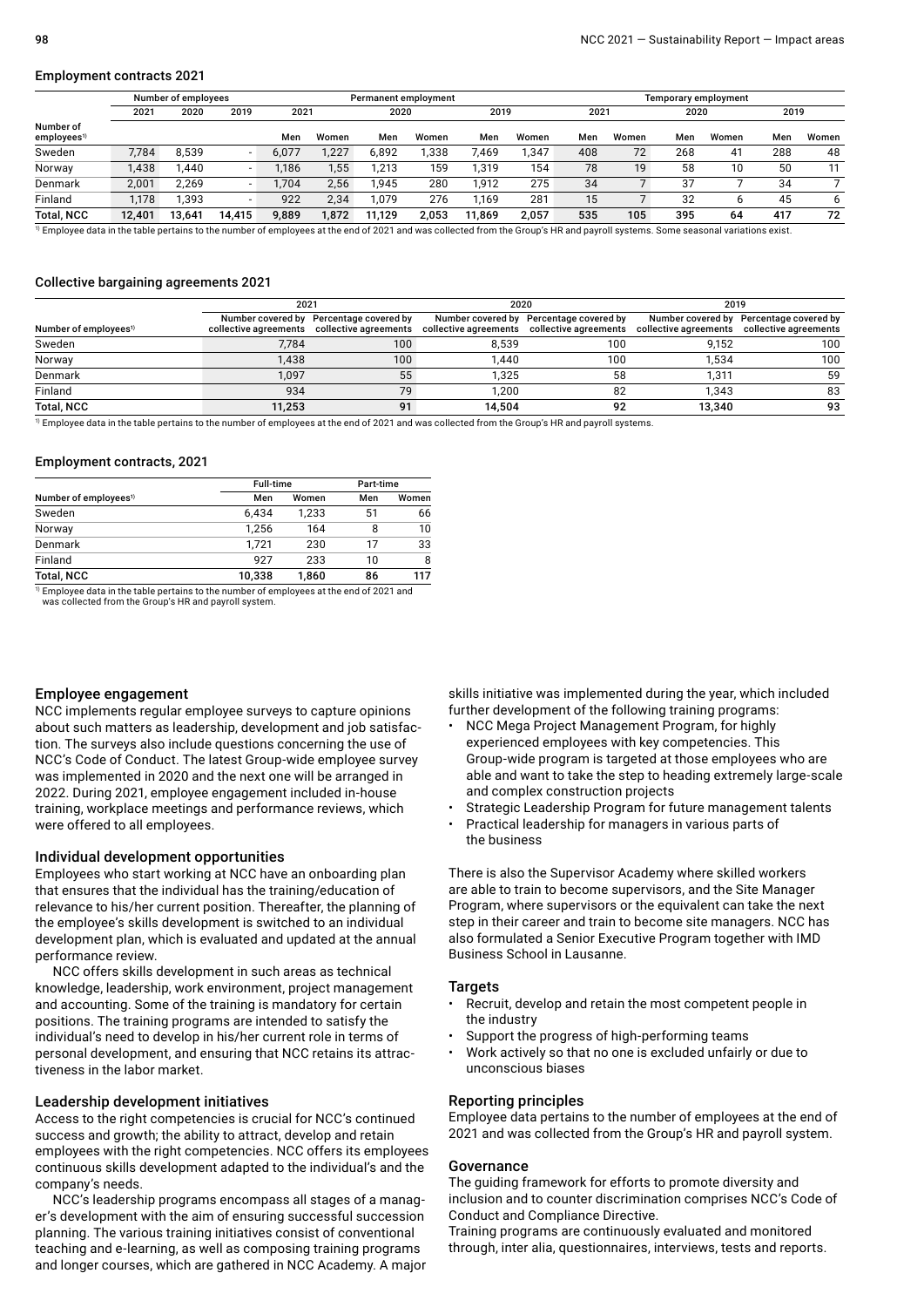### Employment contracts 2021

| Number of employees[1] | Number of employees | | | Permanent employment | | | | | | Temporary employment | | | | | |
|---|---|---|---|---|---|---|---|---|---|---|---|---|---|---|---|
| | 2021 | 2020 | 2019 | 2021 | | 2020 | | 2019 | | 2021 | | 2020 | | 2019 | |
| | | | | Men | Women | Men | Women | Men | Women | Men | Women | Men | Women | Men | Women |
| Sweden | 7,784 | 8,539 | - | 6,077 | 1,227 | 6,892 | 1,338 | 7,469 | 1,347 | 408 | 72 | 268 | 41 | 288 | 48 |
| Norway | 1,438 | 1,440 | - | 1,186 | 1,55 | 1,213 | 159 | 1,319 | 154 | 78 | 19 | 58 | 10 | 50 | 11 |
| Denmark | 2,001 | 2,269 | - | 1,704 | 2,56 | 1,945 | 280 | 1,912 | 275 | 34 | 7 | 37 | 7 | 34 | 7 |
| Finland | 1,178 | 1,393 | - | 922 | 2,34 | 1,079 | 276 | 1,169 | 281 | 15 | 7 | 32 | 6 | 45 | 6 |
| **Total, NCC** | **12,401** | **13,641** | **14,415** | **9,889** | **1,872** | **11,129** | **2,053** | **11,869** | **2,057** | **535** | **105** | **395** | **64** | **417** | **72** |

[1] Employee data in the table pertains to the number of employees at the end of 2021 and was collected from the Group's HR and payroll systems. Some seasonal variations exist.

### Collective bargaining agreements 2021

| Number of employees[1] | 2021 | | 2020 | | 2019 | |
|---|---|---|---|---|---|---|
| | Number covered by collective agreements | Percentage covered by collective agreements | Number covered by collective agreements | Percentage covered by collective agreements | Number covered by collective agreements | Percentage covered by collective agreements |
| Sweden | 7,784 | 100 | 8,539 | 100 | 9,152 | 100 |
| Norway | 1,438 | 100 | 1,440 | 100 | 1,534 | 100 |
| Denmark | 1,097 | 55 | 1,325 | 58 | 1,311 | 59 |
| Finland | 934 | 79 | 1,200 | 82 | 1,343 | 83 |
| **Total, NCC** | **11,253** | **91** | **14,504** | **92** | **13,340** | **93** |

[1] Employee data in the table pertains to the number of employees at the end of 2021 and was collected from the Group's HR and payroll systems.

### Employment contracts, 2021

| Number of employees[1] | Full-time | | Part-time | |
|---|---|---|---|---|
| | Men | Women | Men | Women |
| Sweden | 6,434 | 1,233 | 51 | 66 |
| Norway | 1,256 | 164 | 8 | 10 |
| Denmark | 1,721 | 230 | 17 | 33 |
| Finland | 927 | 233 | 10 | 8 |
| **Total, NCC** | **10,338** | **1,860** | **86** | **117** |

[1] Employee data in the table pertains to the number of employees at the end of 2021 and was collected from the Group's HR and payroll system.

### Employee engagement

NCC implements regular employee surveys to capture opinions about such matters as leadership, development and job satisfaction. The surveys also include questions concerning the use of NCC's Code of Conduct. The latest Group-wide employee survey was implemented in 2020 and the next one will be arranged in 2022. During 2021, employee engagement included in-house training, workplace meetings and performance reviews, which were offered to all employees.

### Individual development opportunities

Employees who start working at NCC have an onboarding plan that ensures that the individual has the training/education of relevance to his/her current position. Thereafter, the planning of the employee's skills development is switched to an individual development plan, which is evaluated and updated at the annual performance review.

NCC offers skills development in such areas as technical knowledge, leadership, work environment, project management and accounting. Some of the training is mandatory for certain positions. The training programs are intended to satisfy the individual's need to develop in his/her current role in terms of personal development, and ensuring that NCC retains its attractiveness in the labor market.

### Leadership development initiatives

Access to the right competencies is crucial for NCC's continued success and growth; the ability to attract, develop and retain employees with the right competencies. NCC offers its employees continuous skills development adapted to the individual's and the company's needs.

NCC's leadership programs encompass all stages of a manager's development with the aim of ensuring successful succession planning. The various training initiatives consist of conventional teaching and e-learning, as well as composing training programs and longer courses, which are gathered in NCC Academy. A major skills initiative was implemented during the year, which included further development of the following training programs:

- NCC Mega Project Management Program, for highly experienced employees with key competencies. This Group-wide program is targeted at those employees who are able and want to take the step to heading extremely large-scale and complex construction projects
- Strategic Leadership Program for future management talents
- Practical leadership for managers in various parts of the business

There is also the Supervisor Academy where skilled workers are able to train to become supervisors, and the Site Manager Program, where supervisors or the equivalent can take the next step in their career and train to become site managers. NCC has also formulated a Senior Executive Program together with IMD Business School in Lausanne.

### Targets

- Recruit, develop and retain the most competent people in the industry
- Support the progress of high-performing teams
- Work actively so that no one is excluded unfairly or due to unconscious biases

### Reporting principles

Employee data pertains to the number of employees at the end of 2021 and was collected from the Group's HR and payroll system.

### Governance

The guiding framework for efforts to promote diversity and inclusion and to counter discrimination comprises NCC's Code of Conduct and Compliance Directive.
Training programs are continuously evaluated and monitored through, inter alia, questionnaires, interviews, tests and reports.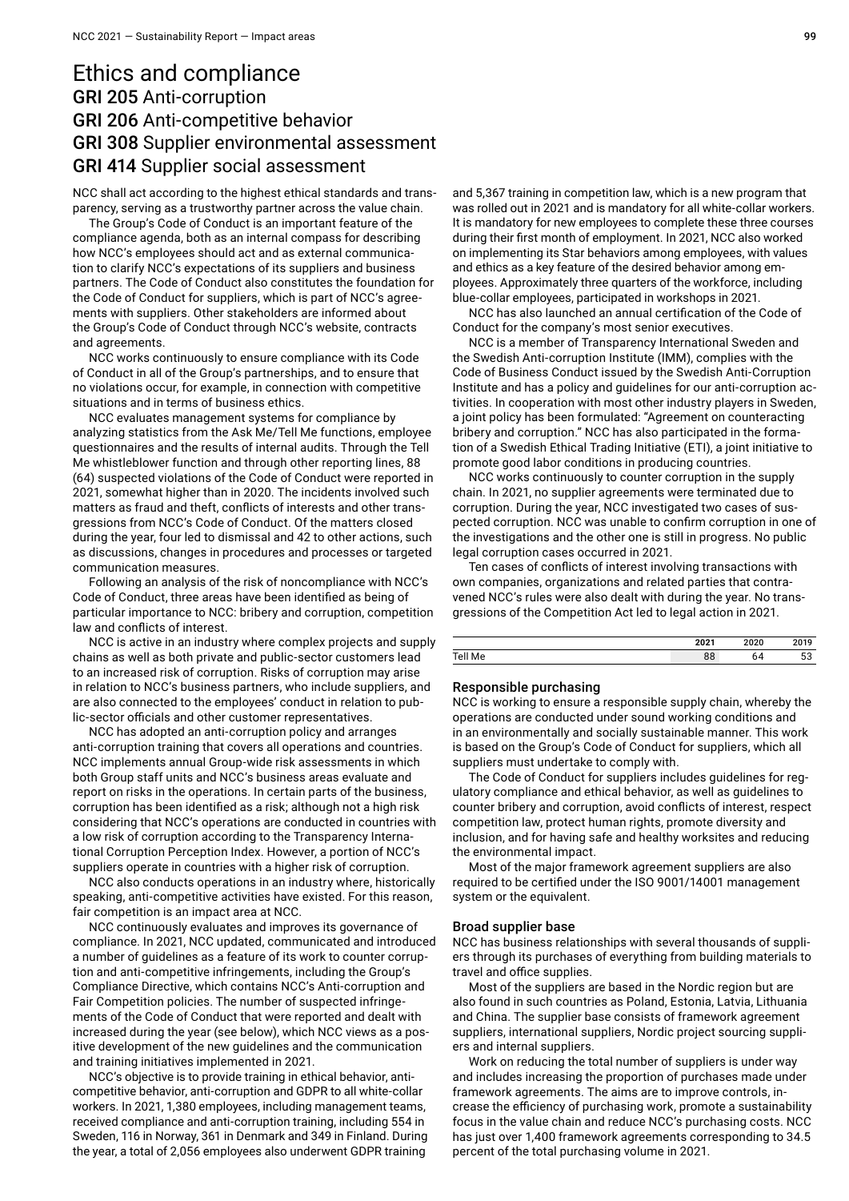# Ethics and compliance

## GRI 205 Anti-corruption

## GRI 206 Anti-competitive behavior

## GRI 308 Supplier environmental assessment

## GRI 414 Supplier social assessment

NCC shall act according to the highest ethical standards and transparency, serving as a trustworthy partner across the value chain.

The Group's Code of Conduct is an important feature of the compliance agenda, both as an internal compass for describing how NCC's employees should act and as external communication to clarify NCC's expectations of its suppliers and business partners. The Code of Conduct also constitutes the foundation for the Code of Conduct for suppliers, which is part of NCC's agreements with suppliers. Other stakeholders are informed about the Group's Code of Conduct through NCC's website, contracts and agreements.

NCC works continuously to ensure compliance with its Code of Conduct in all of the Group's partnerships, and to ensure that no violations occur, for example, in connection with competitive situations and in terms of business ethics.

NCC evaluates management systems for compliance by analyzing statistics from the Ask Me/Tell Me functions, employee questionnaires and the results of internal audits. Through the Tell Me whistleblower function and through other reporting lines, 88 (64) suspected violations of the Code of Conduct were reported in 2021, somewhat higher than in 2020. The incidents involved such matters as fraud and theft, conflicts of interests and other transgressions from NCC's Code of Conduct. Of the matters closed during the year, four led to dismissal and 42 to other actions, such as discussions, changes in procedures and processes or targeted communication measures.

Following an analysis of the risk of noncompliance with NCC's Code of Conduct, three areas have been identified as being of particular importance to NCC: bribery and corruption, competition law and conflicts of interest.

NCC is active in an industry where complex projects and supply chains as well as both private and public-sector customers lead to an increased risk of corruption. Risks of corruption may arise in relation to NCC's business partners, who include suppliers, and are also connected to the employees' conduct in relation to public-sector officials and other customer representatives.

NCC has adopted an anti-corruption policy and arranges anti-corruption training that covers all operations and countries. NCC implements annual Group-wide risk assessments in which both Group staff units and NCC's business areas evaluate and report on risks in the operations. In certain parts of the business, corruption has been identified as a risk; although not a high risk considering that NCC's operations are conducted in countries with a low risk of corruption according to the Transparency International Corruption Perception Index. However, a portion of NCC's suppliers operate in countries with a higher risk of corruption.

NCC also conducts operations in an industry where, historically speaking, anti-competitive activities have existed. For this reason, fair competition is an impact area at NCC.

NCC continuously evaluates and improves its governance of compliance. In 2021, NCC updated, communicated and introduced a number of guidelines as a feature of its work to counter corruption and anti-competitive infringements, including the Group's Compliance Directive, which contains NCC's Anti-corruption and Fair Competition policies. The number of suspected infringements of the Code of Conduct that were reported and dealt with increased during the year (see below), which NCC views as a positive development of the new guidelines and the communication and training initiatives implemented in 2021.

NCC's objective is to provide training in ethical behavior, anti-competitive behavior, anti-corruption and GDPR to all white-collar workers. In 2021, 1,380 employees, including management teams, received compliance and anti-corruption training, including 554 in Sweden, 116 in Norway, 361 in Denmark and 349 in Finland. During the year, a total of 2,056 employees also underwent GDPR training and 5,367 training in competition law, which is a new program that was rolled out in 2021 and is mandatory for all white-collar workers. It is mandatory for new employees to complete these three courses during their first month of employment. In 2021, NCC also worked on implementing its Star behaviors among employees, with values and ethics as a key feature of the desired behavior among employees. Approximately three quarters of the workforce, including blue-collar employees, participated in workshops in 2021.

NCC has also launched an annual certification of the Code of Conduct for the company's most senior executives.

NCC is a member of Transparency International Sweden and the Swedish Anti-corruption Institute (IMM), complies with the Code of Business Conduct issued by the Swedish Anti-Corruption Institute and has a policy and guidelines for our anti-corruption activities. In cooperation with most other industry players in Sweden, a joint policy has been formulated: "Agreement on counteracting bribery and corruption." NCC has also participated in the formation of a Swedish Ethical Trading Initiative (ETI), a joint initiative to promote good labor conditions in producing countries.

NCC works continuously to counter corruption in the supply chain. In 2021, no supplier agreements were terminated due to corruption. During the year, NCC investigated two cases of suspected corruption. NCC was unable to confirm corruption in one of the investigations and the other one is still in progress. No public legal corruption cases occurred in 2021.

Ten cases of conflicts of interest involving transactions with own companies, organizations and related parties that contravened NCC's rules were also dealt with during the year. No transgressions of the Competition Act led to legal action in 2021.

| | 2021 | 2020 | 2019 |
|---|---|---|---|
| Tell Me | 88 | 64 | 53 |

### Responsible purchasing

NCC is working to ensure a responsible supply chain, whereby the operations are conducted under sound working conditions and in an environmentally and socially sustainable manner. This work is based on the Group's Code of Conduct for suppliers, which all suppliers must undertake to comply with.

The Code of Conduct for suppliers includes guidelines for regulatory compliance and ethical behavior, as well as guidelines to counter bribery and corruption, avoid conflicts of interest, respect competition law, protect human rights, promote diversity and inclusion, and for having safe and healthy worksites and reducing the environmental impact.

Most of the major framework agreement suppliers are also required to be certified under the ISO 9001/14001 management system or the equivalent.

### Broad supplier base

NCC has business relationships with several thousands of suppliers through its purchases of everything from building materials to travel and office supplies.

Most of the suppliers are based in the Nordic region but are also found in such countries as Poland, Estonia, Latvia, Lithuania and China. The supplier base consists of framework agreement suppliers, international suppliers, Nordic project sourcing suppliers and internal suppliers.

Work on reducing the total number of suppliers is under way and includes increasing the proportion of purchases made under framework agreements. The aims are to improve controls, increase the efficiency of purchasing work, promote a sustainability focus in the value chain and reduce NCC's purchasing costs. NCC has just over 1,400 framework agreements corresponding to 34.5 percent of the total purchasing volume in 2021.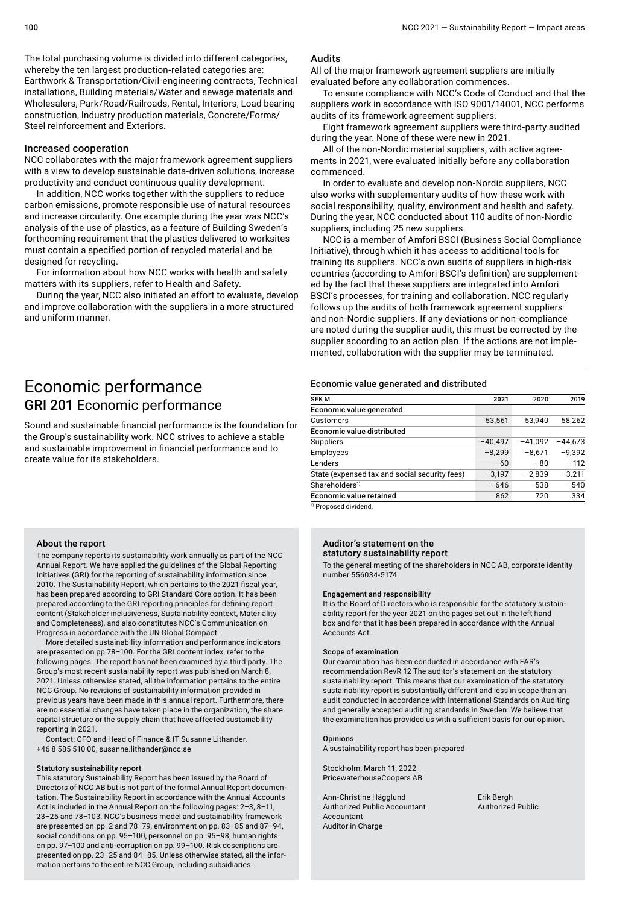The total purchasing volume is divided into different categories, whereby the ten largest production-related categories are: Earthwork & Transportation/Civil-engineering contracts, Technical installations, Building materials/Water and sewage materials and Wholesalers, Park/Road/Railroads, Rental, Interiors, Load bearing construction, Industry production materials, Concrete/Forms/Steel reinforcement and Exteriors.

### Increased cooperation

NCC collaborates with the major framework agreement suppliers with a view to develop sustainable data-driven solutions, increase productivity and conduct continuous quality development.

In addition, NCC works together with the suppliers to reduce carbon emissions, promote responsible use of natural resources and increase circularity. One example during the year was NCC's analysis of the use of plastics, as a feature of Building Sweden's forthcoming requirement that the plastics delivered to worksites must contain a specified portion of recycled material and be designed for recycling.

For information about how NCC works with health and safety matters with its suppliers, refer to Health and Safety.

During the year, NCC also initiated an effort to evaluate, develop and improve collaboration with the suppliers in a more structured and uniform manner.

### Audits

All of the major framework agreement suppliers are initially evaluated before any collaboration commences.

To ensure compliance with NCC's Code of Conduct and that the suppliers work in accordance with ISO 9001/14001, NCC performs audits of its framework agreement suppliers.

Eight framework agreement suppliers were third-party audited during the year. None of these were new in 2021.

All of the non-Nordic material suppliers, with active agreements in 2021, were evaluated initially before any collaboration commenced.

In order to evaluate and develop non-Nordic suppliers, NCC also works with supplementary audits of how these work with social responsibility, quality, environment and health and safety. During the year, NCC conducted about 110 audits of non-Nordic suppliers, including 25 new suppliers.

NCC is a member of Amfori BSCI (Business Social Compliance Initiative), through which it has access to additional tools for training its suppliers. NCC's own audits of suppliers in high-risk countries (according to Amfori BSCI's definition) are supplemented by the fact that these suppliers are integrated into Amfori BSCI's processes, for training and collaboration. NCC regularly follows up the audits of both framework agreement suppliers and non-Nordic suppliers. If any deviations or non-compliance are noted during the supplier audit, this must be corrected by the supplier according to an action plan. If the actions are not implemented, collaboration with the supplier may be terminated.

# Economic performance

## GRI 201 Economic performance

Sound and sustainable financial performance is the foundation for the Group's sustainability work. NCC strives to achieve a stable and sustainable improvement in financial performance and to create value for its stakeholders.

### Economic value generated and distributed

| SEK M | 2021 | 2020 | 2019 |
|---|---|---|---|
| **Economic value generated** | | | |
| Customers | 53,561 | 53,940 | 58,262 |
| **Economic value distributed** | | | |
| Suppliers | −40,497 | −41,092 | −44,673 |
| Employees | −8,299 | −8,671 | −9,392 |
| Lenders | −60 | −80 | −112 |
| State (expensed tax and social security fees) | −3,197 | −2,839 | −3,211 |
| Shareholders[1] | −646 | −538 | −540 |
| **Economic value retained** | 862 | 720 | 334 |

[1] Proposed dividend.

### About the report

The company reports its sustainability work annually as part of the NCC Annual Report. We have applied the guidelines of the Global Reporting Initiatives (GRI) for the reporting of sustainability information since 2010. The Sustainability Report, which pertains to the 2021 fiscal year, has been prepared according to GRI Standard Core option. It has been prepared according to the GRI reporting principles for defining report content (Stakeholder inclusiveness, Sustainability context, Materiality and Completeness), and also constitutes NCC's Communication on Progress in accordance with the UN Global Compact.

More detailed sustainability information and performance indicators are presented on pp.78–100. For the GRI content index, refer to the following pages. The report has not been examined by a third party. The Group's most recent sustainability report was published on March 8, 2021. Unless otherwise stated, all the information pertains to the entire NCC Group. No revisions of sustainability information provided in previous years have been made in this annual report. Furthermore, there are no essential changes have taken place in the organization, the share capital structure or the supply chain that have affected sustainability reporting in 2021.

Contact: CFO and Head of Finance & IT Susanne Lithander, +46 8 585 510 00, susanne.lithander@ncc.se

#### Statutory sustainability report

This statutory Sustainability Report has been issued by the Board of Directors of NCC AB but is not part of the formal Annual Report documentation. The Sustainability Report in accordance with the Annual Accounts Act is included in the Annual Report on the following pages: 2–3, 8–11, 23–25 and 78–103. NCC's business model and sustainability framework are presented on pp. 2 and 78–79, environment on pp. 83–85 and 87–94, social conditions on pp. 95–100, personnel on pp. 95–98, human rights on pp. 97–100 and anti-corruption on pp. 99–100. Risk descriptions are presented on pp. 23–25 and 84–85. Unless otherwise stated, all the information pertains to the entire NCC Group, including subsidiaries.

### Auditor's statement on the statutory sustainability report

To the general meeting of the shareholders in NCC AB, corporate identity number 556034-5174

#### Engagement and responsibility

It is the Board of Directors who is responsible for the statutory sustainability report for the year 2021 on the pages set out in the left hand box and for that it has been prepared in accordance with the Annual Accounts Act.

#### Scope of examination

Our examination has been conducted in accordance with FAR's recommendation RevR 12 The auditor's statement on the statutory sustainability report. This means that our examination of the statutory sustainability report is substantially different and less in scope than an audit conducted in accordance with International Standards on Auditing and generally accepted auditing standards in Sweden. We believe that the examination has provided us with a sufficient basis for our opinion.

#### Opinions

A sustainability report has been prepared

Stockholm, March 11, 2022
PricewaterhouseCoopers AB

Ann-Christine Hägglund
Authorized Public Accountant
Accountant
Auditor in Charge

Erik Bergh
Authorized Public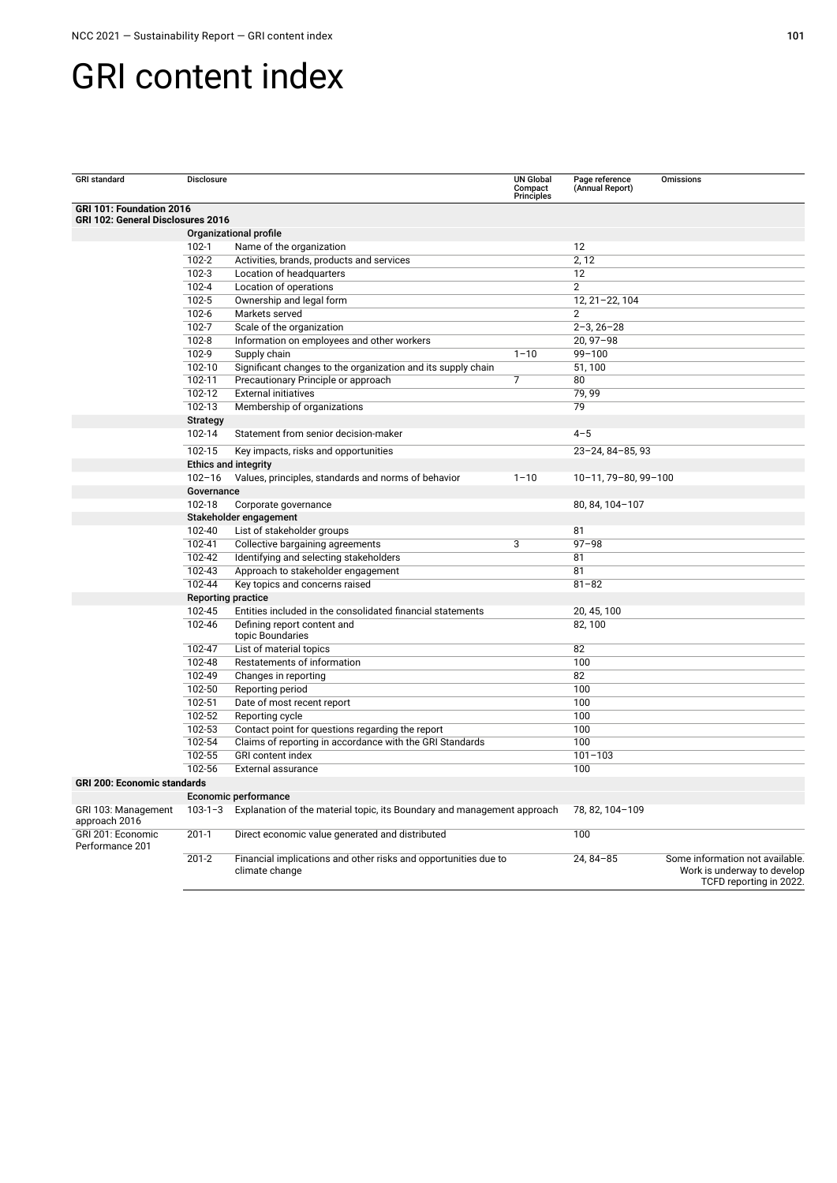# GRI content index

| GRI standard | Disclosure | | UN Global Compact Principles | Page reference (Annual Report) | Omissions |
|---|---|---|---|---|---|
| **GRI 101: Foundation 2016** **GRI 102: General Disclosures 2016** | | | | | |
| | **Organizational profile** | | | | |
| | 102-1 | Name of the organization | | 12 | |
| | 102-2 | Activities, brands, products and services | | 2, 12 | |
| | 102-3 | Location of headquarters | | 12 | |
| | 102-4 | Location of operations | | 2 | |
| | 102-5 | Ownership and legal form | | 12, 21–22, 104 | |
| | 102-6 | Markets served | | 2 | |
| | 102-7 | Scale of the organization | | 2–3, 26–28 | |
| | 102-8 | Information on employees and other workers | | 20, 97–98 | |
| | 102-9 | Supply chain | 1–10 | 99–100 | |
| | 102-10 | Significant changes to the organization and its supply chain | | 51, 100 | |
| | 102-11 | Precautionary Principle or approach | 7 | 80 | |
| | 102-12 | External initiatives | | 79, 99 | |
| | 102-13 | Membership of organizations | | 79 | |
| | **Strategy** | | | | |
| | 102-14 | Statement from senior decision-maker | | 4–5 | |
| | 102-15 | Key impacts, risks and opportunities | | 23–24, 84–85, 93 | |
| | **Ethics and integrity** | | | | |
| | 102–16 | Values, principles, standards and norms of behavior | 1–10 | 10–11, 79–80, 99–100 | |
| | **Governance** | | | | |
| | 102-18 | Corporate governance | | 80, 84, 104–107 | |
| | **Stakeholder engagement** | | | | |
| | 102-40 | List of stakeholder groups | | 81 | |
| | 102-41 | Collective bargaining agreements | 3 | 97–98 | |
| | 102-42 | Identifying and selecting stakeholders | | 81 | |
| | 102-43 | Approach to stakeholder engagement | | 81 | |
| | 102-44 | Key topics and concerns raised | | 81–82 | |
| | **Reporting practice** | | | | |
| | 102-45 | Entities included in the consolidated financial statements | | 20, 45, 100 | |
| | 102-46 | Defining report content and topic Boundaries | | 82, 100 | |
| | 102-47 | List of material topics | | 82 | |
| | 102-48 | Restatements of information | | 100 | |
| | 102-49 | Changes in reporting | | 82 | |
| | 102-50 | Reporting period | | 100 | |
| | 102-51 | Date of most recent report | | 100 | |
| | 102-52 | Reporting cycle | | 100 | |
| | 102-53 | Contact point for questions regarding the report | | 100 | |
| | 102-54 | Claims of reporting in accordance with the GRI Standards | | 100 | |
| | 102-55 | GRI content index | | 101–103 | |
| | 102-56 | External assurance | | 100 | |
| **GRI 200: Economic standards** | | | | | |
| | **Economic performance** | | | | |
| GRI 103: Management approach 2016 | 103-1–3 | Explanation of the material topic, its Boundary and management approach | | 78, 82, 104–109 | |
| GRI 201: Economic Performance 201 | 201-1 | Direct economic value generated and distributed | | 100 | |
| | 201-2 | Financial implications and other risks and opportunities due to climate change | | 24, 84–85 | Some information not available. Work is underway to develop TCFD reporting in 2022. |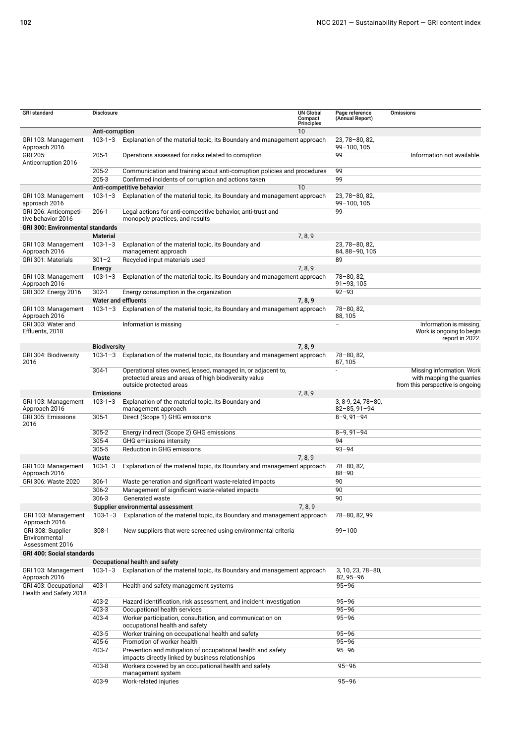| GRI standard | Disclosure | | UN Global Compact Principles | Page reference (Annual Report) | Omissions |
|---|---|---|---|---|---|
| | **Anti-corruption** | | 10 | | |
| GRI 103: Management Approach 2016 | 103-1–3 | Explanation of the material topic, its Boundary and management approach | | 23, 78–80, 82, 99–100, 105 | |
| GRI 205: Anticorruption 2016 | 205-1 | Operations assessed for risks related to corruption | | 99 | Information not available. |
| | 205-2 | Communication and training about anti-corruption policies and procedures | | 99 | |
| | 205-3 | Confirmed incidents of corruption and actions taken | | 99 | |
| | **Anti-competitive behavior** | | 10 | | |
| GRI 103: Management approach 2016 | 103-1–3 | Explanation of the material topic, its Boundary and management approach | | 23, 78–80, 82, 99–100, 105 | |
| GRI 206: Anticompetitive behavior 2016 | 206-1 | Legal actions for anti-competitive behavior, anti-trust and monopoly practices, and results | | 99 | |
| **GRI 300: Environmental standards** | | | | | |
| | **Material** | | 7, 8, 9 | | |
| GRI 103: Management Approach 2016 | 103-1–3 | Explanation of the material topic, its Boundary and management approach | | 23, 78–80, 82, 84, 88–90, 105 | |
| GRI 301: Materials | 301–2 | Recycled input materials used | | 89 | |
| | **Energy** | | 7, 8, 9 | | |
| GRI 103: Management Approach 2016 | 103-1–3 | Explanation of the material topic, its Boundary and management approach | | 78–80, 82, 91–93, 105 | |
| GRI 302: Energy 2016 | 302-1 | Energy consumption in the organization | | 92–93 | |
| | **Water and effluents** | | 7, 8, 9 | | |
| GRI 103: Management Approach 2016 | 103-1–3 | Explanation of the material topic, its Boundary and management approach | | 78–80, 82, 88, 105 | |
| GRI 303: Water and Effluents, 2018 | | Information is missing | | – | Information is missing. Work is ongoing to begin report in 2022. |
| | **Biodiversity** | | 7, 8, 9 | | |
| GRI 304: Biodiversity 2016 | 103-1–3 | Explanation of the material topic, its Boundary and management approach | | 78–80, 82, 87, 105 | |
| | 304-1 | Operational sites owned, leased, managed in, or adjacent to, protected areas and areas of high biodiversity value outside protected areas | | - | Missing information. Work with mapping the quarries from this perspective is ongoing |
| | **Emissions** | | 7, 8, 9 | | |
| GRI 103: Management Approach 2016 | 103-1–3 | Explanation of the material topic, its Boundary and management approach | | 3, 8-9, 24, 78–80, 82–85, 91–94 | |
| GRI 305: Emissions 2016 | 305-1 | Direct (Scope 1) GHG emissions | | 8–9, 91–94 | |
| | 305-2 | Energy indirect (Scope 2) GHG emissions | | 8–9, 91–94 | |
| | 305-4 | GHG emissions intensity | | 94 | |
| | 305-5 | Reduction in GHG emissions | | 93–94 | |
| | **Waste** | | 7, 8, 9 | | |
| GRI 103: Management Approach 2016 | 103-1–3 | Explanation of the material topic, its Boundary and management approach | | 78–80, 82, 88–90 | |
| GRI 306: Waste 2020 | 306-1 | Waste generation and significant waste-related impacts | | 90 | |
| | 306-2 | Management of significant waste-related impacts | | 90 | |
| | 306-3 | Generated waste | | 90 | |
| | **Supplier environmental assessment** | | 7, 8, 9 | | |
| GRI 103: Management Approach 2016 | 103-1–3 | Explanation of the material topic, its Boundary and management approach | | 78–80, 82, 99 | |
| GRI 308: Supplier Environmental Assessment 2016 | 308-1 | New suppliers that were screened using environmental criteria | | 99–100 | |
| **GRI 400: Social standards** | | | | | |
| | **Occupational health and safety** | | | | |
| GRI 103: Management Approach 2016 | 103-1–3 | Explanation of the material topic, its Boundary and management approach | | 3, 10, 23, 78–80, 82, 95–96 | |
| GRI 403: Occupational Health and Safety 2018 | 403-1 | Health and safety management systems | | 95–96 | |
| | 403-2 | Hazard identification, risk assessment, and incident investigation | | 95–96 | |
| | 403-3 | Occupational health services | | 95–96 | |
| | 403-4 | Worker participation, consultation, and communication on occupational health and safety | | 95–96 | |
| | 403-5 | Worker training on occupational health and safety | | 95–96 | |
| | 405-6 | Promotion of worker health | | 95–96 | |
| | 403-7 | Prevention and mitigation of occupational health and safety impacts directly linked by business relationships | | 95–96 | |
| | 403-8 | Workers covered by an occupational health and safety management system | | 95–96 | |
| | 403-9 | Work-related injuries | | 95–96 | |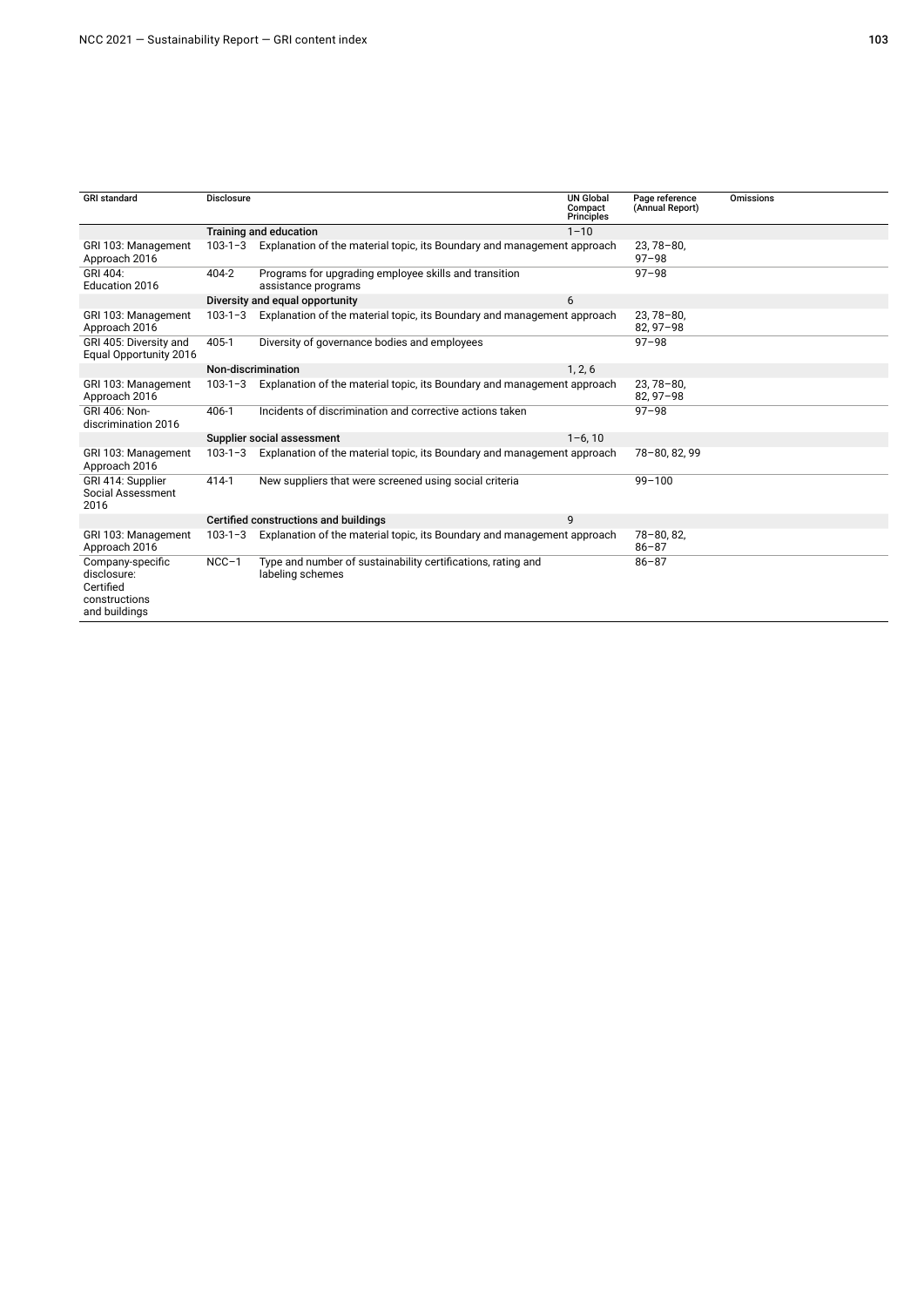| GRI standard | Disclosure | | UN Global Compact Principles | Page reference (Annual Report) | Omissions |
|---|---|---|---|---|---|
| | **Training and education** | | 1–10 | | |
| GRI 103: Management Approach 2016 | 103-1–3 | Explanation of the material topic, its Boundary and management approach | | 23, 78–80, 97–98 | |
| GRI 404: Education 2016 | 404-2 | Programs for upgrading employee skills and transition assistance programs | | 97–98 | |
| | **Diversity and equal opportunity** | | 6 | | |
| GRI 103: Management Approach 2016 | 103-1–3 | Explanation of the material topic, its Boundary and management approach | | 23, 78–80, 82, 97–98 | |
| GRI 405: Diversity and Equal Opportunity 2016 | 405-1 | Diversity of governance bodies and employees | | 97–98 | |
| | **Non-discrimination** | | 1, 2, 6 | | |
| GRI 103: Management Approach 2016 | 103-1–3 | Explanation of the material topic, its Boundary and management approach | | 23, 78–80, 82, 97–98 | |
| GRI 406: Non-discrimination 2016 | 406-1 | Incidents of discrimination and corrective actions taken | | 97–98 | |
| | **Supplier social assessment** | | 1–6, 10 | | |
| GRI 103: Management Approach 2016 | 103-1–3 | Explanation of the material topic, its Boundary and management approach | | 78–80, 82, 99 | |
| GRI 414: Supplier Social Assessment 2016 | 414-1 | New suppliers that were screened using social criteria | | 99–100 | |
| | **Certified constructions and buildings** | | 9 | | |
| GRI 103: Management Approach 2016 | 103-1–3 | Explanation of the material topic, its Boundary and management approach | | 78–80, 82, 86–87 | |
| Company-specific disclosure: Certified constructions and buildings | NCC–1 | Type and number of sustainability certifications, rating and labeling schemes | | 86–87 | |